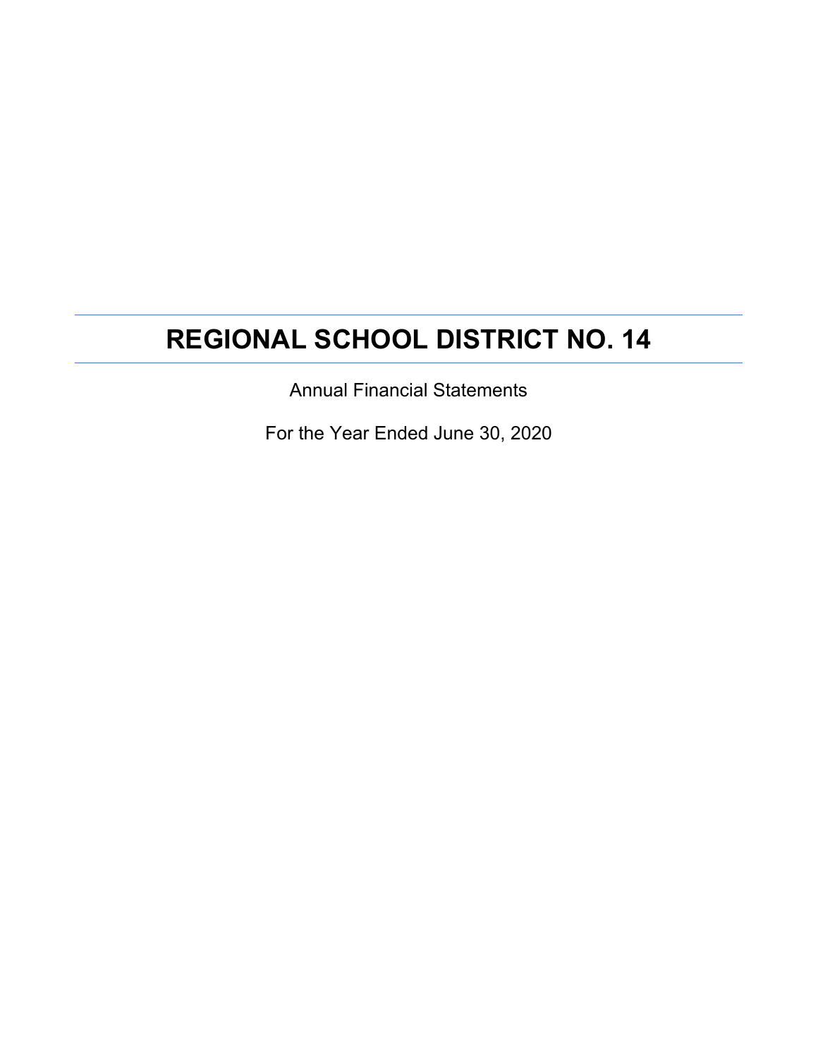# REGIONAL SCHOOL DISTRICT NO. 14

Annual Financial Statements

For the Year Ended June 30, 2020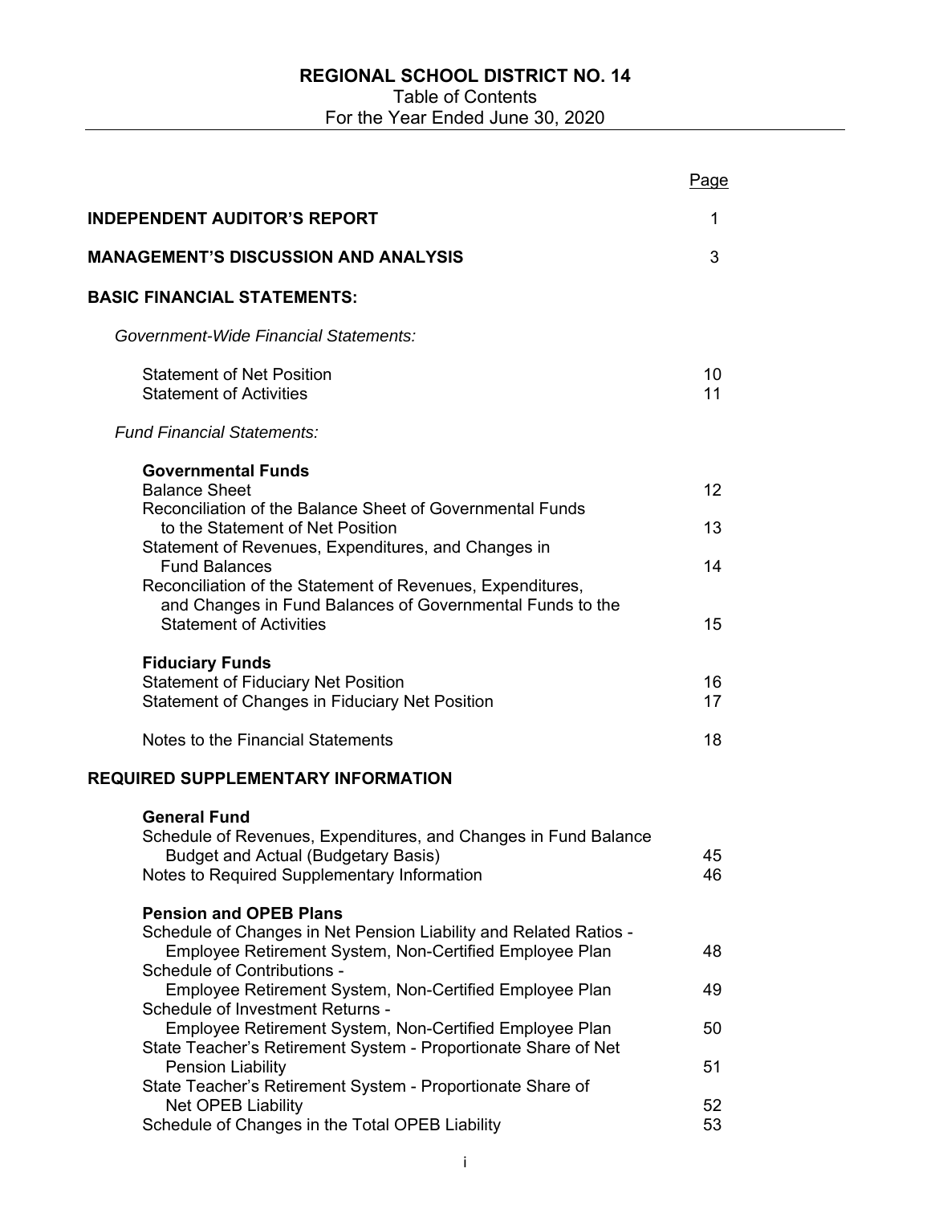# REGIONAL SCHOOL DISTRICT NO. 14

Table of Contents
For the Year Ended June 30, 2020

| | Page |
|---|---|
| **INDEPENDENT AUDITOR'S REPORT** | 1 |
| **MANAGEMENT'S DISCUSSION AND ANALYSIS** | 3 |
| **BASIC FINANCIAL STATEMENTS:** | |
| *Government-Wide Financial Statements:* | |
| Statement of Net Position | 10 |
| Statement of Activities | 11 |
| *Fund Financial Statements:* | |
| **Governmental Funds** | |
| Balance Sheet | 12 |
| Reconciliation of the Balance Sheet of Governmental Funds to the Statement of Net Position | 13 |
| Statement of Revenues, Expenditures, and Changes in Fund Balances | 14 |
| Reconciliation of the Statement of Revenues, Expenditures, and Changes in Fund Balances of Governmental Funds to the Statement of Activities | 15 |
| **Fiduciary Funds** | |
| Statement of Fiduciary Net Position | 16 |
| Statement of Changes in Fiduciary Net Position | 17 |
| Notes to the Financial Statements | 18 |
| **REQUIRED SUPPLEMENTARY INFORMATION** | |
| **General Fund** | |
| Schedule of Revenues, Expenditures, and Changes in Fund Balance Budget and Actual (Budgetary Basis) | 45 |
| Notes to Required Supplementary Information | 46 |
| **Pension and OPEB Plans** | |
| Schedule of Changes in Net Pension Liability and Related Ratios - Employee Retirement System, Non-Certified Employee Plan | 48 |
| Schedule of Contributions - Employee Retirement System, Non-Certified Employee Plan | 49 |
| Schedule of Investment Returns - Employee Retirement System, Non-Certified Employee Plan | 50 |
| State Teacher's Retirement System - Proportionate Share of Net Pension Liability | 51 |
| State Teacher's Retirement System - Proportionate Share of Net OPEB Liability | 52 |
| Schedule of Changes in the Total OPEB Liability | 53 |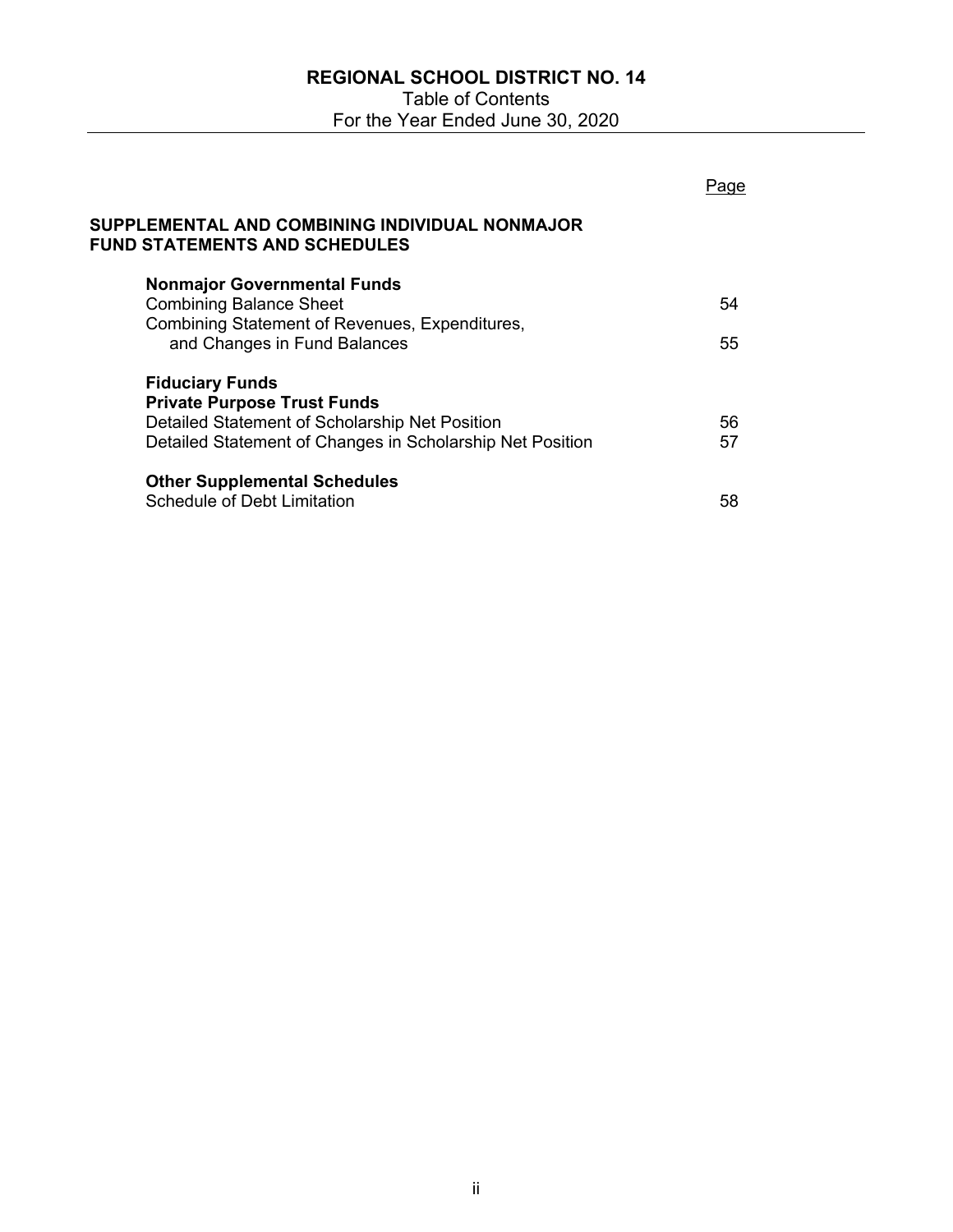# REGIONAL SCHOOL DISTRICT NO. 14

Table of Contents

For the Year Ended June 30, 2020

| | Page |
|---|---|
| **SUPPLEMENTAL AND COMBINING INDIVIDUAL NONMAJOR FUND STATEMENTS AND SCHEDULES** | |
| **Nonmajor Governmental Funds** | |
| Combining Balance Sheet | 54 |
| Combining Statement of Revenues, Expenditures, and Changes in Fund Balances | 55 |
| **Fiduciary Funds** | |
| **Private Purpose Trust Funds** | |
| Detailed Statement of Scholarship Net Position | 56 |
| Detailed Statement of Changes in Scholarship Net Position | 57 |
| **Other Supplemental Schedules** | |
| Schedule of Debt Limitation | 58 |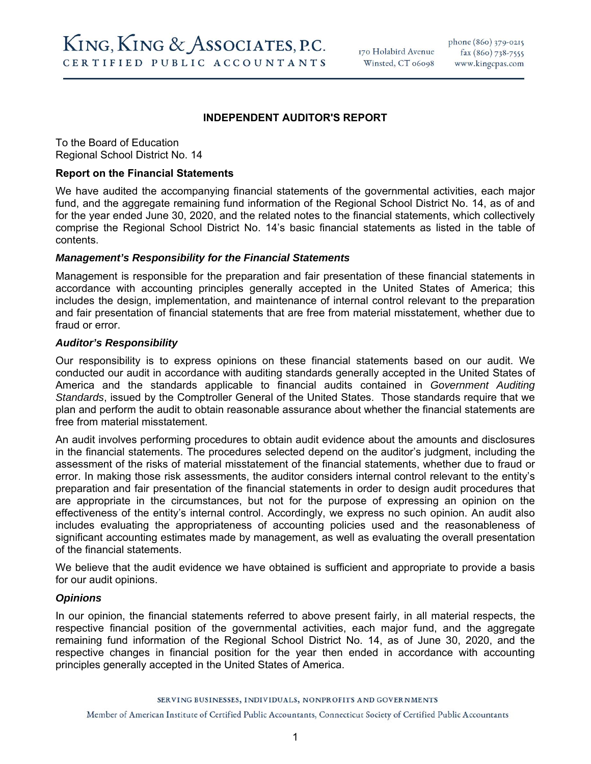KING, KING & ASSOCIATES, P.C.
CERTIFIED PUBLIC ACCOUNTANTS

170 Holabird Avenue
Winsted, CT 06098

phone (860) 379-0215
fax (860) 738-7555
www.kingcpas.com

## INDEPENDENT AUDITOR'S REPORT

To the Board of Education
Regional School District No. 14

### Report on the Financial Statements

We have audited the accompanying financial statements of the governmental activities, each major fund, and the aggregate remaining fund information of the Regional School District No. 14, as of and for the year ended June 30, 2020, and the related notes to the financial statements, which collectively comprise the Regional School District No. 14's basic financial statements as listed in the table of contents.

***Management's Responsibility for the Financial Statements***

Management is responsible for the preparation and fair presentation of these financial statements in accordance with accounting principles generally accepted in the United States of America; this includes the design, implementation, and maintenance of internal control relevant to the preparation and fair presentation of financial statements that are free from material misstatement, whether due to fraud or error.

***Auditor's Responsibility***

Our responsibility is to express opinions on these financial statements based on our audit. We conducted our audit in accordance with auditing standards generally accepted in the United States of America and the standards applicable to financial audits contained in *Government Auditing Standards*, issued by the Comptroller General of the United States. Those standards require that we plan and perform the audit to obtain reasonable assurance about whether the financial statements are free from material misstatement.

An audit involves performing procedures to obtain audit evidence about the amounts and disclosures in the financial statements. The procedures selected depend on the auditor's judgment, including the assessment of the risks of material misstatement of the financial statements, whether due to fraud or error. In making those risk assessments, the auditor considers internal control relevant to the entity's preparation and fair presentation of the financial statements in order to design audit procedures that are appropriate in the circumstances, but not for the purpose of expressing an opinion on the effectiveness of the entity's internal control. Accordingly, we express no such opinion. An audit also includes evaluating the appropriateness of accounting policies used and the reasonableness of significant accounting estimates made by management, as well as evaluating the overall presentation of the financial statements.

We believe that the audit evidence we have obtained is sufficient and appropriate to provide a basis for our audit opinions.

***Opinions***

In our opinion, the financial statements referred to above present fairly, in all material respects, the respective financial position of the governmental activities, each major fund, and the aggregate remaining fund information of the Regional School District No. 14, as of June 30, 2020, and the respective changes in financial position for the year then ended in accordance with accounting principles generally accepted in the United States of America.

SERVING BUSINESSES, INDIVIDUALS, NONPROFITS AND GOVERNMENTS

Member of American Institute of Certified Public Accountants, Connecticut Society of Certified Public Accountants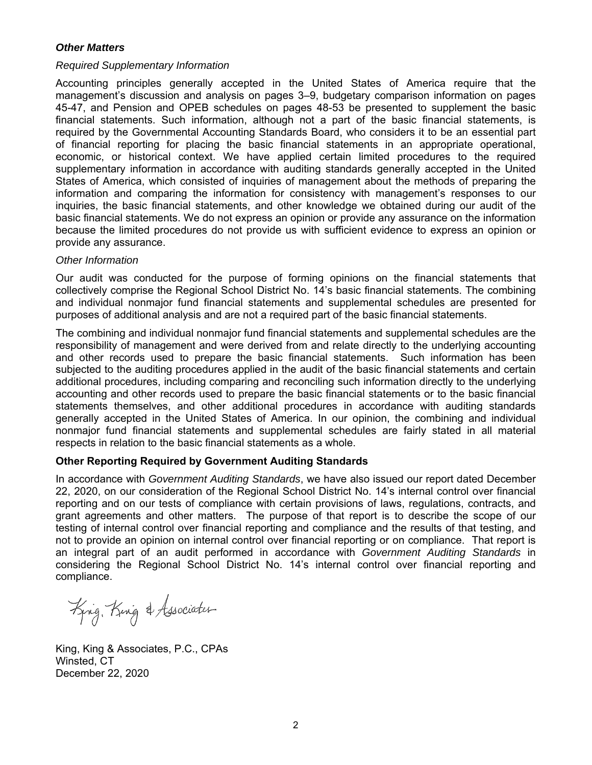### *Other Matters*

*Required Supplementary Information*

Accounting principles generally accepted in the United States of America require that the management's discussion and analysis on pages 3–9, budgetary comparison information on pages 45-47, and Pension and OPEB schedules on pages 48-53 be presented to supplement the basic financial statements. Such information, although not a part of the basic financial statements, is required by the Governmental Accounting Standards Board, who considers it to be an essential part of financial reporting for placing the basic financial statements in an appropriate operational, economic, or historical context. We have applied certain limited procedures to the required supplementary information in accordance with auditing standards generally accepted in the United States of America, which consisted of inquiries of management about the methods of preparing the information and comparing the information for consistency with management's responses to our inquiries, the basic financial statements, and other knowledge we obtained during our audit of the basic financial statements. We do not express an opinion or provide any assurance on the information because the limited procedures do not provide us with sufficient evidence to express an opinion or provide any assurance.

*Other Information*

Our audit was conducted for the purpose of forming opinions on the financial statements that collectively comprise the Regional School District No. 14's basic financial statements. The combining and individual nonmajor fund financial statements and supplemental schedules are presented for purposes of additional analysis and are not a required part of the basic financial statements.

The combining and individual nonmajor fund financial statements and supplemental schedules are the responsibility of management and were derived from and relate directly to the underlying accounting and other records used to prepare the basic financial statements. Such information has been subjected to the auditing procedures applied in the audit of the basic financial statements and certain additional procedures, including comparing and reconciling such information directly to the underlying accounting and other records used to prepare the basic financial statements or to the basic financial statements themselves, and other additional procedures in accordance with auditing standards generally accepted in the United States of America. In our opinion, the combining and individual nonmajor fund financial statements and supplemental schedules are fairly stated in all material respects in relation to the basic financial statements as a whole.

### Other Reporting Required by Government Auditing Standards

In accordance with *Government Auditing Standards*, we have also issued our report dated December 22, 2020, on our consideration of the Regional School District No. 14's internal control over financial reporting and on our tests of compliance with certain provisions of laws, regulations, contracts, and grant agreements and other matters. The purpose of that report is to describe the scope of our testing of internal control over financial reporting and compliance and the results of that testing, and not to provide an opinion on internal control over financial reporting or on compliance. That report is an integral part of an audit performed in accordance with *Government Auditing Standards* in considering the Regional School District No. 14's internal control over financial reporting and compliance.

King, King & Associates

King, King & Associates, P.C., CPAs
Winsted, CT
December 22, 2020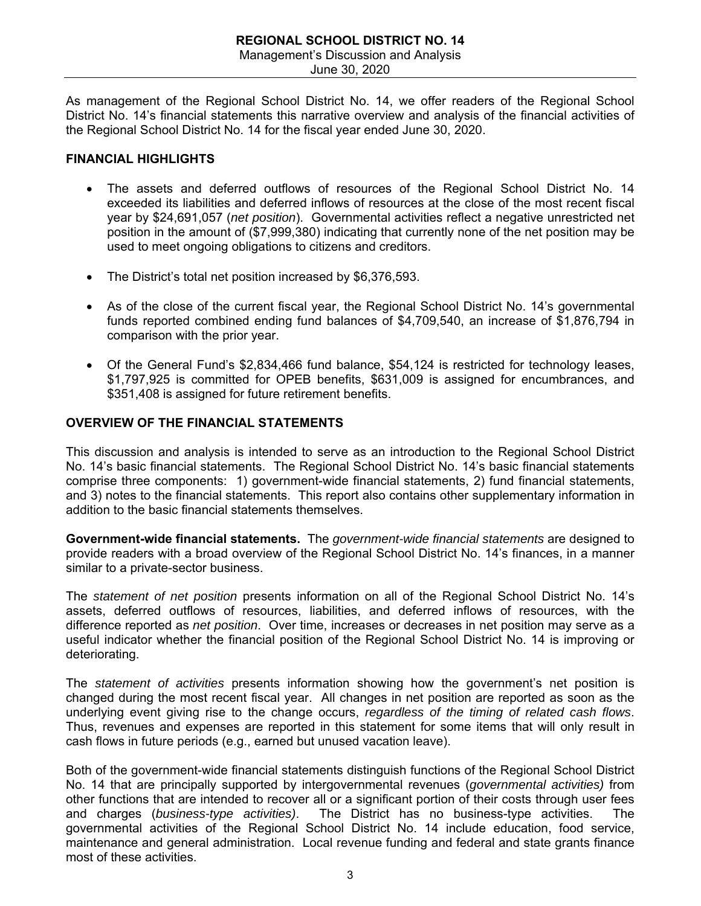As management of the Regional School District No. 14, we offer readers of the Regional School District No. 14's financial statements this narrative overview and analysis of the financial activities of the Regional School District No. 14 for the fiscal year ended June 30, 2020.

## FINANCIAL HIGHLIGHTS

- The assets and deferred outflows of resources of the Regional School District No. 14 exceeded its liabilities and deferred inflows of resources at the close of the most recent fiscal year by $24,691,057 (*net position*). Governmental activities reflect a negative unrestricted net position in the amount of ($7,999,380) indicating that currently none of the net position may be used to meet ongoing obligations to citizens and creditors.

- The District's total net position increased by $6,376,593.

- As of the close of the current fiscal year, the Regional School District No. 14's governmental funds reported combined ending fund balances of $4,709,540, an increase of $1,876,794 in comparison with the prior year.

- Of the General Fund's $2,834,466 fund balance, $54,124 is restricted for technology leases, $1,797,925 is committed for OPEB benefits, $631,009 is assigned for encumbrances, and $351,408 is assigned for future retirement benefits.

## OVERVIEW OF THE FINANCIAL STATEMENTS

This discussion and analysis is intended to serve as an introduction to the Regional School District No. 14's basic financial statements. The Regional School District No. 14's basic financial statements comprise three components: 1) government-wide financial statements, 2) fund financial statements, and 3) notes to the financial statements. This report also contains other supplementary information in addition to the basic financial statements themselves.

**Government-wide financial statements.** The *government-wide financial statements* are designed to provide readers with a broad overview of the Regional School District No. 14's finances, in a manner similar to a private-sector business.

The *statement of net position* presents information on all of the Regional School District No. 14's assets, deferred outflows of resources, liabilities, and deferred inflows of resources, with the difference reported as *net position*. Over time, increases or decreases in net position may serve as a useful indicator whether the financial position of the Regional School District No. 14 is improving or deteriorating.

The *statement of activities* presents information showing how the government's net position is changed during the most recent fiscal year. All changes in net position are reported as soon as the underlying event giving rise to the change occurs, *regardless of the timing of related cash flows*. Thus, revenues and expenses are reported in this statement for some items that will only result in cash flows in future periods (e.g., earned but unused vacation leave).

Both of the government-wide financial statements distinguish functions of the Regional School District No. 14 that are principally supported by intergovernmental revenues (*governmental activities)* from other functions that are intended to recover all or a significant portion of their costs through user fees and charges (*business-type activities)*. The District has no business-type activities. The governmental activities of the Regional School District No. 14 include education, food service, maintenance and general administration. Local revenue funding and federal and state grants finance most of these activities.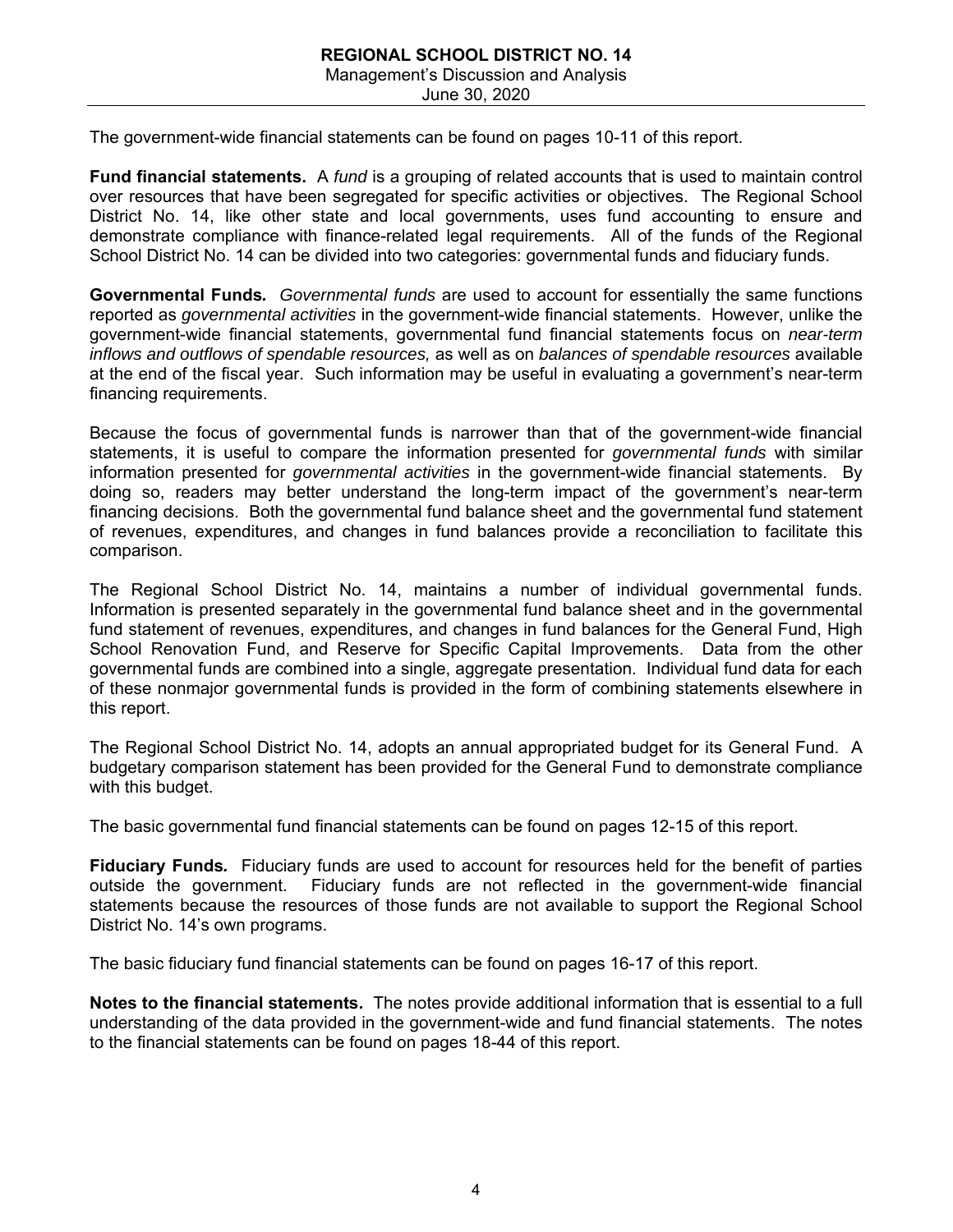The government-wide financial statements can be found on pages 10-11 of this report.

**Fund financial statements.** A *fund* is a grouping of related accounts that is used to maintain control over resources that have been segregated for specific activities or objectives. The Regional School District No. 14, like other state and local governments, uses fund accounting to ensure and demonstrate compliance with finance-related legal requirements. All of the funds of the Regional School District No. 14 can be divided into two categories: governmental funds and fiduciary funds.

**Governmental Funds.** *Governmental funds* are used to account for essentially the same functions reported as *governmental activities* in the government-wide financial statements. However, unlike the government-wide financial statements, governmental fund financial statements focus on *near-term inflows and outflows of spendable resources,* as well as on *balances of spendable resources* available at the end of the fiscal year. Such information may be useful in evaluating a government's near-term financing requirements.

Because the focus of governmental funds is narrower than that of the government-wide financial statements, it is useful to compare the information presented for *governmental funds* with similar information presented for *governmental activities* in the government-wide financial statements. By doing so, readers may better understand the long-term impact of the government's near-term financing decisions. Both the governmental fund balance sheet and the governmental fund statement of revenues, expenditures, and changes in fund balances provide a reconciliation to facilitate this comparison.

The Regional School District No. 14, maintains a number of individual governmental funds. Information is presented separately in the governmental fund balance sheet and in the governmental fund statement of revenues, expenditures, and changes in fund balances for the General Fund, High School Renovation Fund, and Reserve for Specific Capital Improvements. Data from the other governmental funds are combined into a single, aggregate presentation. Individual fund data for each of these nonmajor governmental funds is provided in the form of combining statements elsewhere in this report.

The Regional School District No. 14, adopts an annual appropriated budget for its General Fund. A budgetary comparison statement has been provided for the General Fund to demonstrate compliance with this budget.

The basic governmental fund financial statements can be found on pages 12-15 of this report.

**Fiduciary Funds.** Fiduciary funds are used to account for resources held for the benefit of parties outside the government. Fiduciary funds are not reflected in the government-wide financial statements because the resources of those funds are not available to support the Regional School District No. 14's own programs.

The basic fiduciary fund financial statements can be found on pages 16-17 of this report.

**Notes to the financial statements.** The notes provide additional information that is essential to a full understanding of the data provided in the government-wide and fund financial statements. The notes to the financial statements can be found on pages 18-44 of this report.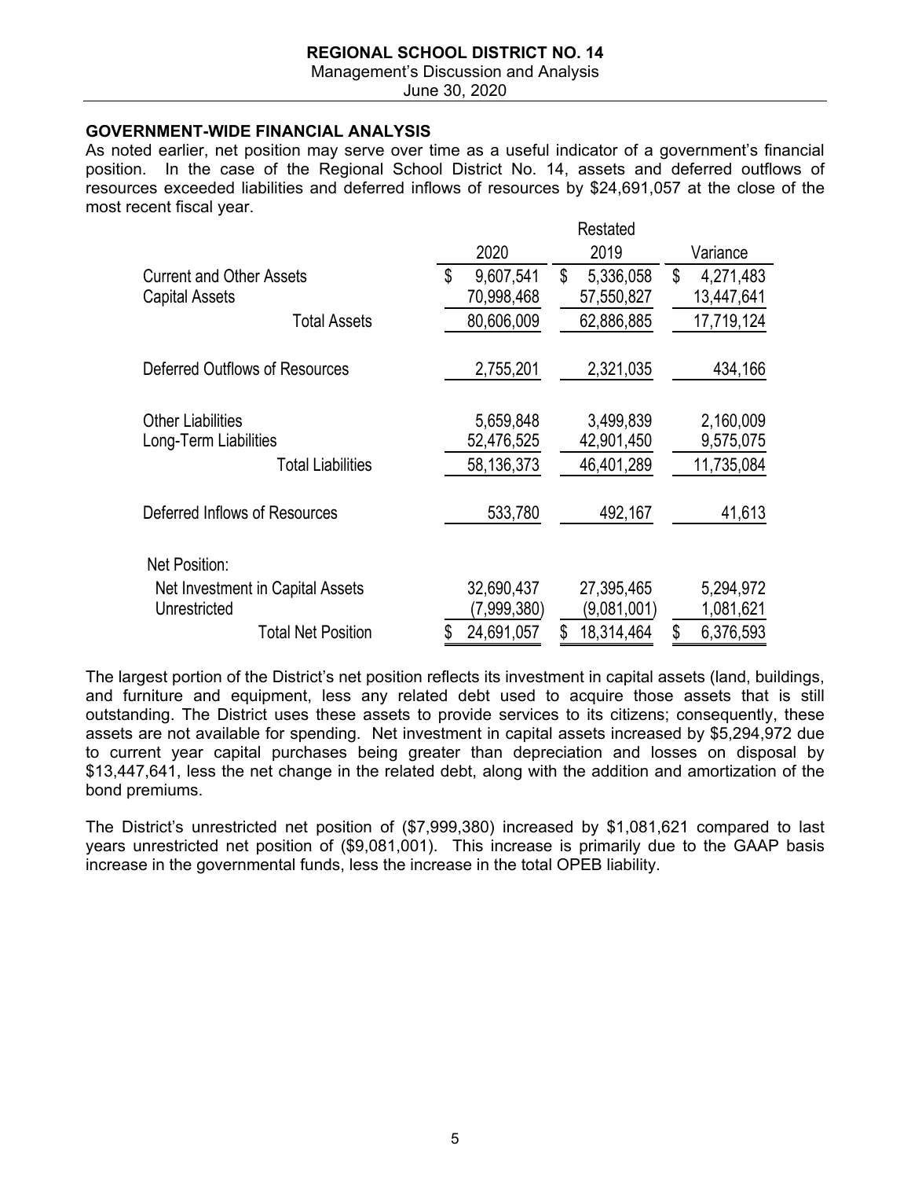## GOVERNMENT-WIDE FINANCIAL ANALYSIS

As noted earlier, net position may serve over time as a useful indicator of a government's financial position. In the case of the Regional School District No. 14, assets and deferred outflows of resources exceeded liabilities and deferred inflows of resources by $24,691,057 at the close of the most recent fiscal year.

| | 2020 | Restated 2019 | Variance |
|---|---|---|---|
| Current and Other Assets | $ 9,607,541 | $ 5,336,058 | $ 4,271,483 |
| Capital Assets | 70,998,468 | 57,550,827 | 13,447,641 |
| Total Assets | 80,606,009 | 62,886,885 | 17,719,124 |
| Deferred Outflows of Resources | 2,755,201 | 2,321,035 | 434,166 |
| Other Liabilities | 5,659,848 | 3,499,839 | 2,160,009 |
| Long-Term Liabilities | 52,476,525 | 42,901,450 | 9,575,075 |
| Total Liabilities | 58,136,373 | 46,401,289 | 11,735,084 |
| Deferred Inflows of Resources | 533,780 | 492,167 | 41,613 |
| Net Position: | | | |
| Net Investment in Capital Assets | 32,690,437 | 27,395,465 | 5,294,972 |
| Unrestricted | (7,999,380) | (9,081,001) | 1,081,621 |
| Total Net Position | $ 24,691,057 | $ 18,314,464 | $ 6,376,593 |

The largest portion of the District's net position reflects its investment in capital assets (land, buildings, and furniture and equipment, less any related debt used to acquire those assets that is still outstanding. The District uses these assets to provide services to its citizens; consequently, these assets are not available for spending. Net investment in capital assets increased by $5,294,972 due to current year capital purchases being greater than depreciation and losses on disposal by $13,447,641, less the net change in the related debt, along with the addition and amortization of the bond premiums.

The District's unrestricted net position of ($7,999,380) increased by $1,081,621 compared to last years unrestricted net position of ($9,081,001). This increase is primarily due to the GAAP basis increase in the governmental funds, less the increase in the total OPEB liability.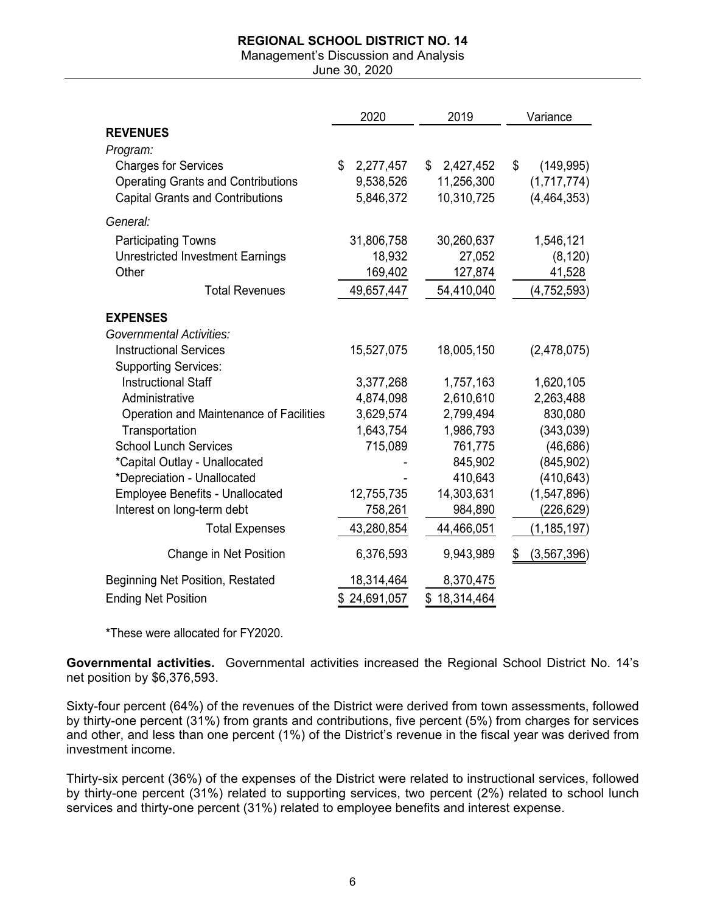| | 2020 | 2019 | Variance |
|---|---|---|---|
| **REVENUES** | | | |
| *Program:* | | | |
| Charges for Services | $ 2,277,457 | $ 2,427,452 | $ (149,995) |
| Operating Grants and Contributions | 9,538,526 | 11,256,300 | (1,717,774) |
| Capital Grants and Contributions | 5,846,372 | 10,310,725 | (4,464,353) |
| *General:* | | | |
| Participating Towns | 31,806,758 | 30,260,637 | 1,546,121 |
| Unrestricted Investment Earnings | 18,932 | 27,052 | (8,120) |
| Other | 169,402 | 127,874 | 41,528 |
| Total Revenues | 49,657,447 | 54,410,040 | (4,752,593) |
| **EXPENSES** | | | |
| *Governmental Activities:* | | | |
| Instructional Services | 15,527,075 | 18,005,150 | (2,478,075) |
| Supporting Services: | | | |
| Instructional Staff | 3,377,268 | 1,757,163 | 1,620,105 |
| Administrative | 4,874,098 | 2,610,610 | 2,263,488 |
| Operation and Maintenance of Facilities | 3,629,574 | 2,799,494 | 830,080 |
| Transportation | 1,643,754 | 1,986,793 | (343,039) |
| School Lunch Services | 715,089 | 761,775 | (46,686) |
| *Capital Outlay - Unallocated | - | 845,902 | (845,902) |
| *Depreciation - Unallocated | - | 410,643 | (410,643) |
| Employee Benefits - Unallocated | 12,755,735 | 14,303,631 | (1,547,896) |
| Interest on long-term debt | 758,261 | 984,890 | (226,629) |
| Total Expenses | 43,280,854 | 44,466,051 | (1,185,197) |
| Change in Net Position | 6,376,593 | 9,943,989 | $ (3,567,396) |
| Beginning Net Position, Restated | 18,314,464 | 8,370,475 | |
| Ending Net Position | $ 24,691,057 | $ 18,314,464 | |

*These were allocated for FY2020.

**Governmental activities.** Governmental activities increased the Regional School District No. 14's net position by $6,376,593.

Sixty-four percent (64%) of the revenues of the District were derived from town assessments, followed by thirty-one percent (31%) from grants and contributions, five percent (5%) from charges for services and other, and less than one percent (1%) of the District's revenue in the fiscal year was derived from investment income.

Thirty-six percent (36%) of the expenses of the District were related to instructional services, followed by thirty-one percent (31%) related to supporting services, two percent (2%) related to school lunch services and thirty-one percent (31%) related to employee benefits and interest expense.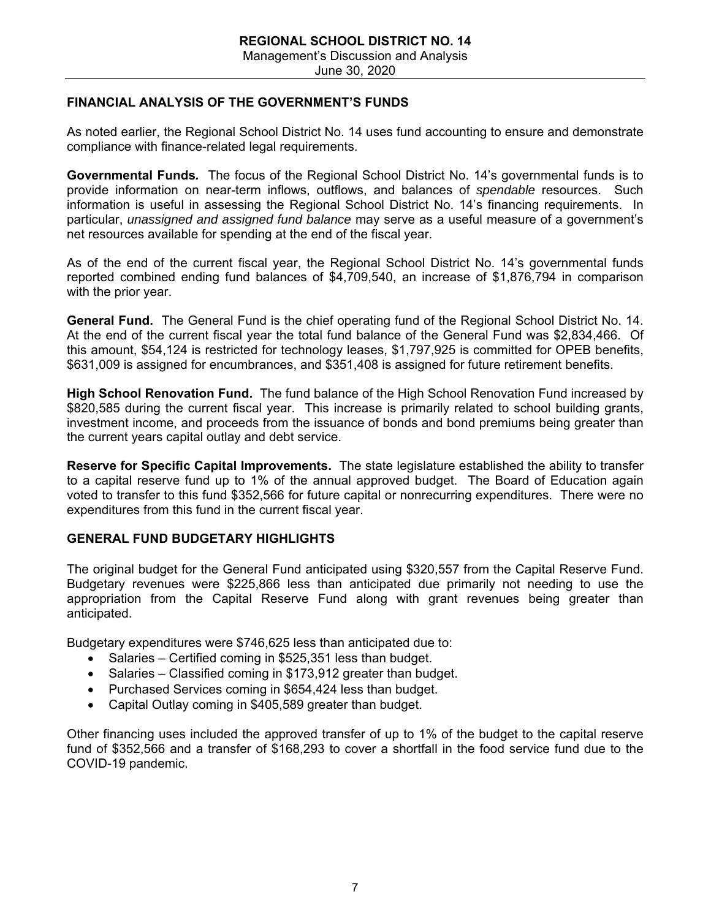## FINANCIAL ANALYSIS OF THE GOVERNMENT'S FUNDS

As noted earlier, the Regional School District No. 14 uses fund accounting to ensure and demonstrate compliance with finance-related legal requirements.

**Governmental Funds.** The focus of the Regional School District No. 14's governmental funds is to provide information on near-term inflows, outflows, and balances of *spendable* resources. Such information is useful in assessing the Regional School District No. 14's financing requirements. In particular, *unassigned and assigned fund balance* may serve as a useful measure of a government's net resources available for spending at the end of the fiscal year.

As of the end of the current fiscal year, the Regional School District No. 14's governmental funds reported combined ending fund balances of $4,709,540, an increase of $1,876,794 in comparison with the prior year.

**General Fund.** The General Fund is the chief operating fund of the Regional School District No. 14. At the end of the current fiscal year the total fund balance of the General Fund was $2,834,466. Of this amount, $54,124 is restricted for technology leases, $1,797,925 is committed for OPEB benefits, $631,009 is assigned for encumbrances, and $351,408 is assigned for future retirement benefits.

**High School Renovation Fund.** The fund balance of the High School Renovation Fund increased by $820,585 during the current fiscal year. This increase is primarily related to school building grants, investment income, and proceeds from the issuance of bonds and bond premiums being greater than the current years capital outlay and debt service.

**Reserve for Specific Capital Improvements.** The state legislature established the ability to transfer to a capital reserve fund up to 1% of the annual approved budget. The Board of Education again voted to transfer to this fund $352,566 for future capital or nonrecurring expenditures. There were no expenditures from this fund in the current fiscal year.

## GENERAL FUND BUDGETARY HIGHLIGHTS

The original budget for the General Fund anticipated using $320,557 from the Capital Reserve Fund. Budgetary revenues were $225,866 less than anticipated due primarily not needing to use the appropriation from the Capital Reserve Fund along with grant revenues being greater than anticipated.

Budgetary expenditures were $746,625 less than anticipated due to:

- Salaries – Certified coming in $525,351 less than budget.
- Salaries – Classified coming in $173,912 greater than budget.
- Purchased Services coming in $654,424 less than budget.
- Capital Outlay coming in $405,589 greater than budget.

Other financing uses included the approved transfer of up to 1% of the budget to the capital reserve fund of $352,566 and a transfer of $168,293 to cover a shortfall in the food service fund due to the COVID-19 pandemic.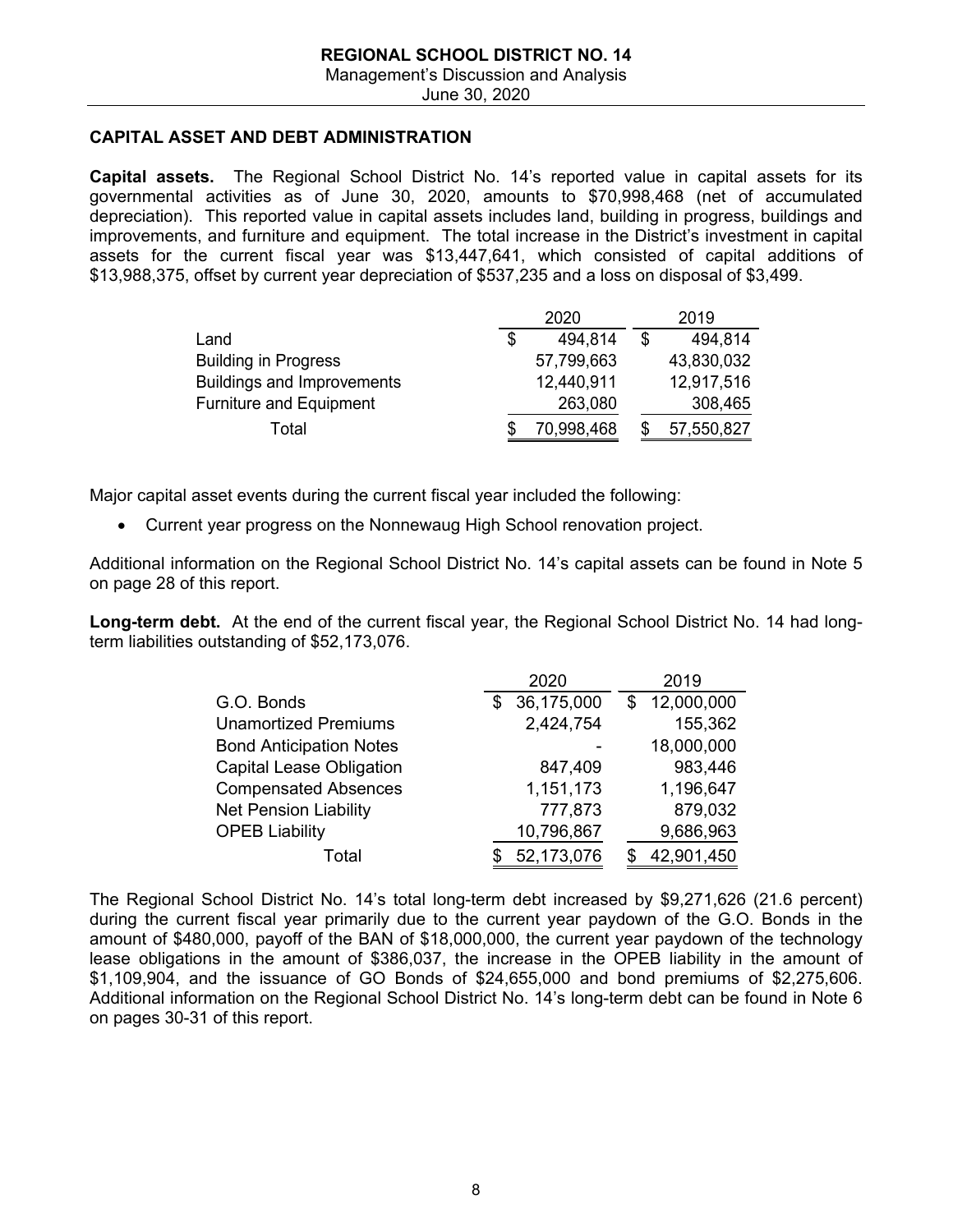## CAPITAL ASSET AND DEBT ADMINISTRATION

**Capital assets.** The Regional School District No. 14's reported value in capital assets for its governmental activities as of June 30, 2020, amounts to $70,998,468 (net of accumulated depreciation). This reported value in capital assets includes land, building in progress, buildings and improvements, and furniture and equipment. The total increase in the District's investment in capital assets for the current fiscal year was $13,447,641, which consisted of capital additions of $13,988,375, offset by current year depreciation of $537,235 and a loss on disposal of $3,499.

| | 2020 | 2019 |
|---|---|---|
| Land | $ 494,814 | $ 494,814 |
| Building in Progress | 57,799,663 | 43,830,032 |
| Buildings and Improvements | 12,440,911 | 12,917,516 |
| Furniture and Equipment | 263,080 | 308,465 |
| Total | $ 70,998,468 | $ 57,550,827 |

Major capital asset events during the current fiscal year included the following:

- Current year progress on the Nonnewaug High School renovation project.

Additional information on the Regional School District No. 14's capital assets can be found in Note 5 on page 28 of this report.

**Long-term debt.** At the end of the current fiscal year, the Regional School District No. 14 had long-term liabilities outstanding of $52,173,076.

| | 2020 | 2019 |
|---|---|---|
| G.O. Bonds | $ 36,175,000 | $ 12,000,000 |
| Unamortized Premiums | 2,424,754 | 155,362 |
| Bond Anticipation Notes | - | 18,000,000 |
| Capital Lease Obligation | 847,409 | 983,446 |
| Compensated Absences | 1,151,173 | 1,196,647 |
| Net Pension Liability | 777,873 | 879,032 |
| OPEB Liability | 10,796,867 | 9,686,963 |
| Total | $ 52,173,076 | $ 42,901,450 |

The Regional School District No. 14's total long-term debt increased by $9,271,626 (21.6 percent) during the current fiscal year primarily due to the current year paydown of the G.O. Bonds in the amount of $480,000, payoff of the BAN of $18,000,000, the current year paydown of the technology lease obligations in the amount of $386,037, the increase in the OPEB liability in the amount of $1,109,904, and the issuance of GO Bonds of $24,655,000 and bond premiums of $2,275,606. Additional information on the Regional School District No. 14's long-term debt can be found in Note 6 on pages 30-31 of this report.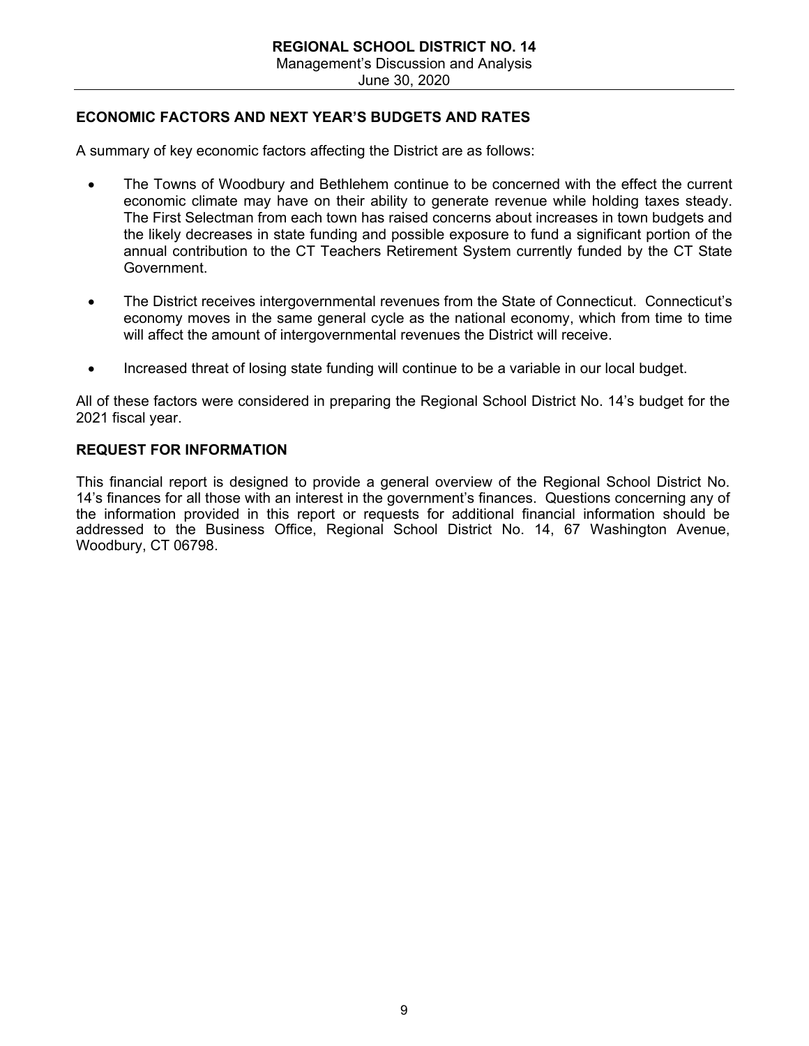## ECONOMIC FACTORS AND NEXT YEAR'S BUDGETS AND RATES

A summary of key economic factors affecting the District are as follows:

- The Towns of Woodbury and Bethlehem continue to be concerned with the effect the current economic climate may have on their ability to generate revenue while holding taxes steady. The First Selectman from each town has raised concerns about increases in town budgets and the likely decreases in state funding and possible exposure to fund a significant portion of the annual contribution to the CT Teachers Retirement System currently funded by the CT State Government.

- The District receives intergovernmental revenues from the State of Connecticut. Connecticut's economy moves in the same general cycle as the national economy, which from time to time will affect the amount of intergovernmental revenues the District will receive.

- Increased threat of losing state funding will continue to be a variable in our local budget.

All of these factors were considered in preparing the Regional School District No. 14's budget for the 2021 fiscal year.

## REQUEST FOR INFORMATION

This financial report is designed to provide a general overview of the Regional School District No. 14's finances for all those with an interest in the government's finances. Questions concerning any of the information provided in this report or requests for additional financial information should be addressed to the Business Office, Regional School District No. 14, 67 Washington Avenue, Woodbury, CT 06798.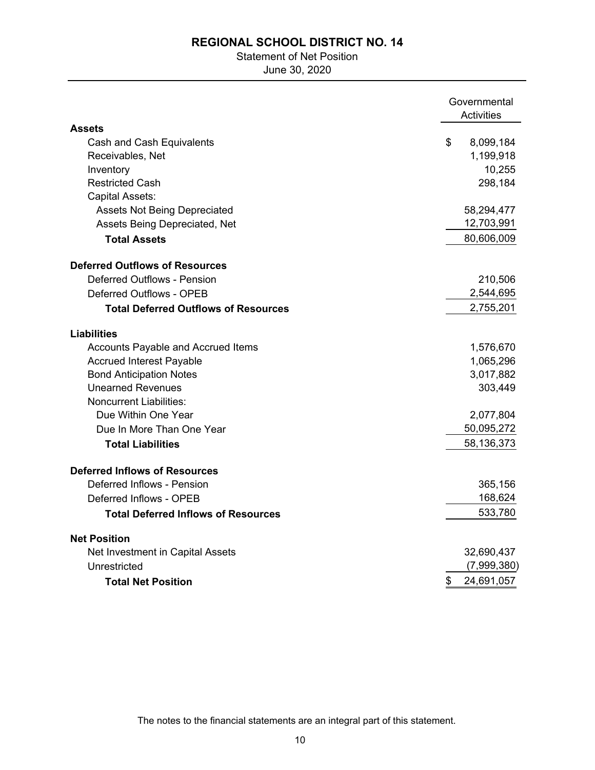# REGIONAL SCHOOL DISTRICT NO. 14

Statement of Net Position

June 30, 2020

| | Governmental Activities |
|---|---|
| **Assets** | |
| Cash and Cash Equivalents | $ 8,099,184 |
| Receivables, Net | 1,199,918 |
| Inventory | 10,255 |
| Restricted Cash | 298,184 |
| Capital Assets: | |
| Assets Not Being Depreciated | 58,294,477 |
| Assets Being Depreciated, Net | 12,703,991 |
| **Total Assets** | 80,606,009 |
| **Deferred Outflows of Resources** | |
| Deferred Outflows - Pension | 210,506 |
| Deferred Outflows - OPEB | 2,544,695 |
| **Total Deferred Outflows of Resources** | 2,755,201 |
| **Liabilities** | |
| Accounts Payable and Accrued Items | 1,576,670 |
| Accrued Interest Payable | 1,065,296 |
| Bond Anticipation Notes | 3,017,882 |
| Unearned Revenues | 303,449 |
| Noncurrent Liabilities: | |
| Due Within One Year | 2,077,804 |
| Due In More Than One Year | 50,095,272 |
| **Total Liabilities** | 58,136,373 |
| **Deferred Inflows of Resources** | |
| Deferred Inflows - Pension | 365,156 |
| Deferred Inflows - OPEB | 168,624 |
| **Total Deferred Inflows of Resources** | 533,780 |
| **Net Position** | |
| Net Investment in Capital Assets | 32,690,437 |
| Unrestricted | (7,999,380) |
| **Total Net Position** | $ 24,691,057 |

The notes to the financial statements are an integral part of this statement.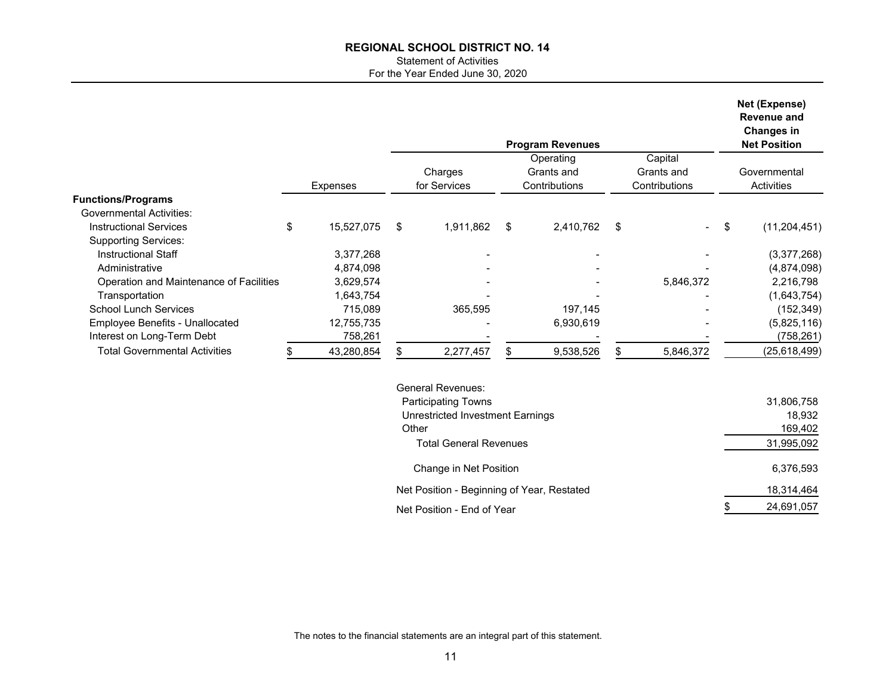# REGIONAL SCHOOL DISTRICT NO. 14

Statement of Activities

For the Year Ended June 30, 2020

| | | Program Revenues | | | Net (Expense) Revenue and Changes in Net Position |
|---|---|---|---|---|---|
| | Expenses | Charges for Services | Operating Grants and Contributions | Capital Grants and Contributions | Governmental Activities |
| **Functions/Programs** | | | | | |
| Governmental Activities: | | | | | |
| Instructional Services | $ 15,527,075 | $ 1,911,862 | $ 2,410,762 | $ - | $ (11,204,451) |
| Supporting Services: | | | | | |
| Instructional Staff | 3,377,268 | - | - | - | (3,377,268) |
| Administrative | 4,874,098 | - | - | - | (4,874,098) |
| Operation and Maintenance of Facilities | 3,629,574 | - | - | 5,846,372 | 2,216,798 |
| Transportation | 1,643,754 | - | - | - | (1,643,754) |
| School Lunch Services | 715,089 | 365,595 | 197,145 | - | (152,349) |
| Employee Benefits - Unallocated | 12,755,735 | - | 6,930,619 | - | (5,825,116) |
| Interest on Long-Term Debt | 758,261 | - | - | - | (758,261) |
| Total Governmental Activities | $ 43,280,854 | $ 2,277,457 | $ 9,538,526 | $ 5,846,372 | (25,618,499) |
| | | General Revenues: | | | |
| | | Participating Towns | | | 31,806,758 |
| | | Unrestricted Investment Earnings | | | 18,932 |
| | | Other | | | 169,402 |
| | | Total General Revenues | | | 31,995,092 |
| | | Change in Net Position | | | 6,376,593 |
| | | Net Position - Beginning of Year, Restated | | | 18,314,464 |
| | | Net Position - End of Year | | | $ 24,691,057 |

The notes to the financial statements are an integral part of this statement.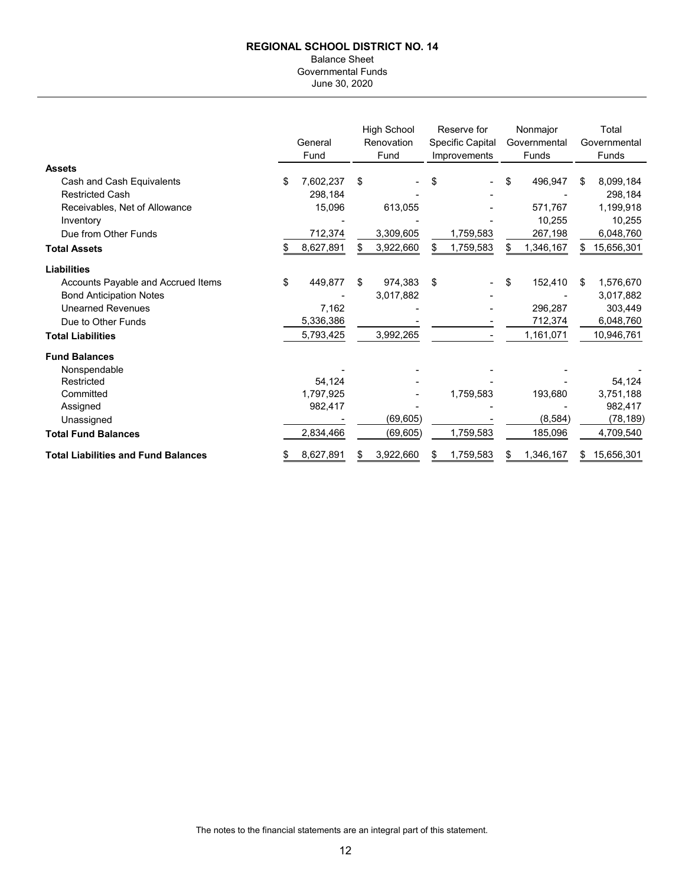**REGIONAL SCHOOL DISTRICT NO. 14**

Balance Sheet
Governmental Funds
June 30, 2020

| | General Fund | High School Renovation Fund | Reserve for Specific Capital Improvements | Nonmajor Governmental Funds | Total Governmental Funds |
|---|---|---|---|---|---|
| **Assets** | | | | | |
| Cash and Cash Equivalents | $ 7,602,237 | $ - | $ - | $ 496,947 | $ 8,099,184 |
| Restricted Cash | 298,184 | - | - | - | 298,184 |
| Receivables, Net of Allowance | 15,096 | 613,055 | - | 571,767 | 1,199,918 |
| Inventory | - | - | - | 10,255 | 10,255 |
| Due from Other Funds | 712,374 | 3,309,605 | 1,759,583 | 267,198 | 6,048,760 |
| **Total Assets** | $ 8,627,891 | $ 3,922,660 | $ 1,759,583 | $ 1,346,167 | $ 15,656,301 |
| **Liabilities** | | | | | |
| Accounts Payable and Accrued Items | $ 449,877 | $ 974,383 | $ - | $ 152,410 | $ 1,576,670 |
| Bond Anticipation Notes | - | 3,017,882 | - | - | 3,017,882 |
| Unearned Revenues | 7,162 | - | - | 296,287 | 303,449 |
| Due to Other Funds | 5,336,386 | - | - | 712,374 | 6,048,760 |
| **Total Liabilities** | 5,793,425 | 3,992,265 | - | 1,161,071 | 10,946,761 |
| **Fund Balances** | | | | | |
| Nonspendable | - | - | - | - | - |
| Restricted | 54,124 | - | - | - | 54,124 |
| Committed | 1,797,925 | - | 1,759,583 | 193,680 | 3,751,188 |
| Assigned | 982,417 | - | - | - | 982,417 |
| Unassigned | - | (69,605) | - | (8,584) | (78,189) |
| **Total Fund Balances** | 2,834,466 | (69,605) | 1,759,583 | 185,096 | 4,709,540 |
| **Total Liabilities and Fund Balances** | $ 8,627,891 | $ 3,922,660 | $ 1,759,583 | $ 1,346,167 | $ 15,656,301 |

The notes to the financial statements are an integral part of this statement.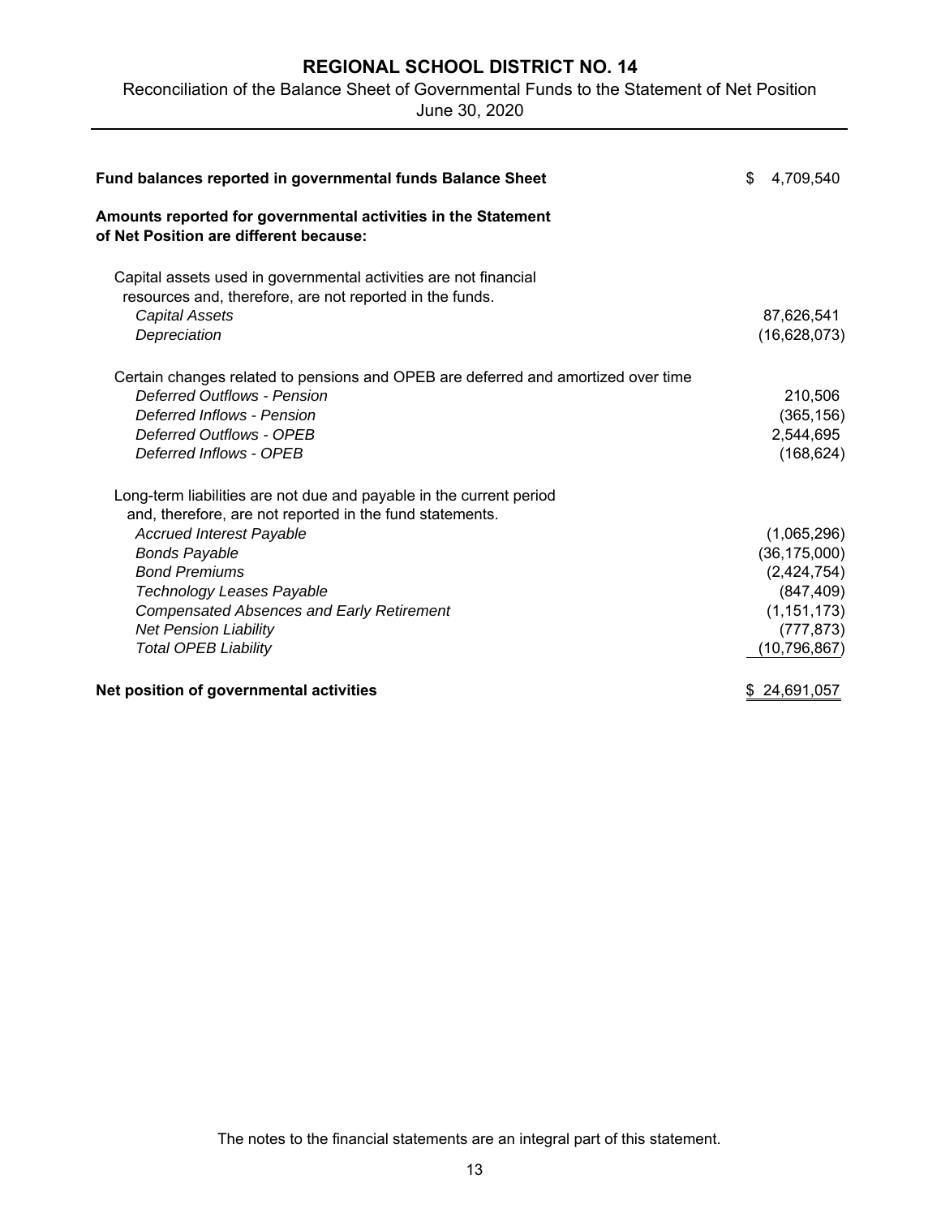# REGIONAL SCHOOL DISTRICT NO. 14

Reconciliation of the Balance Sheet of Governmental Funds to the Statement of Net Position

June 30, 2020

| | |
|---|---|
| **Fund balances reported in governmental funds Balance Sheet** | $ 4,709,540 |
| **Amounts reported for governmental activities in the Statement of Net Position are different because:** | |
| Capital assets used in governmental activities are not financial resources and, therefore, are not reported in the funds. | |
| *Capital Assets* | 87,626,541 |
| *Depreciation* | (16,628,073) |
| Certain changes related to pensions and OPEB are deferred and amortized over time | |
| *Deferred Outflows - Pension* | 210,506 |
| *Deferred Inflows - Pension* | (365,156) |
| *Deferred Outflows - OPEB* | 2,544,695 |
| *Deferred Inflows - OPEB* | (168,624) |
| Long-term liabilities are not due and payable in the current period and, therefore, are not reported in the fund statements. | |
| *Accrued Interest Payable* | (1,065,296) |
| *Bonds Payable* | (36,175,000) |
| *Bond Premiums* | (2,424,754) |
| *Technology Leases Payable* | (847,409) |
| *Compensated Absences and Early Retirement* | (1,151,173) |
| *Net Pension Liability* | (777,873) |
| *Total OPEB Liability* | (10,796,867) |
| **Net position of governmental activities** | $ 24,691,057 |

The notes to the financial statements are an integral part of this statement.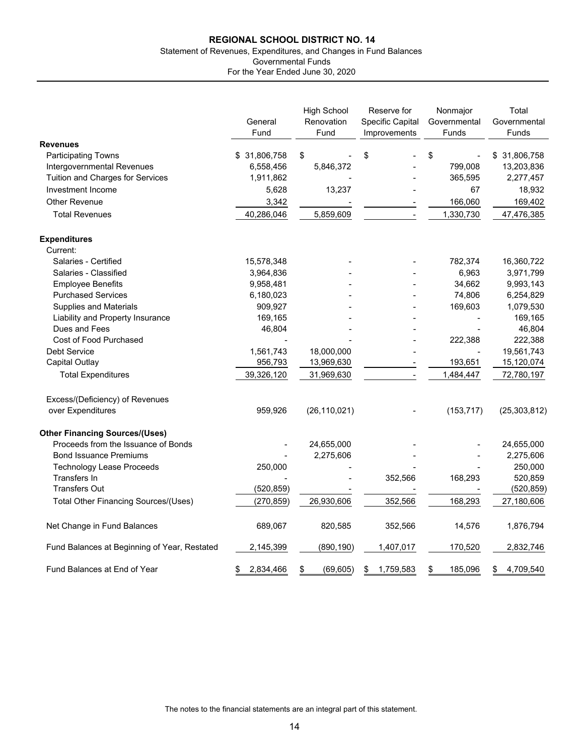# REGIONAL SCHOOL DISTRICT NO. 14

Statement of Revenues, Expenditures, and Changes in Fund Balances
Governmental Funds
For the Year Ended June 30, 2020

| | General Fund | High School Renovation Fund | Reserve for Specific Capital Improvements | Nonmajor Governmental Funds | Total Governmental Funds |
|---|---|---|---|---|---|
| **Revenues** | | | | | |
| Participating Towns | $ 31,806,758 | $ - | $ - | $ - | $ 31,806,758 |
| Intergovernmental Revenues | 6,558,456 | 5,846,372 | - | 799,008 | 13,203,836 |
| Tuition and Charges for Services | 1,911,862 | - | - | 365,595 | 2,277,457 |
| Investment Income | 5,628 | 13,237 | - | 67 | 18,932 |
| Other Revenue | 3,342 | - | - | 166,060 | 169,402 |
| Total Revenues | 40,286,046 | 5,859,609 | - | 1,330,730 | 47,476,385 |
| **Expenditures** | | | | | |
| Current: | | | | | |
| Salaries - Certified | 15,578,348 | - | - | 782,374 | 16,360,722 |
| Salaries - Classified | 3,964,836 | - | - | 6,963 | 3,971,799 |
| Employee Benefits | 9,958,481 | - | - | 34,662 | 9,993,143 |
| Purchased Services | 6,180,023 | - | - | 74,806 | 6,254,829 |
| Supplies and Materials | 909,927 | - | - | 169,603 | 1,079,530 |
| Liability and Property Insurance | 169,165 | - | - | - | 169,165 |
| Dues and Fees | 46,804 | - | - | - | 46,804 |
| Cost of Food Purchased | - | - | - | 222,388 | 222,388 |
| Debt Service | 1,561,743 | 18,000,000 | - | - | 19,561,743 |
| Capital Outlay | 956,793 | 13,969,630 | - | 193,651 | 15,120,074 |
| Total Expenditures | 39,326,120 | 31,969,630 | - | 1,484,447 | 72,780,197 |
| Excess/(Deficiency) of Revenues over Expenditures | 959,926 | (26,110,021) | - | (153,717) | (25,303,812) |
| **Other Financing Sources/(Uses)** | | | | | |
| Proceeds from the Issuance of Bonds | - | 24,655,000 | - | - | 24,655,000 |
| Bond Issuance Premiums | - | 2,275,606 | - | - | 2,275,606 |
| Technology Lease Proceeds | 250,000 | - | - | - | 250,000 |
| Transfers In | - | - | 352,566 | 168,293 | 520,859 |
| Transfers Out | (520,859) | - | - | - | (520,859) |
| Total Other Financing Sources/(Uses) | (270,859) | 26,930,606 | 352,566 | 168,293 | 27,180,606 |
| Net Change in Fund Balances | 689,067 | 820,585 | 352,566 | 14,576 | 1,876,794 |
| Fund Balances at Beginning of Year, Restated | 2,145,399 | (890,190) | 1,407,017 | 170,520 | 2,832,746 |
| Fund Balances at End of Year | $ 2,834,466 | $ (69,605) | $ 1,759,583 | $ 185,096 | $ 4,709,540 |

The notes to the financial statements are an integral part of this statement.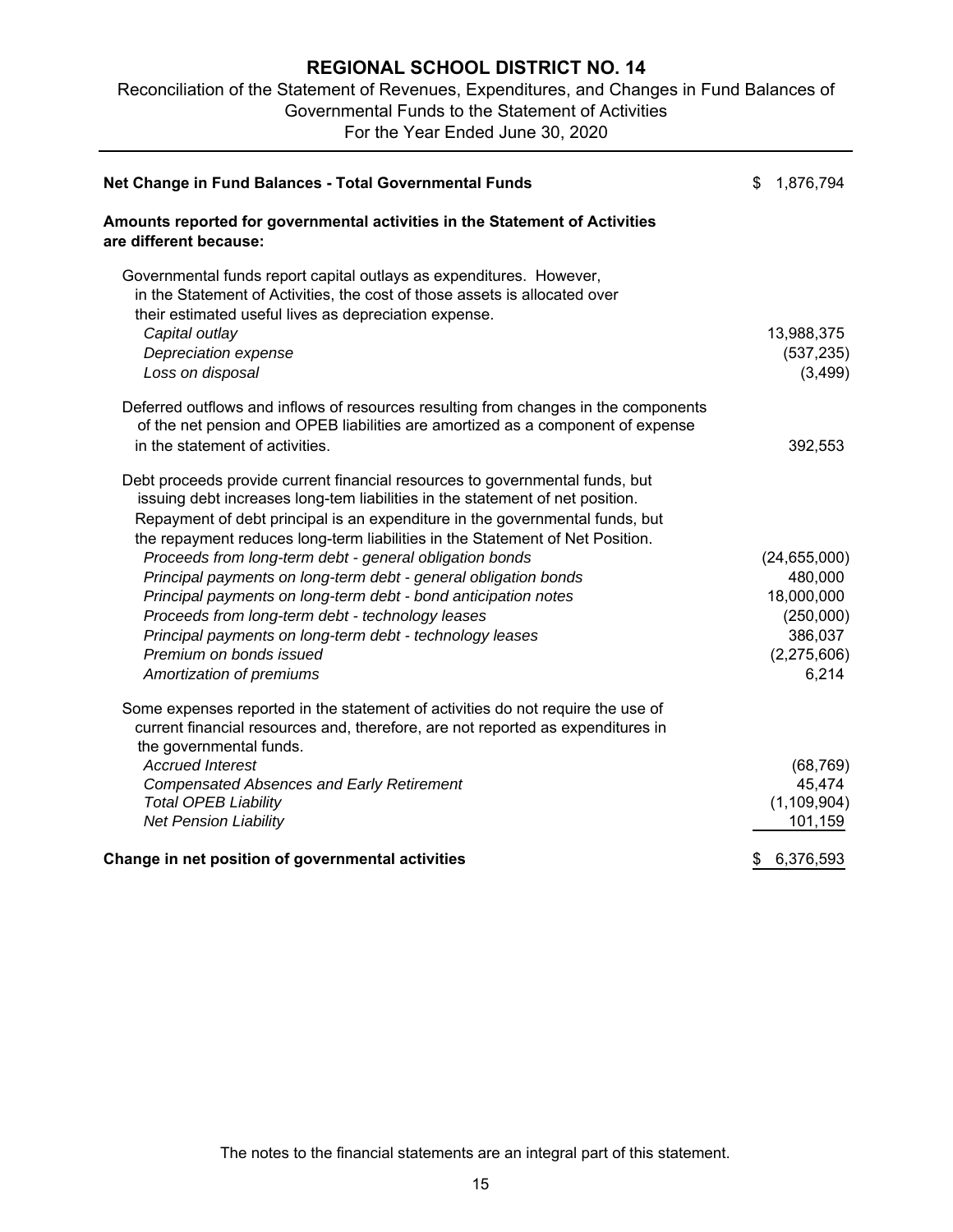# REGIONAL SCHOOL DISTRICT NO. 14

Reconciliation of the Statement of Revenues, Expenditures, and Changes in Fund Balances of Governmental Funds to the Statement of Activities

For the Year Ended June 30, 2020

| | |
|---|---|
| **Net Change in Fund Balances - Total Governmental Funds** | $ 1,876,794 |
| **Amounts reported for governmental activities in the Statement of Activities are different because:** | |
| Governmental funds report capital outlays as expenditures. However, in the Statement of Activities, the cost of those assets is allocated over their estimated useful lives as depreciation expense. | |
| *Capital outlay* | 13,988,375 |
| *Depreciation expense* | (537,235) |
| *Loss on disposal* | (3,499) |
| Deferred outflows and inflows of resources resulting from changes in the components of the net pension and OPEB liabilities are amortized as a component of expense in the statement of activities. | 392,553 |
| Debt proceeds provide current financial resources to governmental funds, but issuing debt increases long-tem liabilities in the statement of net position. Repayment of debt principal is an expenditure in the governmental funds, but the repayment reduces long-term liabilities in the Statement of Net Position. | |
| *Proceeds from long-term debt - general obligation bonds* | (24,655,000) |
| *Principal payments on long-term debt - general obligation bonds* | 480,000 |
| *Principal payments on long-term debt - bond anticipation notes* | 18,000,000 |
| *Proceeds from long-term debt - technology leases* | (250,000) |
| *Principal payments on long-term debt - technology leases* | 386,037 |
| *Premium on bonds issued* | (2,275,606) |
| *Amortization of premiums* | 6,214 |
| Some expenses reported in the statement of activities do not require the use of current financial resources and, therefore, are not reported as expenditures in the governmental funds. | |
| *Accrued Interest* | (68,769) |
| *Compensated Absences and Early Retirement* | 45,474 |
| *Total OPEB Liability* | (1,109,904) |
| *Net Pension Liability* | 101,159 |
| **Change in net position of governmental activities** | $ 6,376,593 |

The notes to the financial statements are an integral part of this statement.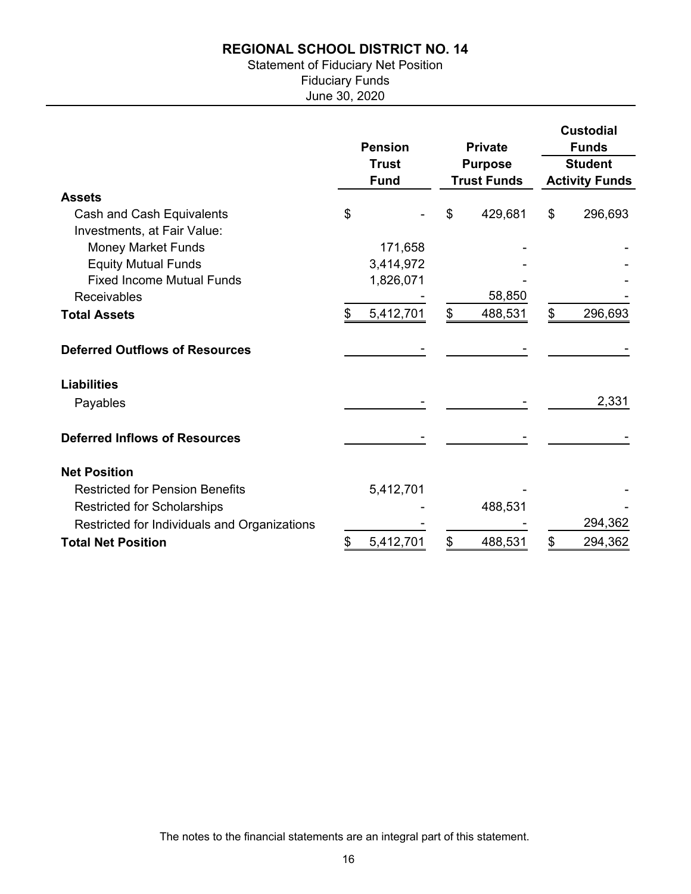# REGIONAL SCHOOL DISTRICT NO. 14

Statement of Fiduciary Net Position
Fiduciary Funds
June 30, 2020

| | Pension Trust Fund | Private Purpose Trust Funds | Custodial Funds Student Activity Funds |
|---|---|---|---|
| **Assets** | | | |
| Cash and Cash Equivalents | $ - | $ 429,681 | $ 296,693 |
| Investments, at Fair Value: | | | |
| Money Market Funds | 171,658 | - | - |
| Equity Mutual Funds | 3,414,972 | - | - |
| Fixed Income Mutual Funds | 1,826,071 | - | - |
| Receivables | - | 58,850 | - |
| **Total Assets** | $ 5,412,701 | $ 488,531 | $ 296,693 |
| **Deferred Outflows of Resources** | - | - | - |
| **Liabilities** | | | |
| Payables | - | - | 2,331 |
| **Deferred Inflows of Resources** | - | - | - |
| **Net Position** | | | |
| Restricted for Pension Benefits | 5,412,701 | - | - |
| Restricted for Scholarships | - | 488,531 | - |
| Restricted for Individuals and Organizations | - | - | 294,362 |
| **Total Net Position** | $ 5,412,701 | $ 488,531 | $ 294,362 |

The notes to the financial statements are an integral part of this statement.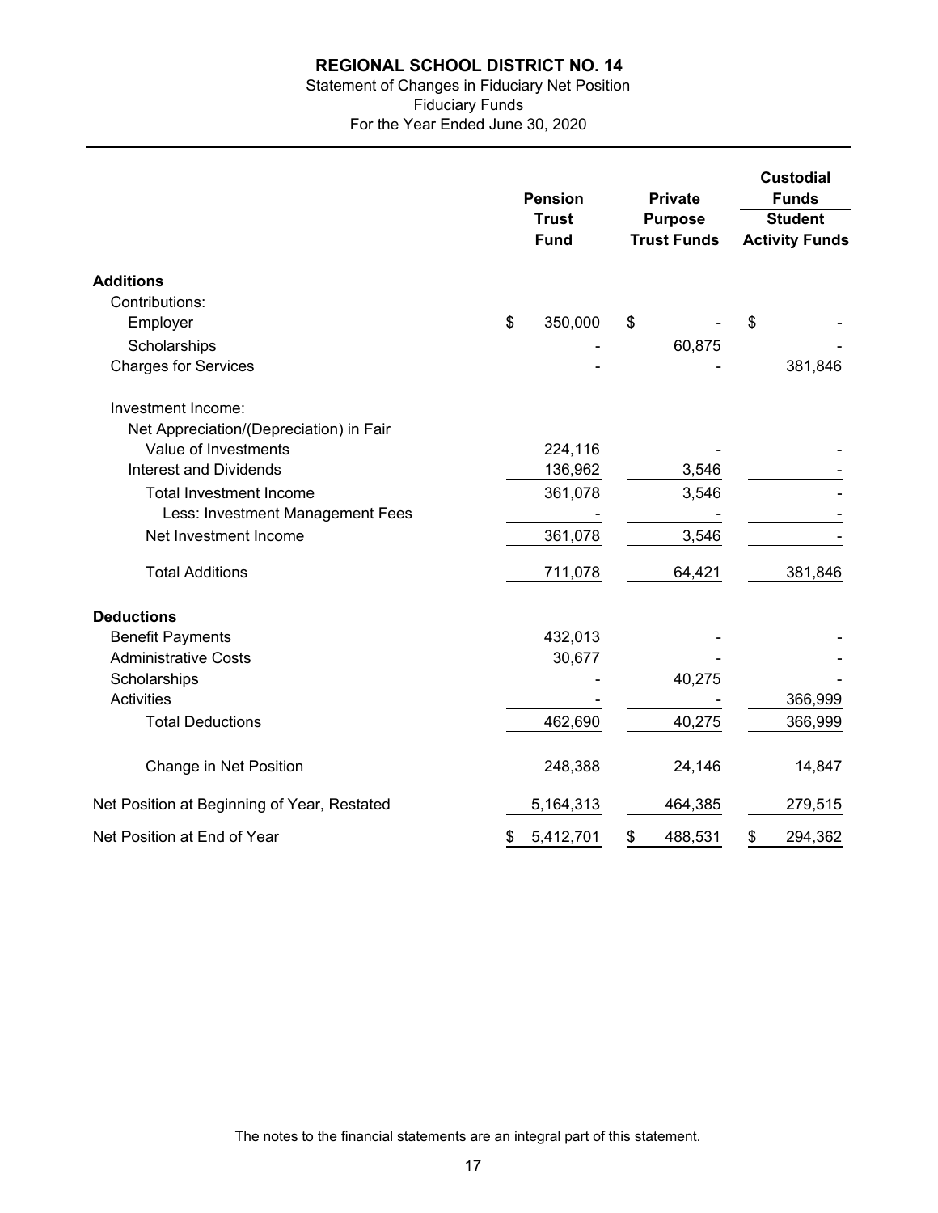# REGIONAL SCHOOL DISTRICT NO. 14

Statement of Changes in Fiduciary Net Position
Fiduciary Funds
For the Year Ended June 30, 2020

| | Pension Trust Fund | Private Purpose Trust Funds | Custodial Funds |
|---|---|---|---|
| | | | Student Activity Funds |
| **Additions** | | | |
| Contributions: | | | |
| Employer | $ 350,000 | $ - | $ - |
| Scholarships | - | 60,875 | - |
| Charges for Services | - | - | 381,846 |
| Investment Income: | | | |
| Net Appreciation/(Depreciation) in Fair Value of Investments | 224,116 | - | - |
| Interest and Dividends | 136,962 | 3,546 | - |
| Total Investment Income | 361,078 | 3,546 | - |
| Less: Investment Management Fees | - | - | - |
| Net Investment Income | 361,078 | 3,546 | - |
| Total Additions | 711,078 | 64,421 | 381,846 |
| **Deductions** | | | |
| Benefit Payments | 432,013 | - | - |
| Administrative Costs | 30,677 | - | - |
| Scholarships | - | 40,275 | - |
| Activities | - | - | 366,999 |
| Total Deductions | 462,690 | 40,275 | 366,999 |
| Change in Net Position | 248,388 | 24,146 | 14,847 |
| Net Position at Beginning of Year, Restated | 5,164,313 | 464,385 | 279,515 |
| Net Position at End of Year | $ 5,412,701 | $ 488,531 | $ 294,362 |

The notes to the financial statements are an integral part of this statement.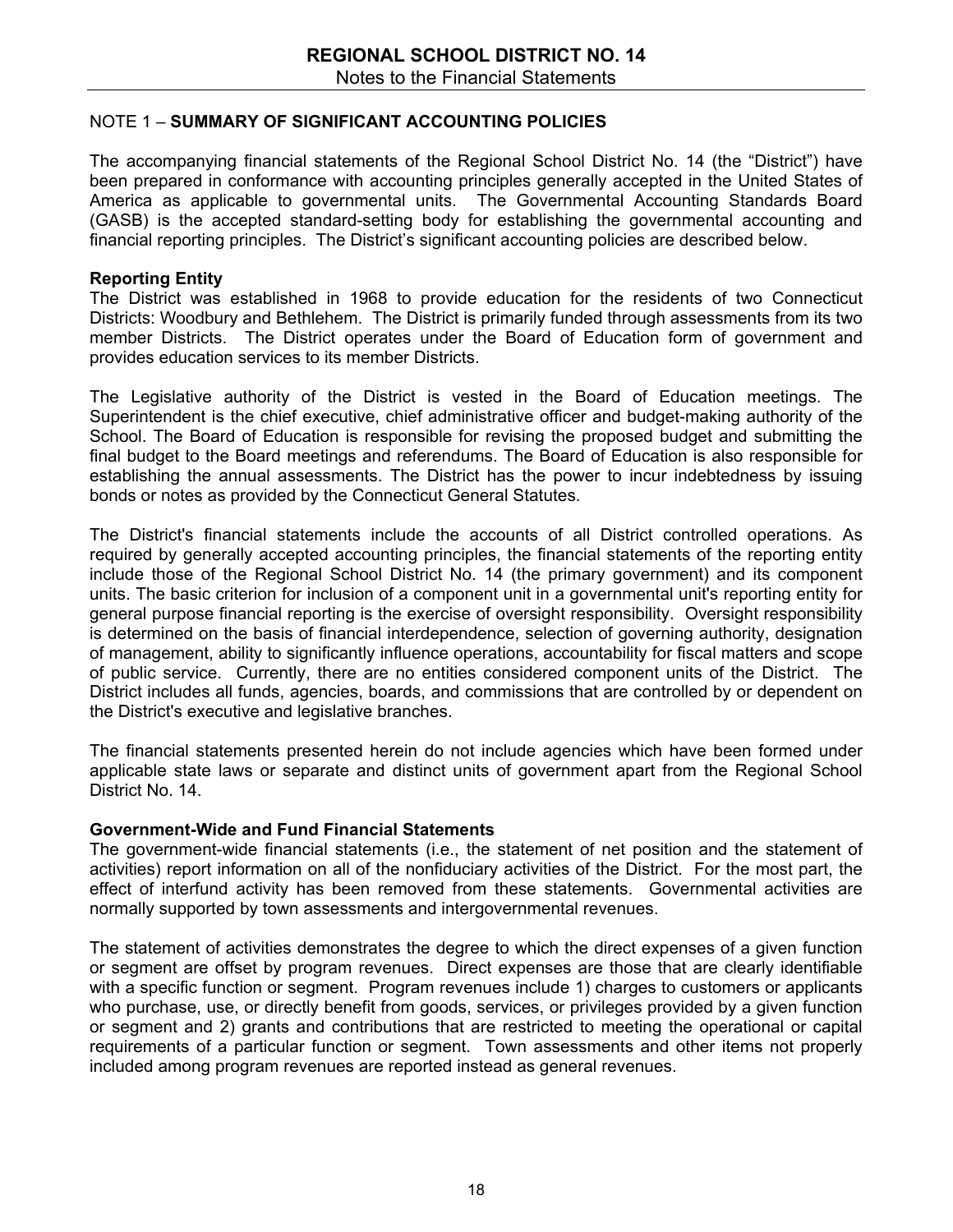## NOTE 1 – **SUMMARY OF SIGNIFICANT ACCOUNTING POLICIES**

The accompanying financial statements of the Regional School District No. 14 (the "District") have been prepared in conformance with accounting principles generally accepted in the United States of America as applicable to governmental units. The Governmental Accounting Standards Board (GASB) is the accepted standard-setting body for establishing the governmental accounting and financial reporting principles. The District's significant accounting policies are described below.

### Reporting Entity

The District was established in 1968 to provide education for the residents of two Connecticut Districts: Woodbury and Bethlehem. The District is primarily funded through assessments from its two member Districts. The District operates under the Board of Education form of government and provides education services to its member Districts.

The Legislative authority of the District is vested in the Board of Education meetings. The Superintendent is the chief executive, chief administrative officer and budget-making authority of the School. The Board of Education is responsible for revising the proposed budget and submitting the final budget to the Board meetings and referendums. The Board of Education is also responsible for establishing the annual assessments. The District has the power to incur indebtedness by issuing bonds or notes as provided by the Connecticut General Statutes.

The District's financial statements include the accounts of all District controlled operations. As required by generally accepted accounting principles, the financial statements of the reporting entity include those of the Regional School District No. 14 (the primary government) and its component units. The basic criterion for inclusion of a component unit in a governmental unit's reporting entity for general purpose financial reporting is the exercise of oversight responsibility. Oversight responsibility is determined on the basis of financial interdependence, selection of governing authority, designation of management, ability to significantly influence operations, accountability for fiscal matters and scope of public service. Currently, there are no entities considered component units of the District. The District includes all funds, agencies, boards, and commissions that are controlled by or dependent on the District's executive and legislative branches.

The financial statements presented herein do not include agencies which have been formed under applicable state laws or separate and distinct units of government apart from the Regional School District No. 14.

### Government-Wide and Fund Financial Statements

The government-wide financial statements (i.e., the statement of net position and the statement of activities) report information on all of the nonfiduciary activities of the District. For the most part, the effect of interfund activity has been removed from these statements. Governmental activities are normally supported by town assessments and intergovernmental revenues.

The statement of activities demonstrates the degree to which the direct expenses of a given function or segment are offset by program revenues. Direct expenses are those that are clearly identifiable with a specific function or segment. Program revenues include 1) charges to customers or applicants who purchase, use, or directly benefit from goods, services, or privileges provided by a given function or segment and 2) grants and contributions that are restricted to meeting the operational or capital requirements of a particular function or segment. Town assessments and other items not properly included among program revenues are reported instead as general revenues.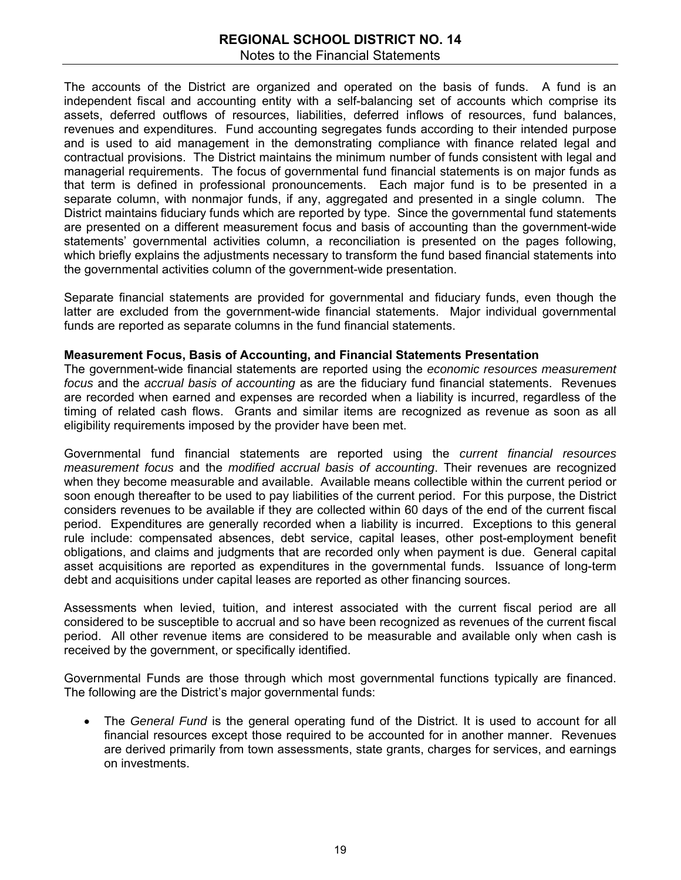The accounts of the District are organized and operated on the basis of funds. A fund is an independent fiscal and accounting entity with a self-balancing set of accounts which comprise its assets, deferred outflows of resources, liabilities, deferred inflows of resources, fund balances, revenues and expenditures. Fund accounting segregates funds according to their intended purpose and is used to aid management in the demonstrating compliance with finance related legal and contractual provisions. The District maintains the minimum number of funds consistent with legal and managerial requirements. The focus of governmental fund financial statements is on major funds as that term is defined in professional pronouncements. Each major fund is to be presented in a separate column, with nonmajor funds, if any, aggregated and presented in a single column. The District maintains fiduciary funds which are reported by type. Since the governmental fund statements are presented on a different measurement focus and basis of accounting than the government-wide statements' governmental activities column, a reconciliation is presented on the pages following, which briefly explains the adjustments necessary to transform the fund based financial statements into the governmental activities column of the government-wide presentation.

Separate financial statements are provided for governmental and fiduciary funds, even though the latter are excluded from the government-wide financial statements. Major individual governmental funds are reported as separate columns in the fund financial statements.

**Measurement Focus, Basis of Accounting, and Financial Statements Presentation**

The government-wide financial statements are reported using the *economic resources measurement focus* and the *accrual basis of accounting* as are the fiduciary fund financial statements. Revenues are recorded when earned and expenses are recorded when a liability is incurred, regardless of the timing of related cash flows. Grants and similar items are recognized as revenue as soon as all eligibility requirements imposed by the provider have been met.

Governmental fund financial statements are reported using the *current financial resources measurement focus* and the *modified accrual basis of accounting*. Their revenues are recognized when they become measurable and available. Available means collectible within the current period or soon enough thereafter to be used to pay liabilities of the current period. For this purpose, the District considers revenues to be available if they are collected within 60 days of the end of the current fiscal period. Expenditures are generally recorded when a liability is incurred. Exceptions to this general rule include: compensated absences, debt service, capital leases, other post-employment benefit obligations, and claims and judgments that are recorded only when payment is due. General capital asset acquisitions are reported as expenditures in the governmental funds. Issuance of long-term debt and acquisitions under capital leases are reported as other financing sources.

Assessments when levied, tuition, and interest associated with the current fiscal period are all considered to be susceptible to accrual and so have been recognized as revenues of the current fiscal period. All other revenue items are considered to be measurable and available only when cash is received by the government, or specifically identified.

Governmental Funds are those through which most governmental functions typically are financed. The following are the District's major governmental funds:

- The *General Fund* is the general operating fund of the District. It is used to account for all financial resources except those required to be accounted for in another manner. Revenues are derived primarily from town assessments, state grants, charges for services, and earnings on investments.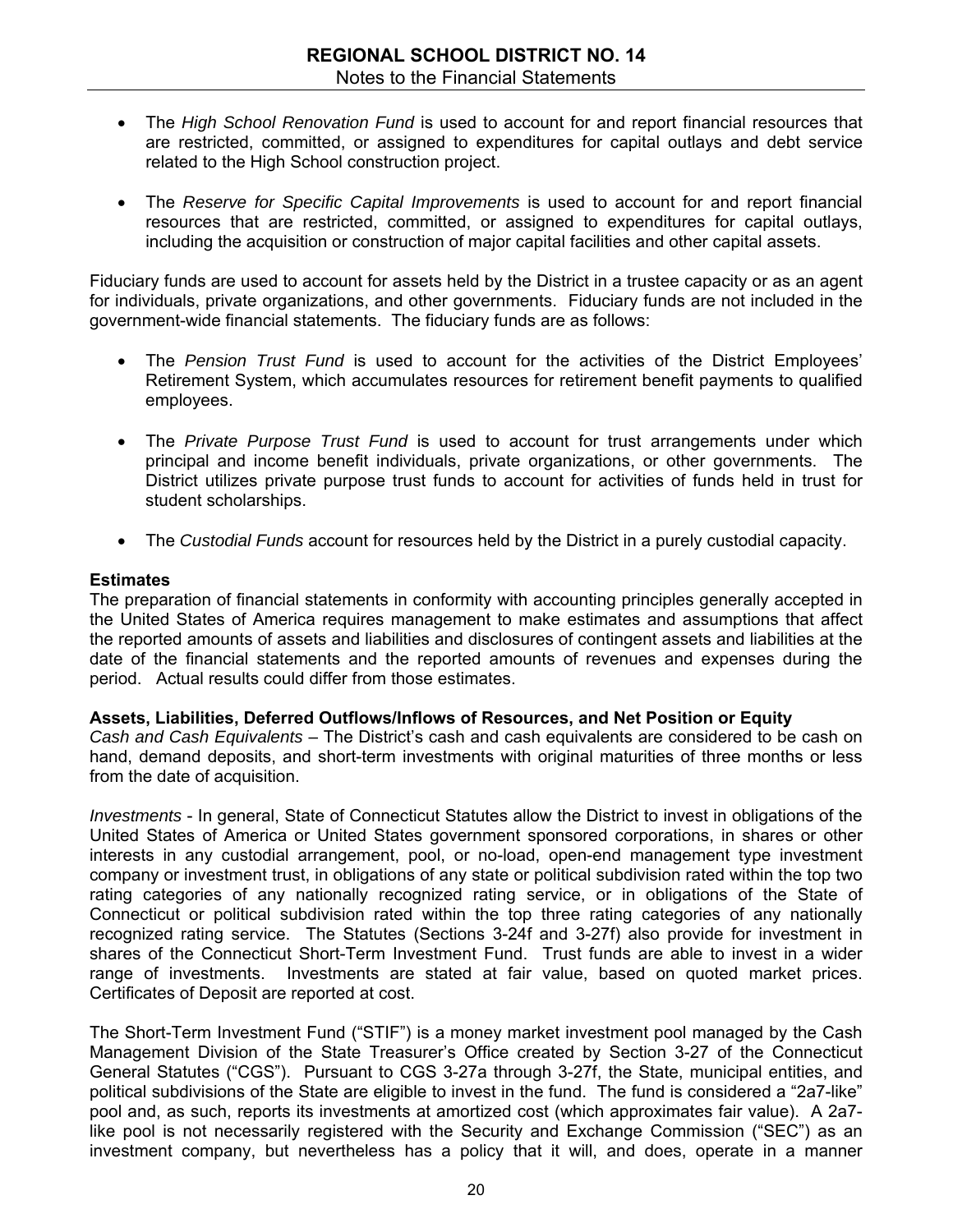- The *High School Renovation Fund* is used to account for and report financial resources that are restricted, committed, or assigned to expenditures for capital outlays and debt service related to the High School construction project.

- The *Reserve for Specific Capital Improvements* is used to account for and report financial resources that are restricted, committed, or assigned to expenditures for capital outlays, including the acquisition or construction of major capital facilities and other capital assets.

Fiduciary funds are used to account for assets held by the District in a trustee capacity or as an agent for individuals, private organizations, and other governments. Fiduciary funds are not included in the government-wide financial statements. The fiduciary funds are as follows:

- The *Pension Trust Fund* is used to account for the activities of the District Employees' Retirement System, which accumulates resources for retirement benefit payments to qualified employees.

- The *Private Purpose Trust Fund* is used to account for trust arrangements under which principal and income benefit individuals, private organizations, or other governments. The District utilizes private purpose trust funds to account for activities of funds held in trust for student scholarships.

- The *Custodial Funds* account for resources held by the District in a purely custodial capacity.

**Estimates**

The preparation of financial statements in conformity with accounting principles generally accepted in the United States of America requires management to make estimates and assumptions that affect the reported amounts of assets and liabilities and disclosures of contingent assets and liabilities at the date of the financial statements and the reported amounts of revenues and expenses during the period. Actual results could differ from those estimates.

**Assets, Liabilities, Deferred Outflows/Inflows of Resources, and Net Position or Equity**

*Cash and Cash Equivalents* – The District's cash and cash equivalents are considered to be cash on hand, demand deposits, and short-term investments with original maturities of three months or less from the date of acquisition.

*Investments* - In general, State of Connecticut Statutes allow the District to invest in obligations of the United States of America or United States government sponsored corporations, in shares or other interests in any custodial arrangement, pool, or no-load, open-end management type investment company or investment trust, in obligations of any state or political subdivision rated within the top two rating categories of any nationally recognized rating service, or in obligations of the State of Connecticut or political subdivision rated within the top three rating categories of any nationally recognized rating service. The Statutes (Sections 3-24f and 3-27f) also provide for investment in shares of the Connecticut Short-Term Investment Fund. Trust funds are able to invest in a wider range of investments. Investments are stated at fair value, based on quoted market prices. Certificates of Deposit are reported at cost.

The Short-Term Investment Fund ("STIF") is a money market investment pool managed by the Cash Management Division of the State Treasurer's Office created by Section 3-27 of the Connecticut General Statutes ("CGS"). Pursuant to CGS 3-27a through 3-27f, the State, municipal entities, and political subdivisions of the State are eligible to invest in the fund. The fund is considered a "2a7-like" pool and, as such, reports its investments at amortized cost (which approximates fair value). A 2a7-like pool is not necessarily registered with the Security and Exchange Commission ("SEC") as an investment company, but nevertheless has a policy that it will, and does, operate in a manner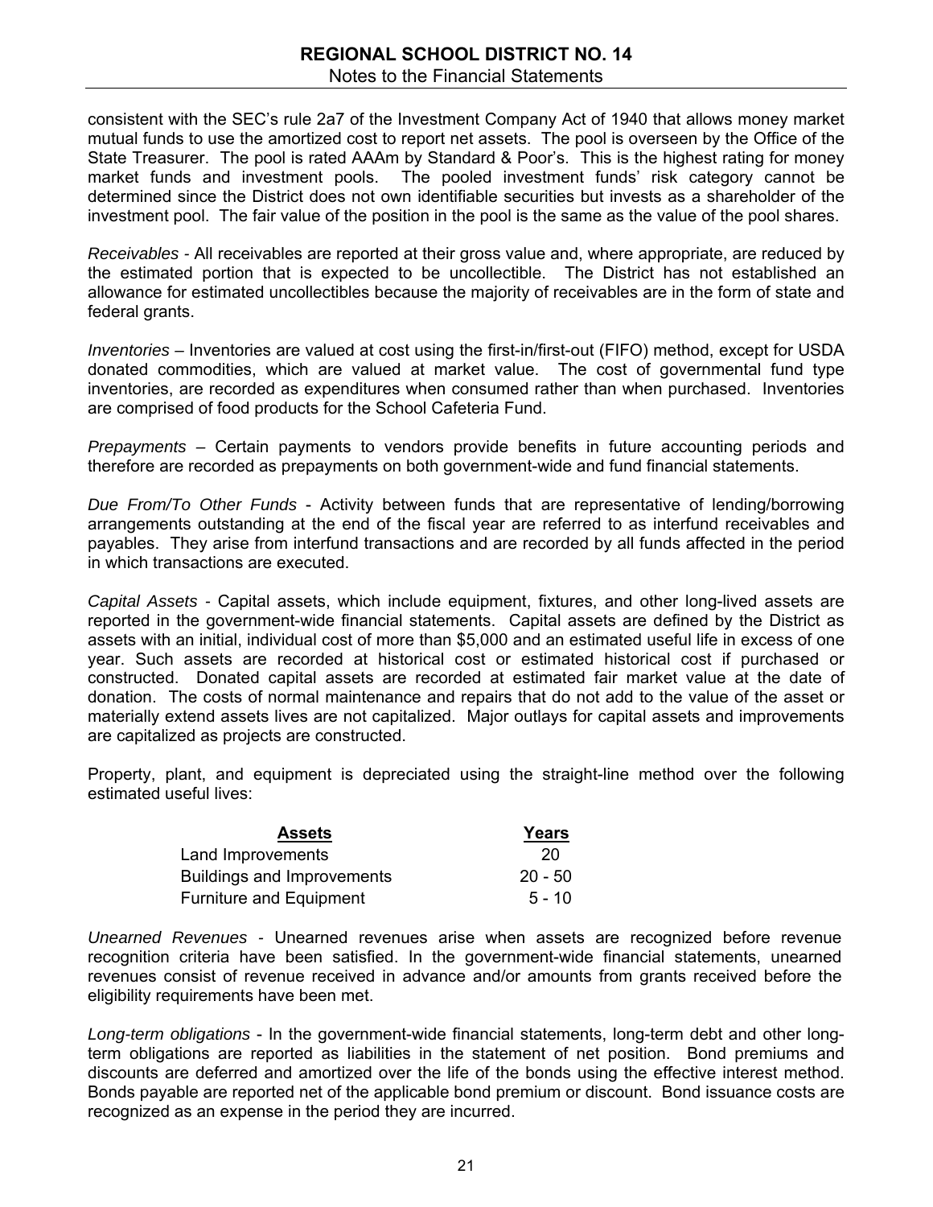consistent with the SEC's rule 2a7 of the Investment Company Act of 1940 that allows money market mutual funds to use the amortized cost to report net assets. The pool is overseen by the Office of the State Treasurer. The pool is rated AAAm by Standard & Poor's. This is the highest rating for money market funds and investment pools. The pooled investment funds' risk category cannot be determined since the District does not own identifiable securities but invests as a shareholder of the investment pool. The fair value of the position in the pool is the same as the value of the pool shares.

*Receivables* - All receivables are reported at their gross value and, where appropriate, are reduced by the estimated portion that is expected to be uncollectible. The District has not established an allowance for estimated uncollectibles because the majority of receivables are in the form of state and federal grants.

*Inventories* – Inventories are valued at cost using the first-in/first-out (FIFO) method, except for USDA donated commodities, which are valued at market value. The cost of governmental fund type inventories, are recorded as expenditures when consumed rather than when purchased. Inventories are comprised of food products for the School Cafeteria Fund.

*Prepayments* – Certain payments to vendors provide benefits in future accounting periods and therefore are recorded as prepayments on both government-wide and fund financial statements.

*Due From/To Other Funds* - Activity between funds that are representative of lending/borrowing arrangements outstanding at the end of the fiscal year are referred to as interfund receivables and payables. They arise from interfund transactions and are recorded by all funds affected in the period in which transactions are executed.

*Capital Assets* - Capital assets, which include equipment, fixtures, and other long-lived assets are reported in the government-wide financial statements. Capital assets are defined by the District as assets with an initial, individual cost of more than $5,000 and an estimated useful life in excess of one year. Such assets are recorded at historical cost or estimated historical cost if purchased or constructed. Donated capital assets are recorded at estimated fair market value at the date of donation. The costs of normal maintenance and repairs that do not add to the value of the asset or materially extend assets lives are not capitalized. Major outlays for capital assets and improvements are capitalized as projects are constructed.

Property, plant, and equipment is depreciated using the straight-line method over the following estimated useful lives:

| Assets | Years |
|---|---|
| Land Improvements | 20 |
| Buildings and Improvements | 20 - 50 |
| Furniture and Equipment | 5 - 10 |

*Unearned Revenues* - Unearned revenues arise when assets are recognized before revenue recognition criteria have been satisfied. In the government-wide financial statements, unearned revenues consist of revenue received in advance and/or amounts from grants received before the eligibility requirements have been met.

*Long-term obligations* - In the government-wide financial statements, long-term debt and other long-term obligations are reported as liabilities in the statement of net position. Bond premiums and discounts are deferred and amortized over the life of the bonds using the effective interest method. Bonds payable are reported net of the applicable bond premium or discount. Bond issuance costs are recognized as an expense in the period they are incurred.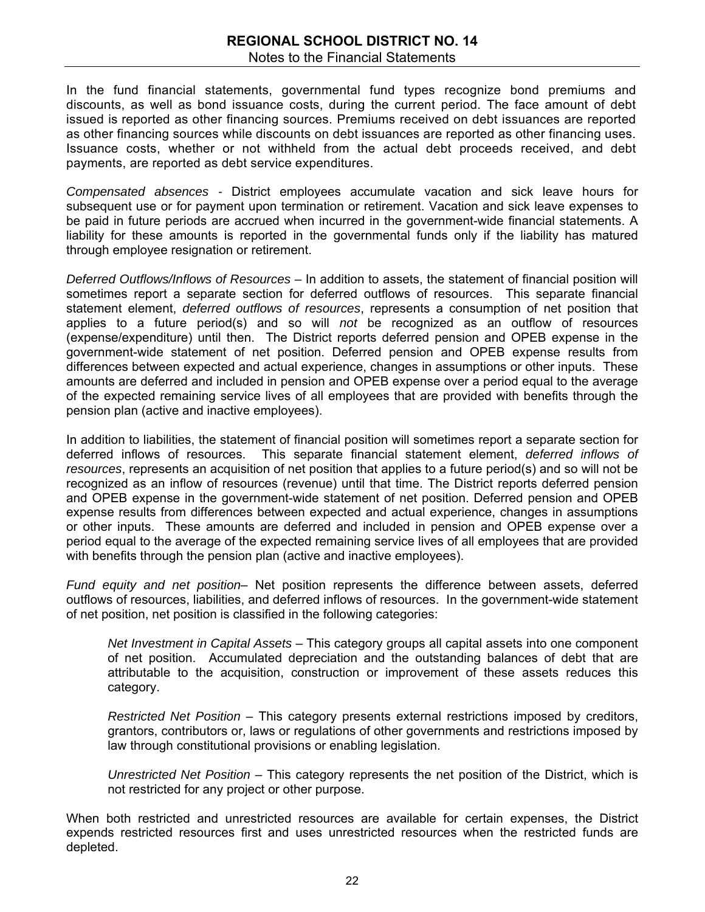In the fund financial statements, governmental fund types recognize bond premiums and discounts, as well as bond issuance costs, during the current period. The face amount of debt issued is reported as other financing sources. Premiums received on debt issuances are reported as other financing sources while discounts on debt issuances are reported as other financing uses. Issuance costs, whether or not withheld from the actual debt proceeds received, and debt payments, are reported as debt service expenditures.

*Compensated absences* - District employees accumulate vacation and sick leave hours for subsequent use or for payment upon termination or retirement. Vacation and sick leave expenses to be paid in future periods are accrued when incurred in the government-wide financial statements. A liability for these amounts is reported in the governmental funds only if the liability has matured through employee resignation or retirement.

*Deferred Outflows/Inflows of Resources* – In addition to assets, the statement of financial position will sometimes report a separate section for deferred outflows of resources. This separate financial statement element, *deferred outflows of resources*, represents a consumption of net position that applies to a future period(s) and so will *not* be recognized as an outflow of resources (expense/expenditure) until then. The District reports deferred pension and OPEB expense in the government-wide statement of net position. Deferred pension and OPEB expense results from differences between expected and actual experience, changes in assumptions or other inputs. These amounts are deferred and included in pension and OPEB expense over a period equal to the average of the expected remaining service lives of all employees that are provided with benefits through the pension plan (active and inactive employees).

In addition to liabilities, the statement of financial position will sometimes report a separate section for deferred inflows of resources. This separate financial statement element, *deferred inflows of resources*, represents an acquisition of net position that applies to a future period(s) and so will not be recognized as an inflow of resources (revenue) until that time. The District reports deferred pension and OPEB expense in the government-wide statement of net position. Deferred pension and OPEB expense results from differences between expected and actual experience, changes in assumptions or other inputs. These amounts are deferred and included in pension and OPEB expense over a period equal to the average of the expected remaining service lives of all employees that are provided with benefits through the pension plan (active and inactive employees).

*Fund equity and net position*– Net position represents the difference between assets, deferred outflows of resources, liabilities, and deferred inflows of resources. In the government-wide statement of net position, net position is classified in the following categories:

> *Net Investment in Capital Assets* – This category groups all capital assets into one component of net position. Accumulated depreciation and the outstanding balances of debt that are attributable to the acquisition, construction or improvement of these assets reduces this category.
>
> *Restricted Net Position* – This category presents external restrictions imposed by creditors, grantors, contributors or, laws or regulations of other governments and restrictions imposed by law through constitutional provisions or enabling legislation.
>
> *Unrestricted Net Position* – This category represents the net position of the District, which is not restricted for any project or other purpose.

When both restricted and unrestricted resources are available for certain expenses, the District expends restricted resources first and uses unrestricted resources when the restricted funds are depleted.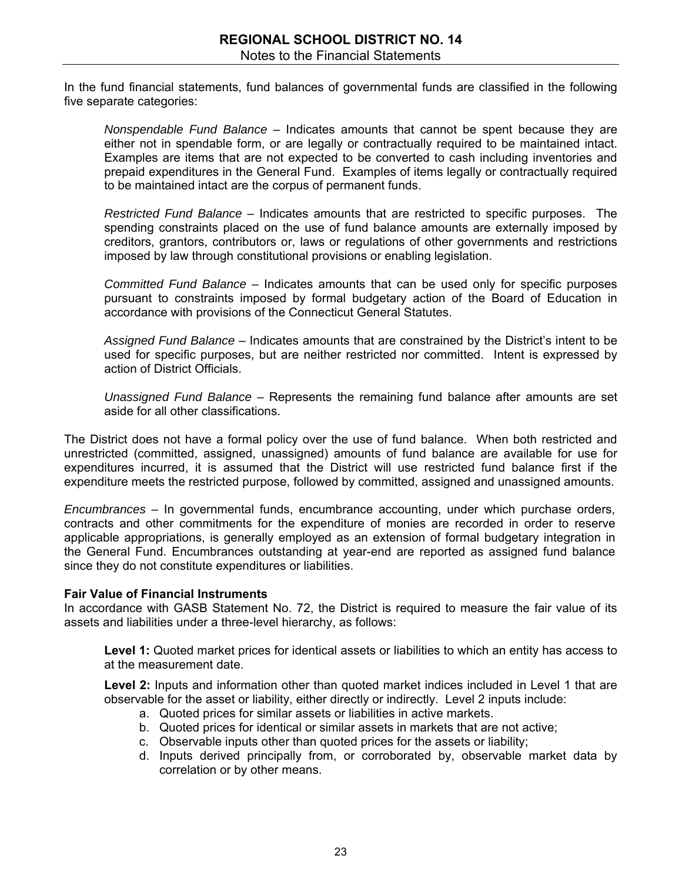In the fund financial statements, fund balances of governmental funds are classified in the following five separate categories:

*Nonspendable Fund Balance* – Indicates amounts that cannot be spent because they are either not in spendable form, or are legally or contractually required to be maintained intact. Examples are items that are not expected to be converted to cash including inventories and prepaid expenditures in the General Fund. Examples of items legally or contractually required to be maintained intact are the corpus of permanent funds.

*Restricted Fund Balance* – Indicates amounts that are restricted to specific purposes. The spending constraints placed on the use of fund balance amounts are externally imposed by creditors, grantors, contributors or, laws or regulations of other governments and restrictions imposed by law through constitutional provisions or enabling legislation.

*Committed Fund Balance* – Indicates amounts that can be used only for specific purposes pursuant to constraints imposed by formal budgetary action of the Board of Education in accordance with provisions of the Connecticut General Statutes.

*Assigned Fund Balance* – Indicates amounts that are constrained by the District's intent to be used for specific purposes, but are neither restricted nor committed. Intent is expressed by action of District Officials.

*Unassigned Fund Balance* – Represents the remaining fund balance after amounts are set aside for all other classifications.

The District does not have a formal policy over the use of fund balance. When both restricted and unrestricted (committed, assigned, unassigned) amounts of fund balance are available for use for expenditures incurred, it is assumed that the District will use restricted fund balance first if the expenditure meets the restricted purpose, followed by committed, assigned and unassigned amounts.

*Encumbrances* – In governmental funds, encumbrance accounting, under which purchase orders, contracts and other commitments for the expenditure of monies are recorded in order to reserve applicable appropriations, is generally employed as an extension of formal budgetary integration in the General Fund. Encumbrances outstanding at year-end are reported as assigned fund balance since they do not constitute expenditures or liabilities.

**Fair Value of Financial Instruments**

In accordance with GASB Statement No. 72, the District is required to measure the fair value of its assets and liabilities under a three-level hierarchy, as follows:

**Level 1:** Quoted market prices for identical assets or liabilities to which an entity has access to at the measurement date.

**Level 2:** Inputs and information other than quoted market indices included in Level 1 that are observable for the asset or liability, either directly or indirectly. Level 2 inputs include:

a. Quoted prices for similar assets or liabilities in active markets.
b. Quoted prices for identical or similar assets in markets that are not active;
c. Observable inputs other than quoted prices for the assets or liability;
d. Inputs derived principally from, or corroborated by, observable market data by correlation or by other means.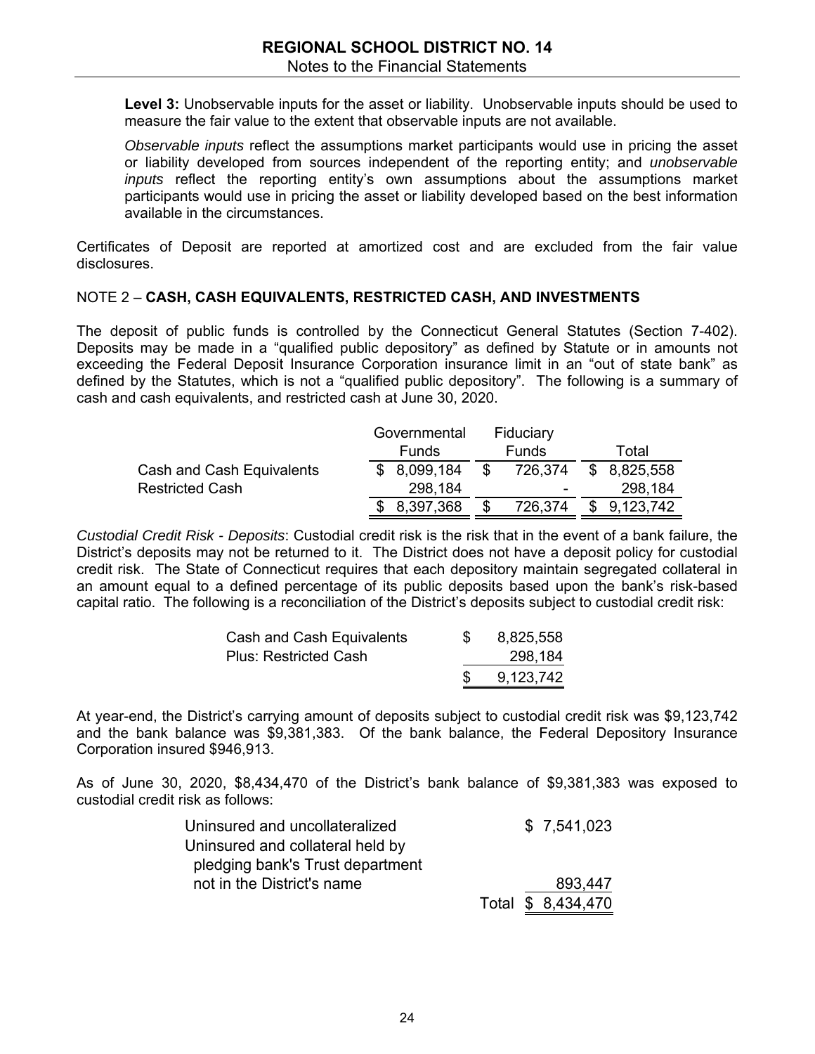**Level 3:** Unobservable inputs for the asset or liability. Unobservable inputs should be used to measure the fair value to the extent that observable inputs are not available.

*Observable inputs* reflect the assumptions market participants would use in pricing the asset or liability developed from sources independent of the reporting entity; and *unobservable inputs* reflect the reporting entity's own assumptions about the assumptions market participants would use in pricing the asset or liability developed based on the best information available in the circumstances.

Certificates of Deposit are reported at amortized cost and are excluded from the fair value disclosures.

## NOTE 2 – **CASH, CASH EQUIVALENTS, RESTRICTED CASH, AND INVESTMENTS**

The deposit of public funds is controlled by the Connecticut General Statutes (Section 7-402). Deposits may be made in a "qualified public depository" as defined by Statute or in amounts not exceeding the Federal Deposit Insurance Corporation insurance limit in an "out of state bank" as defined by the Statutes, which is not a "qualified public depository". The following is a summary of cash and cash equivalents, and restricted cash at June 30, 2020.

| | Governmental Funds | Fiduciary Funds | Total |
|---|---|---|---|
| Cash and Cash Equivalents | $ 8,099,184 | $ 726,374 | $ 8,825,558 |
| Restricted Cash | 298,184 | - | 298,184 |
| | $ 8,397,368 | $ 726,374 | $ 9,123,742 |

*Custodial Credit Risk - Deposits*: Custodial credit risk is the risk that in the event of a bank failure, the District's deposits may not be returned to it. The District does not have a deposit policy for custodial credit risk. The State of Connecticut requires that each depository maintain segregated collateral in an amount equal to a defined percentage of its public deposits based upon the bank's risk-based capital ratio. The following is a reconciliation of the District's deposits subject to custodial credit risk:

| | |
|---|---|
| Cash and Cash Equivalents | $ 8,825,558 |
| Plus: Restricted Cash | 298,184 |
| | $ 9,123,742 |

At year-end, the District's carrying amount of deposits subject to custodial credit risk was $9,123,742 and the bank balance was $9,381,383. Of the bank balance, the Federal Depository Insurance Corporation insured $946,913.

As of June 30, 2020, $8,434,470 of the District's bank balance of $9,381,383 was exposed to custodial credit risk as follows:

| | |
|---|---|
| Uninsured and uncollateralized | $ 7,541,023 |
| Uninsured and collateral held by pledging bank's Trust department not in the District's name | 893,447 |
| Total | $ 8,434,470 |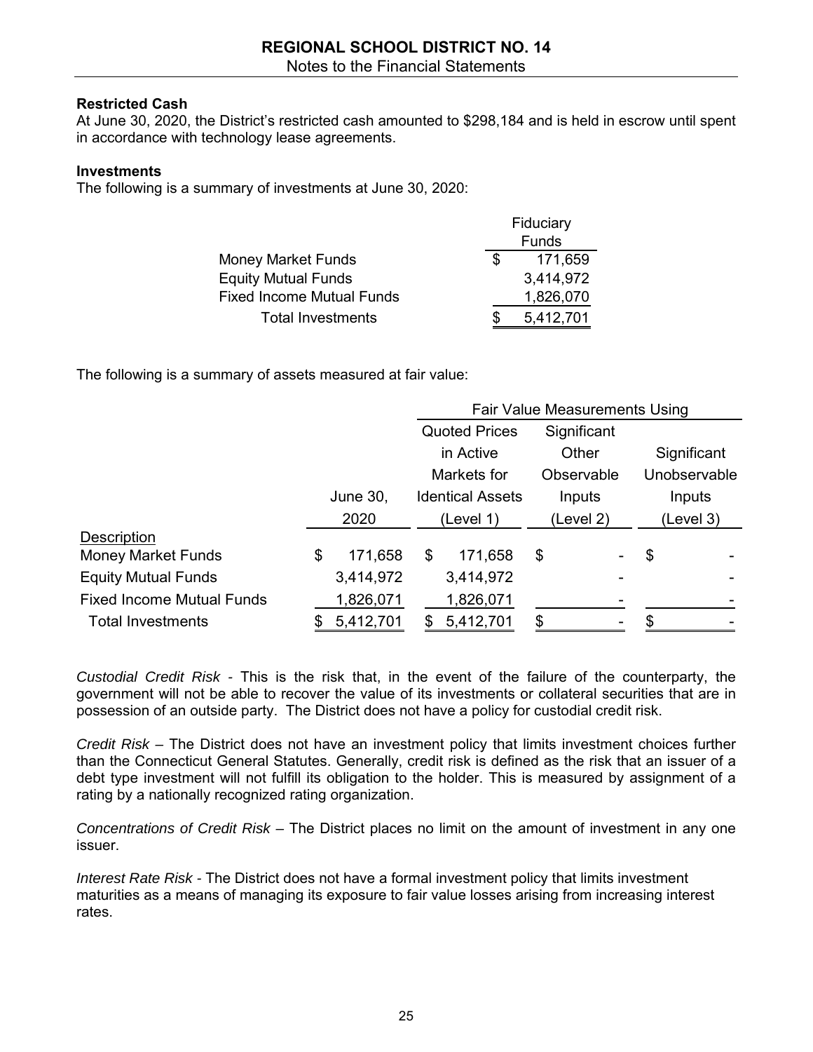### Restricted Cash

At June 30, 2020, the District's restricted cash amounted to $298,184 and is held in escrow until spent in accordance with technology lease agreements.

### Investments

The following is a summary of investments at June 30, 2020:

| | Fiduciary Funds |
|---|---|
| Money Market Funds | $ 171,659 |
| Equity Mutual Funds | 3,414,972 |
| Fixed Income Mutual Funds | 1,826,070 |
| Total Investments | $ 5,412,701 |

The following is a summary of assets measured at fair value:

| | | Fair Value Measurements Using | | |
|---|---|---|---|---|
| Description | June 30, 2020 | Quoted Prices in Active Markets for Identical Assets (Level 1) | Significant Other Observable Inputs (Level 2) | Significant Unobservable Inputs (Level 3) |
| Money Market Funds | $ 171,658 | $ 171,658 | $ - | $ - |
| Equity Mutual Funds | 3,414,972 | 3,414,972 | - | - |
| Fixed Income Mutual Funds | 1,826,071 | 1,826,071 | - | - |
| Total Investments | $ 5,412,701 | $ 5,412,701 | $ - | $ - |

*Custodial Credit Risk* - This is the risk that, in the event of the failure of the counterparty, the government will not be able to recover the value of its investments or collateral securities that are in possession of an outside party. The District does not have a policy for custodial credit risk.

*Credit Risk* – The District does not have an investment policy that limits investment choices further than the Connecticut General Statutes. Generally, credit risk is defined as the risk that an issuer of a debt type investment will not fulfill its obligation to the holder. This is measured by assignment of a rating by a nationally recognized rating organization.

*Concentrations of Credit Risk* – The District places no limit on the amount of investment in any one issuer.

*Interest Rate Risk* - The District does not have a formal investment policy that limits investment maturities as a means of managing its exposure to fair value losses arising from increasing interest rates.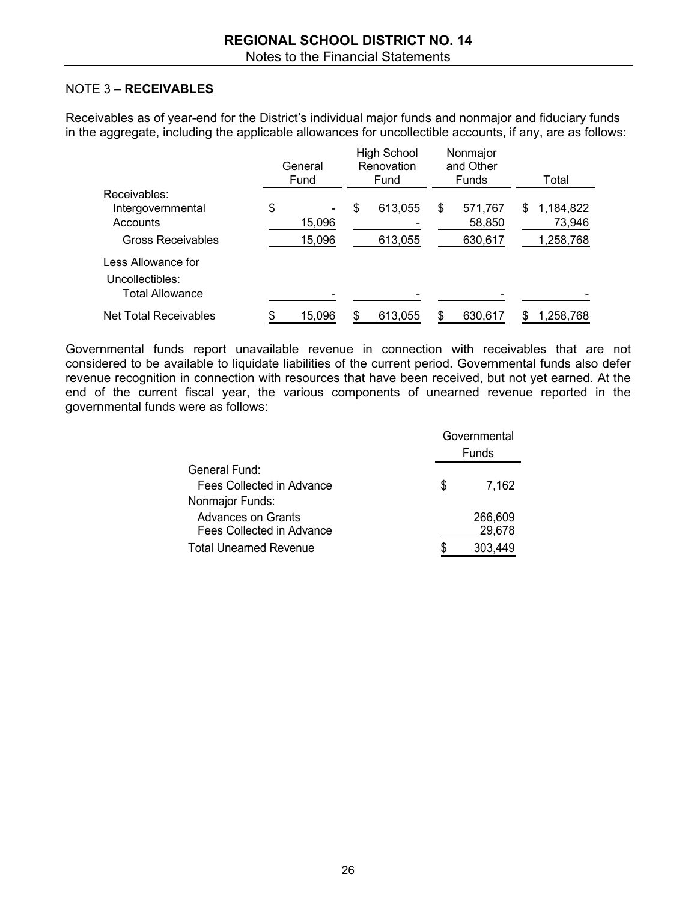## NOTE 3 – **RECEIVABLES**

Receivables as of year-end for the District's individual major funds and nonmajor and fiduciary funds in the aggregate, including the applicable allowances for uncollectible accounts, if any, are as follows:

| | General Fund | High School Renovation Fund | Nonmajor and Other Funds | Total |
|---|---|---|---|---|
| Receivables: | | | | |
| Intergovernmental | $ - | $ 613,055 | $ 571,767 | $ 1,184,822 |
| Accounts | 15,096 | - | 58,850 | 73,946 |
| Gross Receivables | 15,096 | 613,055 | 630,617 | 1,258,768 |
| Less Allowance for Uncollectibles: | | | | |
| Total Allowance | - | - | - | - |
| Net Total Receivables | $ 15,096 | $ 613,055 | $ 630,617 | $ 1,258,768 |

Governmental funds report unavailable revenue in connection with receivables that are not considered to be available to liquidate liabilities of the current period. Governmental funds also defer revenue recognition in connection with resources that have been received, but not yet earned. At the end of the current fiscal year, the various components of unearned revenue reported in the governmental funds were as follows:

| | Governmental Funds |
|---|---|
| General Fund: | |
| Fees Collected in Advance | $ 7,162 |
| Nonmajor Funds: | |
| Advances on Grants | 266,609 |
| Fees Collected in Advance | 29,678 |
| Total Unearned Revenue | $ 303,449 |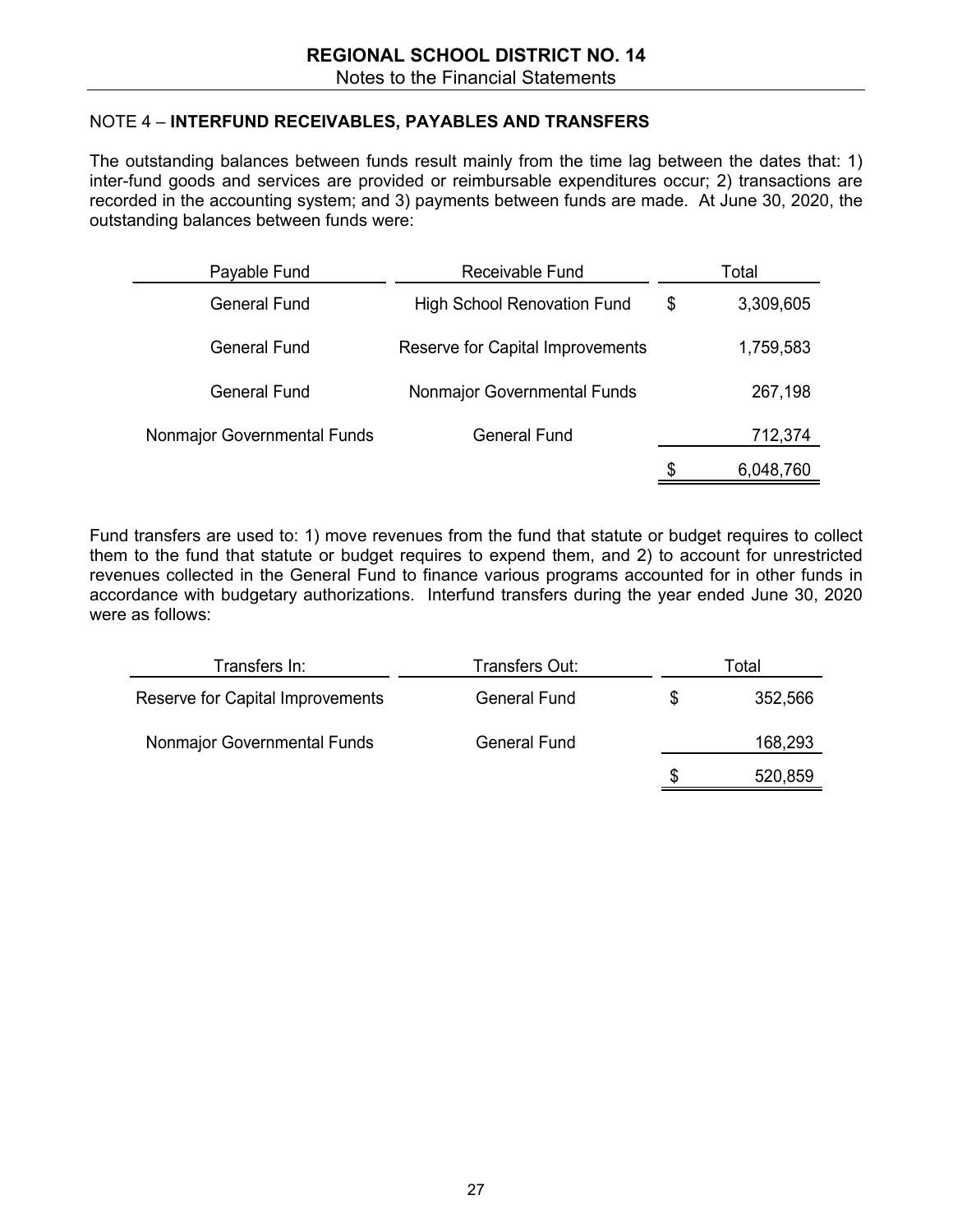## NOTE 4 – INTERFUND RECEIVABLES, PAYABLES AND TRANSFERS

The outstanding balances between funds result mainly from the time lag between the dates that: 1) inter-fund goods and services are provided or reimbursable expenditures occur; 2) transactions are recorded in the accounting system; and 3) payments between funds are made. At June 30, 2020, the outstanding balances between funds were:

| Payable Fund | Receivable Fund | Total |
|---|---|---|
| General Fund | High School Renovation Fund | $ 3,309,605 |
| General Fund | Reserve for Capital Improvements | 1,759,583 |
| General Fund | Nonmajor Governmental Funds | 267,198 |
| Nonmajor Governmental Funds | General Fund | 712,374 |
| | | $ 6,048,760 |

Fund transfers are used to: 1) move revenues from the fund that statute or budget requires to collect them to the fund that statute or budget requires to expend them, and 2) to account for unrestricted revenues collected in the General Fund to finance various programs accounted for in other funds in accordance with budgetary authorizations. Interfund transfers during the year ended June 30, 2020 were as follows:

| Transfers In: | Transfers Out: | Total |
|---|---|---|
| Reserve for Capital Improvements | General Fund | $ 352,566 |
| Nonmajor Governmental Funds | General Fund | 168,293 |
| | | $ 520,859 |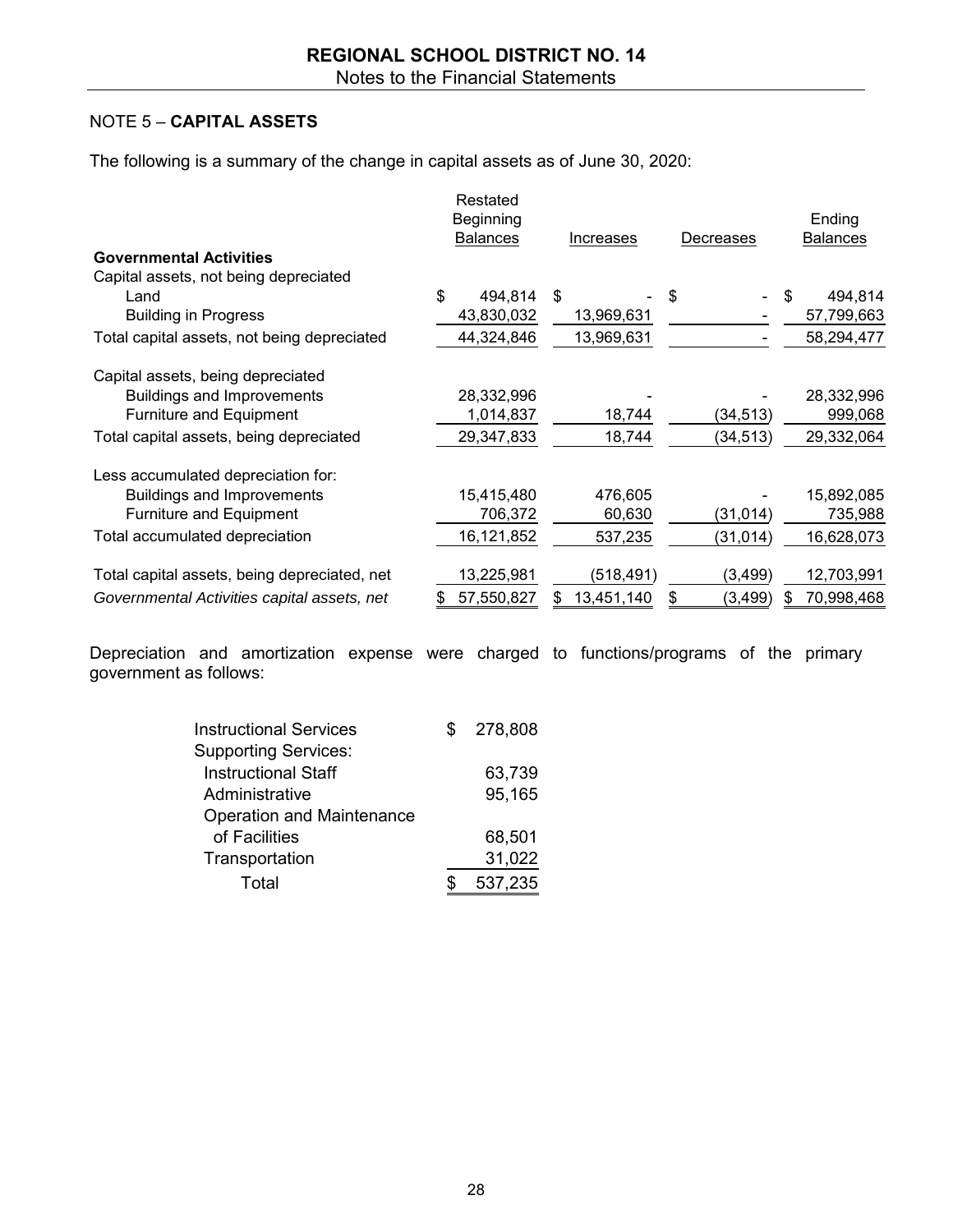## NOTE 5 – CAPITAL ASSETS

The following is a summary of the change in capital assets as of June 30, 2020:

| | Restated Beginning Balances | Increases | Decreases | Ending Balances |
|---|---|---|---|---|
| **Governmental Activities** | | | | |
| Capital assets, not being depreciated | | | | |
| Land | $ 494,814 | $ - | $ - | $ 494,814 |
| Building in Progress | 43,830,032 | 13,969,631 | - | 57,799,663 |
| Total capital assets, not being depreciated | 44,324,846 | 13,969,631 | - | 58,294,477 |
| Capital assets, being depreciated | | | | |
| Buildings and Improvements | 28,332,996 | - | - | 28,332,996 |
| Furniture and Equipment | 1,014,837 | 18,744 | (34,513) | 999,068 |
| Total capital assets, being depreciated | 29,347,833 | 18,744 | (34,513) | 29,332,064 |
| Less accumulated depreciation for: | | | | |
| Buildings and Improvements | 15,415,480 | 476,605 | - | 15,892,085 |
| Furniture and Equipment | 706,372 | 60,630 | (31,014) | 735,988 |
| Total accumulated depreciation | 16,121,852 | 537,235 | (31,014) | 16,628,073 |
| Total capital assets, being depreciated, net | 13,225,981 | (518,491) | (3,499) | 12,703,991 |
| *Governmental Activities capital assets, net* | $ 57,550,827 | $ 13,451,140 | $ (3,499) | $ 70,998,468 |

Depreciation and amortization expense were charged to functions/programs of the primary government as follows:

| | |
|---|---|
| Instructional Services | $ 278,808 |
| Supporting Services: | |
| Instructional Staff | 63,739 |
| Administrative | 95,165 |
| Operation and Maintenance of Facilities | 68,501 |
| Transportation | 31,022 |
| Total | $ 537,235 |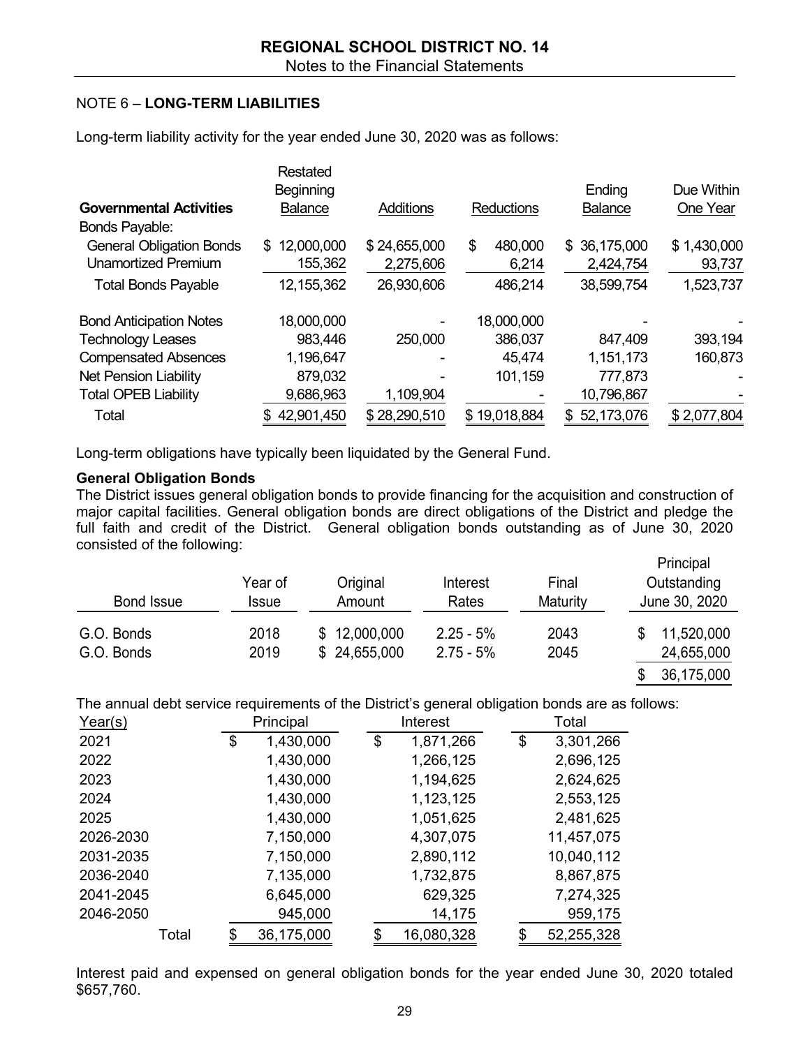NOTE 6 – **LONG-TERM LIABILITIES**

Long-term liability activity for the year ended June 30, 2020 was as follows:

| Governmental Activities | Restated Beginning Balance | Additions | Reductions | Ending Balance | Due Within One Year |
|---|---|---|---|---|---|
| Bonds Payable: | | | | | |
| General Obligation Bonds | $ 12,000,000 | $ 24,655,000 | $ 480,000 | $ 36,175,000 | $ 1,430,000 |
| Unamortized Premium | 155,362 | 2,275,606 | 6,214 | 2,424,754 | 93,737 |
| Total Bonds Payable | 12,155,362 | 26,930,606 | 486,214 | 38,599,754 | 1,523,737 |
| Bond Anticipation Notes | 18,000,000 | - | 18,000,000 | - | - |
| Technology Leases | 983,446 | 250,000 | 386,037 | 847,409 | 393,194 |
| Compensated Absences | 1,196,647 | - | 45,474 | 1,151,173 | 160,873 |
| Net Pension Liability | 879,032 | - | 101,159 | 777,873 | - |
| Total OPEB Liability | 9,686,963 | 1,109,904 | - | 10,796,867 | - |
| Total | $ 42,901,450 | $ 28,290,510 | $ 19,018,884 | $ 52,173,076 | $ 2,077,804 |

Long-term obligations have typically been liquidated by the General Fund.

**General Obligation Bonds**

The District issues general obligation bonds to provide financing for the acquisition and construction of major capital facilities. General obligation bonds are direct obligations of the District and pledge the full faith and credit of the District. General obligation bonds outstanding as of June 30, 2020 consisted of the following:

| Bond Issue | Year of Issue | Original Amount | Interest Rates | Final Maturity | Principal Outstanding June 30, 2020 |
|---|---|---|---|---|---|
| G.O. Bonds | 2018 | $ 12,000,000 | 2.25 - 5% | 2043 | $ 11,520,000 |
| G.O. Bonds | 2019 | $ 24,655,000 | 2.75 - 5% | 2045 | 24,655,000 |
| | | | | | $ 36,175,000 |

The annual debt service requirements of the District's general obligation bonds are as follows:

| Year(s) | Principal | Interest | Total |
|---|---|---|---|
| 2021 | $ 1,430,000 | $ 1,871,266 | $ 3,301,266 |
| 2022 | 1,430,000 | 1,266,125 | 2,696,125 |
| 2023 | 1,430,000 | 1,194,625 | 2,624,625 |
| 2024 | 1,430,000 | 1,123,125 | 2,553,125 |
| 2025 | 1,430,000 | 1,051,625 | 2,481,625 |
| 2026-2030 | 7,150,000 | 4,307,075 | 11,457,075 |
| 2031-2035 | 7,150,000 | 2,890,112 | 10,040,112 |
| 2036-2040 | 7,135,000 | 1,732,875 | 8,867,875 |
| 2041-2045 | 6,645,000 | 629,325 | 7,274,325 |
| 2046-2050 | 945,000 | 14,175 | 959,175 |
| Total | $ 36,175,000 | $ 16,080,328 | $ 52,255,328 |

Interest paid and expensed on general obligation bonds for the year ended June 30, 2020 totaled $657,760.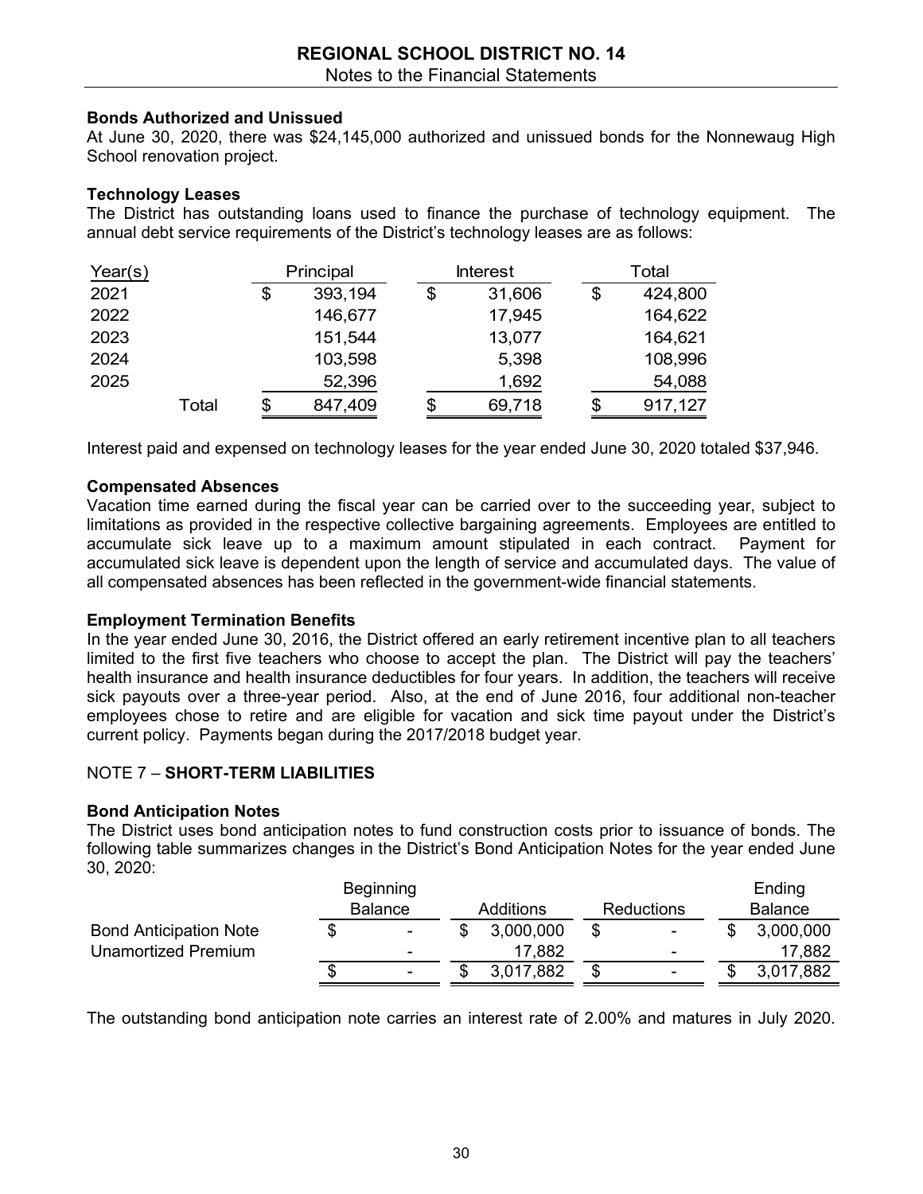### Bonds Authorized and Unissued

At June 30, 2020, there was $24,145,000 authorized and unissued bonds for the Nonnewaug High School renovation project.

### Technology Leases

The District has outstanding loans used to finance the purchase of technology equipment. The annual debt service requirements of the District's technology leases are as follows:

| Year(s) | Principal | Interest | Total |
|---|---|---|---|
| 2021 | $ 393,194 | $ 31,606 | $ 424,800 |
| 2022 | 146,677 | 17,945 | 164,622 |
| 2023 | 151,544 | 13,077 | 164,621 |
| 2024 | 103,598 | 5,398 | 108,996 |
| 2025 | 52,396 | 1,692 | 54,088 |
| Total | $ 847,409 | $ 69,718 | $ 917,127 |

Interest paid and expensed on technology leases for the year ended June 30, 2020 totaled $37,946.

### Compensated Absences

Vacation time earned during the fiscal year can be carried over to the succeeding year, subject to limitations as provided in the respective collective bargaining agreements. Employees are entitled to accumulate sick leave up to a maximum amount stipulated in each contract. Payment for accumulated sick leave is dependent upon the length of service and accumulated days. The value of all compensated absences has been reflected in the government-wide financial statements.

### Employment Termination Benefits

In the year ended June 30, 2016, the District offered an early retirement incentive plan to all teachers limited to the first five teachers who choose to accept the plan. The District will pay the teachers' health insurance and health insurance deductibles for four years. In addition, the teachers will receive sick payouts over a three-year period. Also, at the end of June 2016, four additional non-teacher employees chose to retire and are eligible for vacation and sick time payout under the District's current policy. Payments began during the 2017/2018 budget year.

## NOTE 7 – SHORT-TERM LIABILITIES

### Bond Anticipation Notes

The District uses bond anticipation notes to fund construction costs prior to issuance of bonds. The following table summarizes changes in the District's Bond Anticipation Notes for the year ended June 30, 2020:

| | Beginning Balance | Additions | Reductions | Ending Balance |
|---|---|---|---|---|
| Bond Anticipation Note | $ - | $ 3,000,000 | $ - | $ 3,000,000 |
| Unamortized Premium | - | 17,882 | - | 17,882 |
| | $ - | $ 3,017,882 | $ - | $ 3,017,882 |

The outstanding bond anticipation note carries an interest rate of 2.00% and matures in July 2020.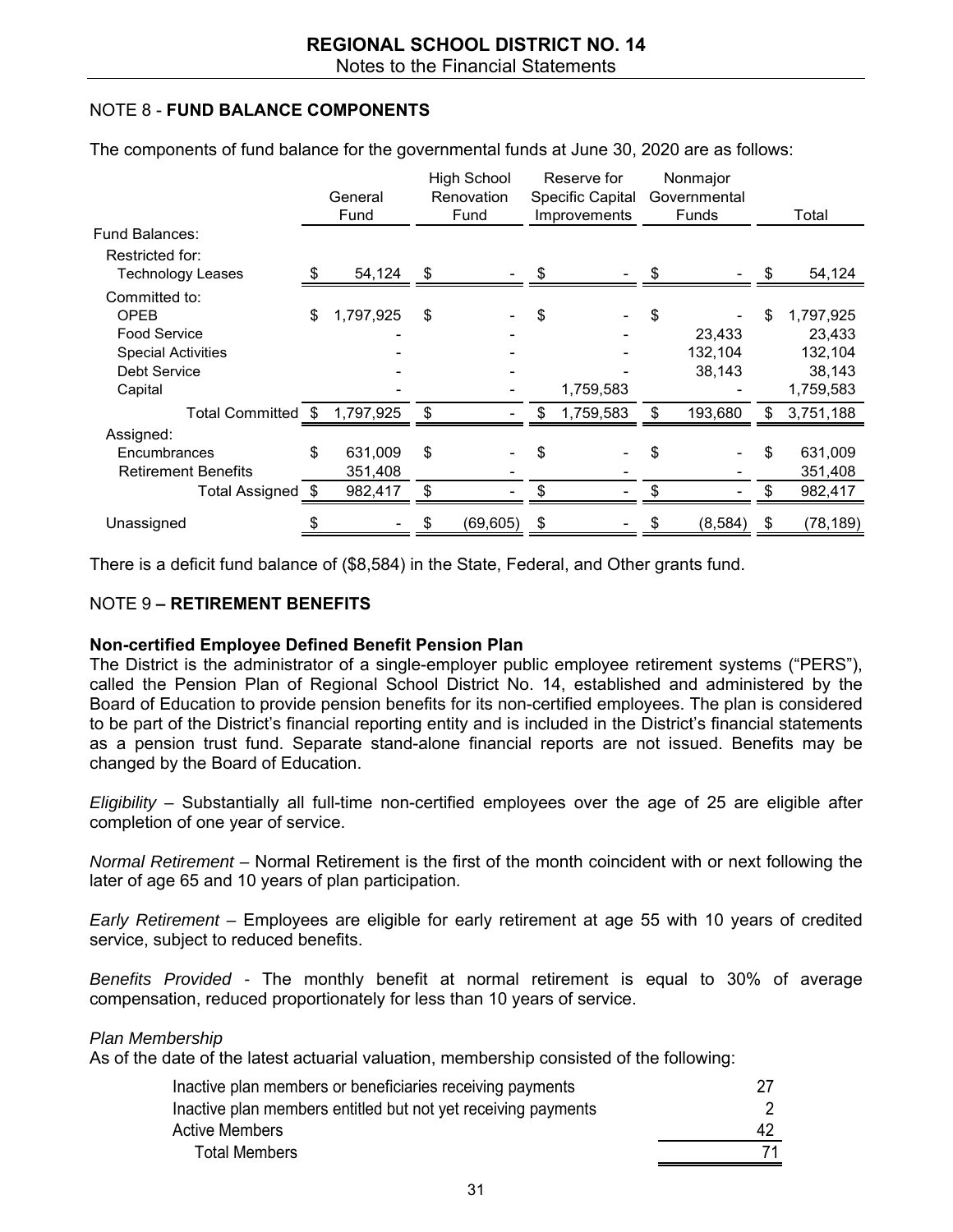## NOTE 8 - FUND BALANCE COMPONENTS

The components of fund balance for the governmental funds at June 30, 2020 are as follows:

| | General Fund | High School Renovation Fund | Reserve for Specific Capital Improvements | Nonmajor Governmental Funds | Total |
|---|---|---|---|---|---|
| Fund Balances: | | | | | |
| Restricted for: | | | | | |
| Technology Leases | $ 54,124 | $ - | $ - | $ - | $ 54,124 |
| Committed to: | | | | | |
| OPEB | $ 1,797,925 | $ - | $ - | $ - | $ 1,797,925 |
| Food Service | - | - | - | 23,433 | 23,433 |
| Special Activities | - | - | - | 132,104 | 132,104 |
| Debt Service | - | - | - | 38,143 | 38,143 |
| Capital | - | - | 1,759,583 | - | 1,759,583 |
| Total Committed | $ 1,797,925 | $ - | $ 1,759,583 | $ 193,680 | $ 3,751,188 |
| Assigned: | | | | | |
| Encumbrances | $ 631,009 | $ - | $ - | $ - | $ 631,009 |
| Retirement Benefits | 351,408 | - | - | - | 351,408 |
| Total Assigned | $ 982,417 | $ - | $ - | $ - | $ 982,417 |
| Unassigned | $ - | $ (69,605) | $ - | $ (8,584) | $ (78,189) |

There is a deficit fund balance of ($8,584) in the State, Federal, and Other grants fund.

## NOTE 9 – RETIREMENT BENEFITS

**Non-certified Employee Defined Benefit Pension Plan**

The District is the administrator of a single-employer public employee retirement systems ("PERS"), called the Pension Plan of Regional School District No. 14, established and administered by the Board of Education to provide pension benefits for its non-certified employees. The plan is considered to be part of the District's financial reporting entity and is included in the District's financial statements as a pension trust fund. Separate stand-alone financial reports are not issued. Benefits may be changed by the Board of Education.

*Eligibility* – Substantially all full-time non-certified employees over the age of 25 are eligible after completion of one year of service.

*Normal Retirement* – Normal Retirement is the first of the month coincident with or next following the later of age 65 and 10 years of plan participation.

*Early Retirement* – Employees are eligible for early retirement at age 55 with 10 years of credited service, subject to reduced benefits.

*Benefits Provided* - The monthly benefit at normal retirement is equal to 30% of average compensation, reduced proportionately for less than 10 years of service.

*Plan Membership*

As of the date of the latest actuarial valuation, membership consisted of the following:

| | |
|---|---|
| Inactive plan members or beneficiaries receiving payments | 27 |
| Inactive plan members entitled but not yet receiving payments | 2 |
| Active Members | 42 |
| Total Members | 71 |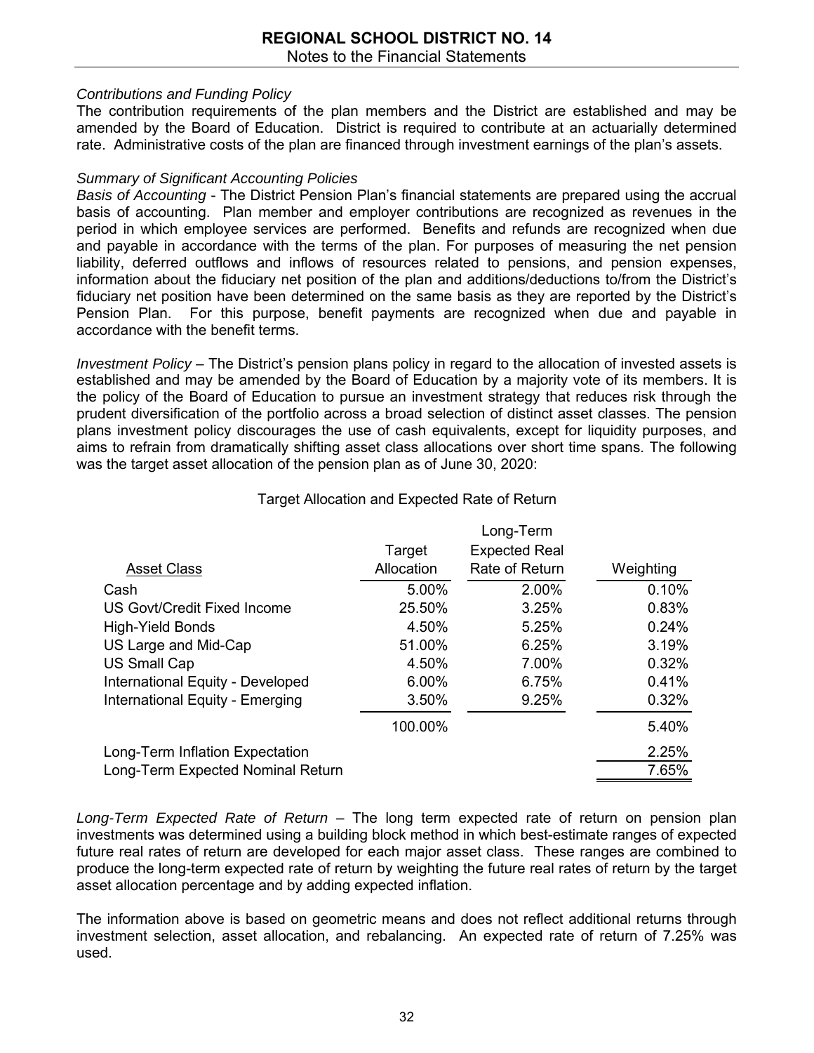*Contributions and Funding Policy*

The contribution requirements of the plan members and the District are established and may be amended by the Board of Education. District is required to contribute at an actuarially determined rate. Administrative costs of the plan are financed through investment earnings of the plan's assets.

*Summary of Significant Accounting Policies*

*Basis of Accounting* - The District Pension Plan's financial statements are prepared using the accrual basis of accounting. Plan member and employer contributions are recognized as revenues in the period in which employee services are performed. Benefits and refunds are recognized when due and payable in accordance with the terms of the plan. For purposes of measuring the net pension liability, deferred outflows and inflows of resources related to pensions, and pension expenses, information about the fiduciary net position of the plan and additions/deductions to/from the District's fiduciary net position have been determined on the same basis as they are reported by the District's Pension Plan. For this purpose, benefit payments are recognized when due and payable in accordance with the benefit terms.

*Investment Policy* – The District's pension plans policy in regard to the allocation of invested assets is established and may be amended by the Board of Education by a majority vote of its members. It is the policy of the Board of Education to pursue an investment strategy that reduces risk through the prudent diversification of the portfolio across a broad selection of distinct asset classes. The pension plans investment policy discourages the use of cash equivalents, except for liquidity purposes, and aims to refrain from dramatically shifting asset class allocations over short time spans. The following was the target asset allocation of the pension plan as of June 30, 2020:

Target Allocation and Expected Rate of Return

| Asset Class | Target Allocation | Long-Term Expected Real Rate of Return | Weighting |
|---|---|---|---|
| Cash | 5.00% | 2.00% | 0.10% |
| US Govt/Credit Fixed Income | 25.50% | 3.25% | 0.83% |
| High-Yield Bonds | 4.50% | 5.25% | 0.24% |
| US Large and Mid-Cap | 51.00% | 6.25% | 3.19% |
| US Small Cap | 4.50% | 7.00% | 0.32% |
| International Equity - Developed | 6.00% | 6.75% | 0.41% |
| International Equity - Emerging | 3.50% | 9.25% | 0.32% |
| | 100.00% | | 5.40% |
| Long-Term Inflation Expectation | | | 2.25% |
| Long-Term Expected Nominal Return | | | 7.65% |

*Long-Term Expected Rate of Return* – The long term expected rate of return on pension plan investments was determined using a building block method in which best-estimate ranges of expected future real rates of return are developed for each major asset class. These ranges are combined to produce the long-term expected rate of return by weighting the future real rates of return by the target asset allocation percentage and by adding expected inflation.

The information above is based on geometric means and does not reflect additional returns through investment selection, asset allocation, and rebalancing. An expected rate of return of 7.25% was used.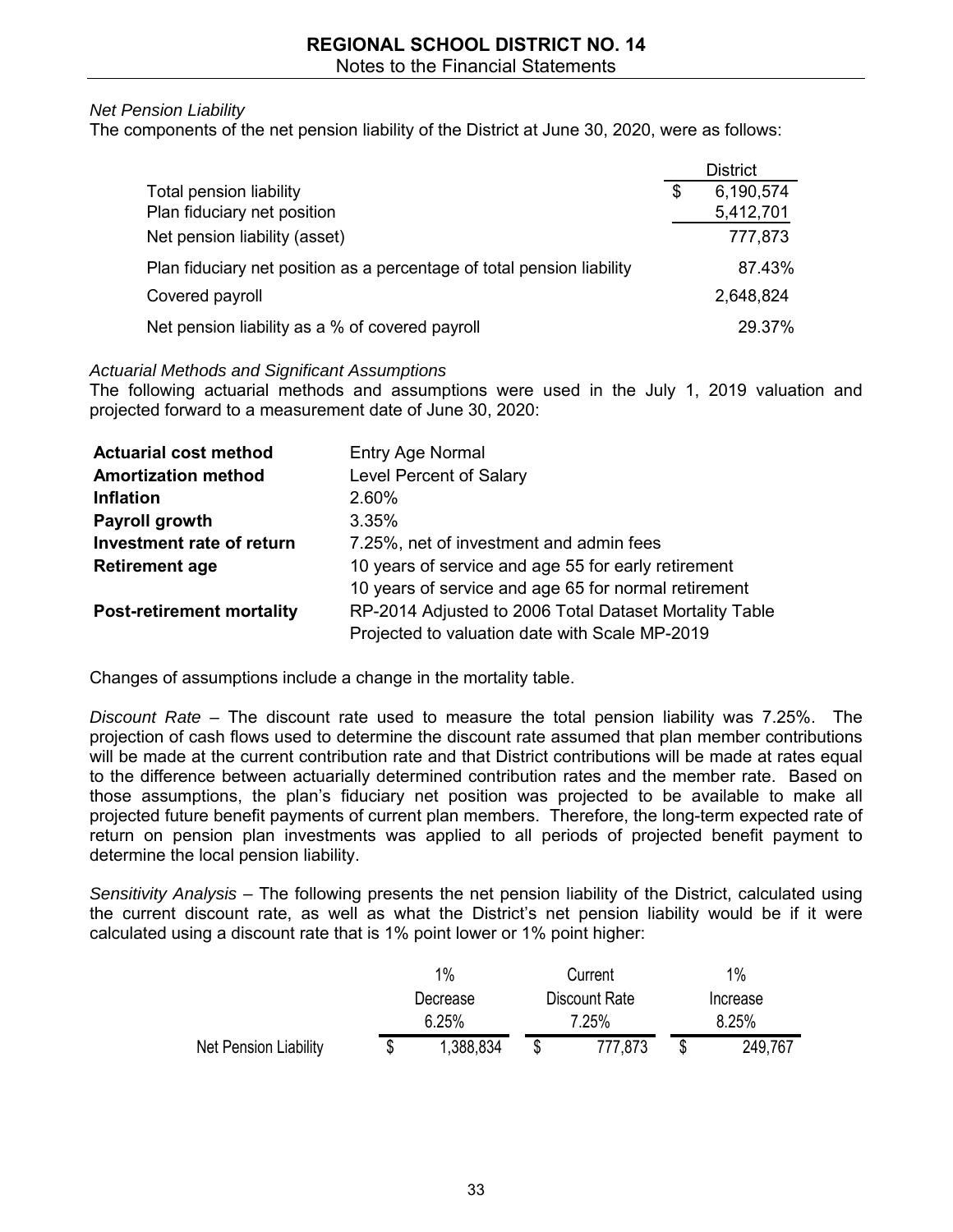*Net Pension Liability*

The components of the net pension liability of the District at June 30, 2020, were as follows:

| | District |
|---|---|
| Total pension liability | $ 6,190,574 |
| Plan fiduciary net position | 5,412,701 |
| Net pension liability (asset) | 777,873 |
| Plan fiduciary net position as a percentage of total pension liability | 87.43% |
| Covered payroll | 2,648,824 |
| Net pension liability as a % of covered payroll | 29.37% |

*Actuarial Methods and Significant Assumptions*

The following actuarial methods and assumptions were used in the July 1, 2019 valuation and projected forward to a measurement date of June 30, 2020:

| | |
|---|---|
| **Actuarial cost method** | Entry Age Normal |
| **Amortization method** | Level Percent of Salary |
| **Inflation** | 2.60% |
| **Payroll growth** | 3.35% |
| **Investment rate of return** | 7.25%, net of investment and admin fees |
| **Retirement age** | 10 years of service and age 55 for early retirement<br>10 years of service and age 65 for normal retirement |
| **Post-retirement mortality** | RP-2014 Adjusted to 2006 Total Dataset Mortality Table<br>Projected to valuation date with Scale MP-2019 |

Changes of assumptions include a change in the mortality table.

*Discount Rate* – The discount rate used to measure the total pension liability was 7.25%. The projection of cash flows used to determine the discount rate assumed that plan member contributions will be made at the current contribution rate and that District contributions will be made at rates equal to the difference between actuarially determined contribution rates and the member rate. Based on those assumptions, the plan's fiduciary net position was projected to be available to make all projected future benefit payments of current plan members. Therefore, the long-term expected rate of return on pension plan investments was applied to all periods of projected benefit payment to determine the local pension liability.

*Sensitivity Analysis* – The following presents the net pension liability of the District, calculated using the current discount rate, as well as what the District's net pension liability would be if it were calculated using a discount rate that is 1% point lower or 1% point higher:

| | 1% Decrease 6.25% | Current Discount Rate 7.25% | 1% Increase 8.25% |
|---|---|---|---|
| Net Pension Liability | $ 1,388,834 | $ 777,873 | $ 249,767 |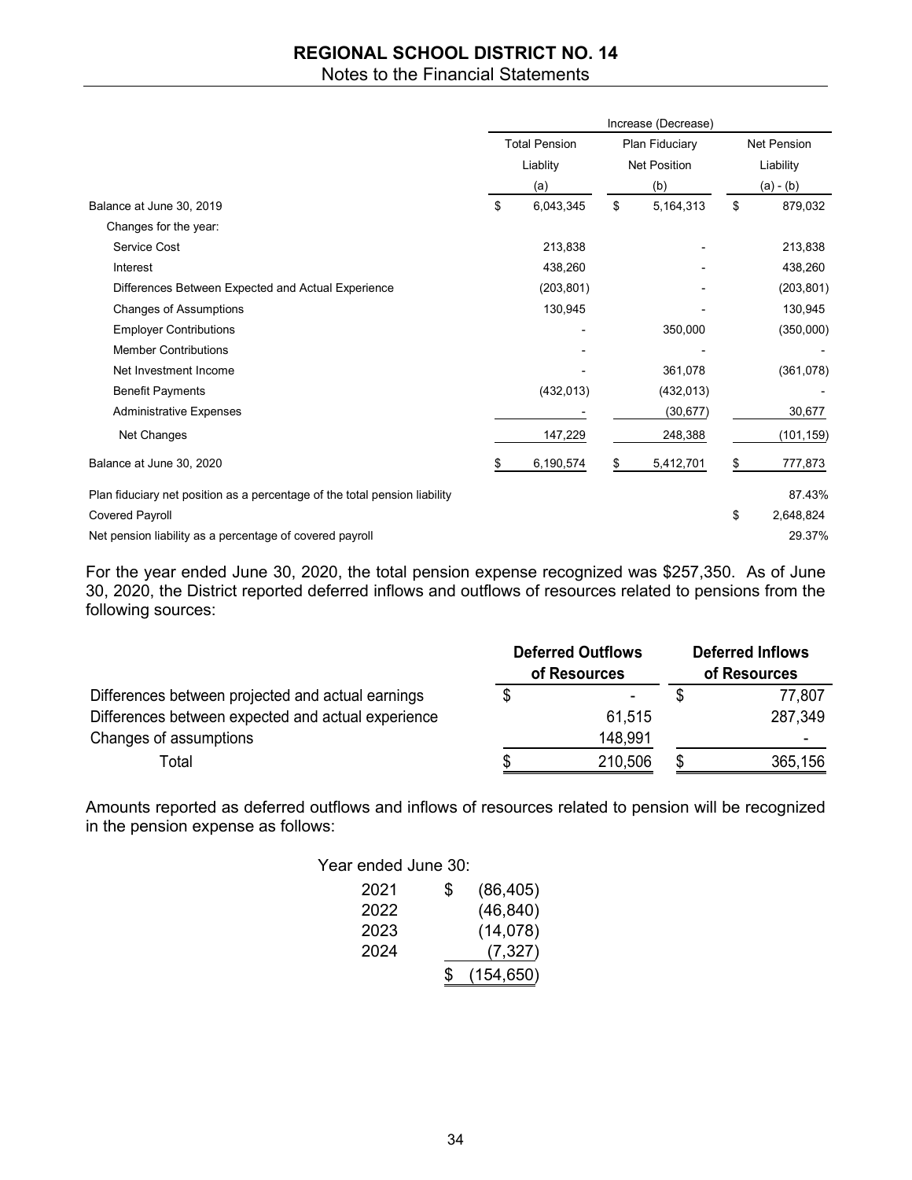|  | Increase (Decrease) | | |
|---|---|---|---|
|  | Total Pension Liablity (a) | Plan Fiduciary Net Position (b) | Net Pension Liability (a) - (b) |
| Balance at June 30, 2019 | $ 6,043,345 | $ 5,164,313 | $ 879,032 |
| Changes for the year: | | | |
| Service Cost | 213,838 | - | 213,838 |
| Interest | 438,260 | - | 438,260 |
| Differences Between Expected and Actual Experience | (203,801) | - | (203,801) |
| Changes of Assumptions | 130,945 | - | 130,945 |
| Employer Contributions | - | 350,000 | (350,000) |
| Member Contributions | - | - | - |
| Net Investment Income | - | 361,078 | (361,078) |
| Benefit Payments | (432,013) | (432,013) | - |
| Administrative Expenses | - | (30,677) | 30,677 |
| Net Changes | 147,229 | 248,388 | (101,159) |
| Balance at June 30, 2020 | $ 6,190,574 | $ 5,412,701 | $ 777,873 |
| Plan fiduciary net position as a percentage of the total pension liability | | | 87.43% |
| Covered Payroll | | | $ 2,648,824 |
| Net pension liability as a percentage of covered payroll | | | 29.37% |

For the year ended June 30, 2020, the total pension expense recognized was $257,350. As of June 30, 2020, the District reported deferred inflows and outflows of resources related to pensions from the following sources:

|  | Deferred Outflows of Resources | Deferred Inflows of Resources |
|---|---|---|
| Differences between projected and actual earnings | $ - | $ 77,807 |
| Differences between expected and actual experience | 61,515 | 287,349 |
| Changes of assumptions | 148,991 | - |
| Total | $ 210,506 | $ 365,156 |

Amounts reported as deferred outflows and inflows of resources related to pension will be recognized in the pension expense as follows:

| Year ended June 30: | |
|---|---|
| 2021 | $ (86,405) |
| 2022 | (46,840) |
| 2023 | (14,078) |
| 2024 | (7,327) |
|  | $ (154,650) |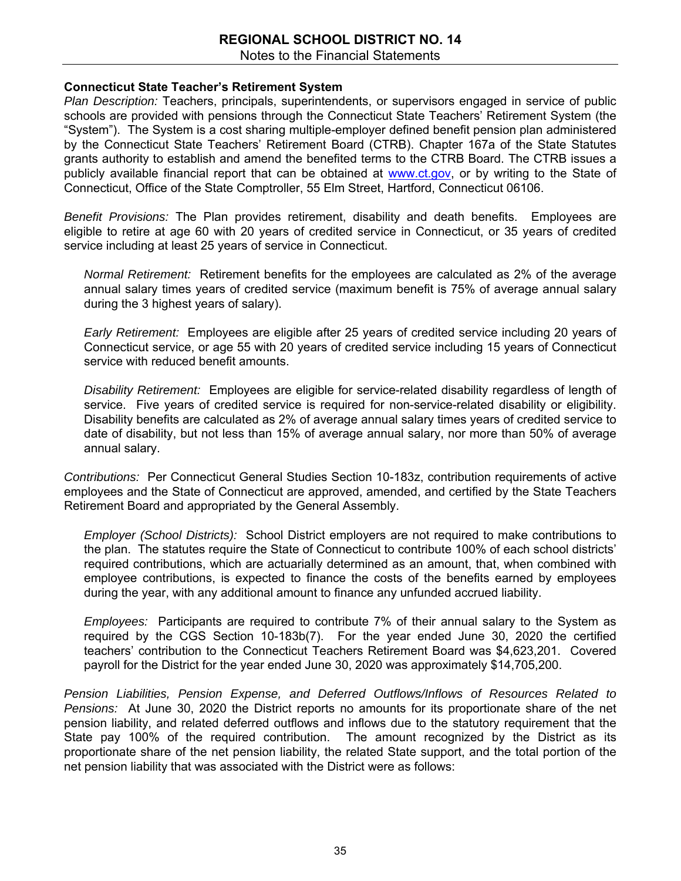### Connecticut State Teacher's Retirement System

*Plan Description:* Teachers, principals, superintendents, or supervisors engaged in service of public schools are provided with pensions through the Connecticut State Teachers' Retirement System (the "System"). The System is a cost sharing multiple-employer defined benefit pension plan administered by the Connecticut State Teachers' Retirement Board (CTRB). Chapter 167a of the State Statutes grants authority to establish and amend the benefited terms to the CTRB Board. The CTRB issues a publicly available financial report that can be obtained at www.ct.gov, or by writing to the State of Connecticut, Office of the State Comptroller, 55 Elm Street, Hartford, Connecticut 06106.

*Benefit Provisions:* The Plan provides retirement, disability and death benefits. Employees are eligible to retire at age 60 with 20 years of credited service in Connecticut, or 35 years of credited service including at least 25 years of service in Connecticut.

*Normal Retirement:* Retirement benefits for the employees are calculated as 2% of the average annual salary times years of credited service (maximum benefit is 75% of average annual salary during the 3 highest years of salary).

*Early Retirement:* Employees are eligible after 25 years of credited service including 20 years of Connecticut service, or age 55 with 20 years of credited service including 15 years of Connecticut service with reduced benefit amounts.

*Disability Retirement:* Employees are eligible for service-related disability regardless of length of service. Five years of credited service is required for non-service-related disability or eligibility. Disability benefits are calculated as 2% of average annual salary times years of credited service to date of disability, but not less than 15% of average annual salary, nor more than 50% of average annual salary.

*Contributions:* Per Connecticut General Studies Section 10-183z, contribution requirements of active employees and the State of Connecticut are approved, amended, and certified by the State Teachers Retirement Board and appropriated by the General Assembly.

*Employer (School Districts):* School District employers are not required to make contributions to the plan. The statutes require the State of Connecticut to contribute 100% of each school districts' required contributions, which are actuarially determined as an amount, that, when combined with employee contributions, is expected to finance the costs of the benefits earned by employees during the year, with any additional amount to finance any unfunded accrued liability.

*Employees:* Participants are required to contribute 7% of their annual salary to the System as required by the CGS Section 10-183b(7). For the year ended June 30, 2020 the certified teachers' contribution to the Connecticut Teachers Retirement Board was $4,623,201. Covered payroll for the District for the year ended June 30, 2020 was approximately $14,705,200.

*Pension Liabilities, Pension Expense, and Deferred Outflows/Inflows of Resources Related to Pensions:* At June 30, 2020 the District reports no amounts for its proportionate share of the net pension liability, and related deferred outflows and inflows due to the statutory requirement that the State pay 100% of the required contribution. The amount recognized by the District as its proportionate share of the net pension liability, the related State support, and the total portion of the net pension liability that was associated with the District were as follows: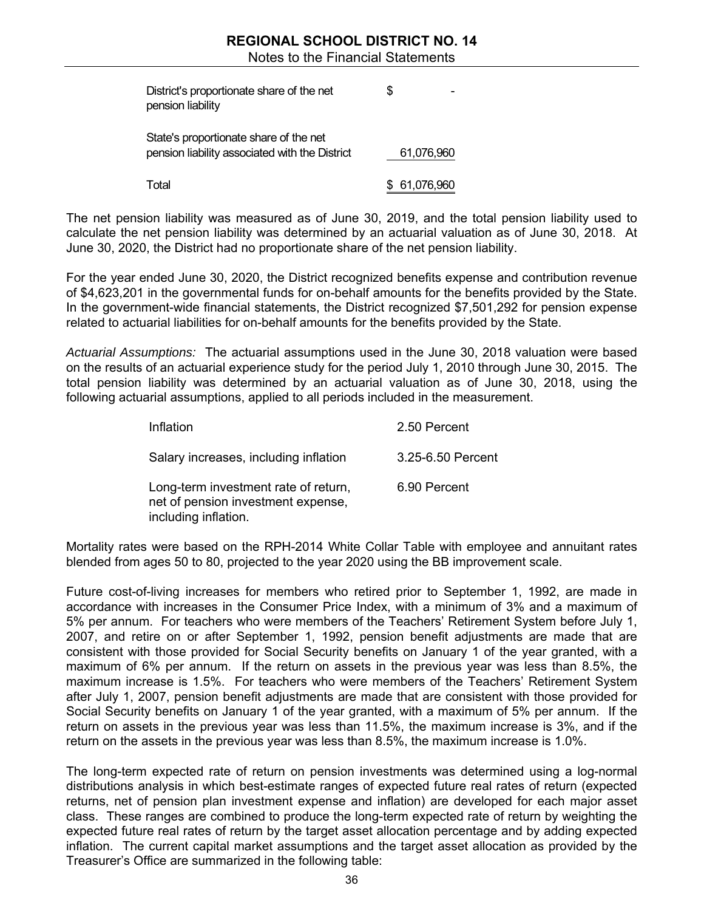| | |
|---|---|
| District's proportionate share of the net pension liability | $ - |
| State's proportionate share of the net pension liability associated with the District | 61,076,960 |
| Total | $ 61,076,960 |

The net pension liability was measured as of June 30, 2019, and the total pension liability used to calculate the net pension liability was determined by an actuarial valuation as of June 30, 2018. At June 30, 2020, the District had no proportionate share of the net pension liability.

For the year ended June 30, 2020, the District recognized benefits expense and contribution revenue of $4,623,201 in the governmental funds for on-behalf amounts for the benefits provided by the State. In the government-wide financial statements, the District recognized $7,501,292 for pension expense related to actuarial liabilities for on-behalf amounts for the benefits provided by the State.

*Actuarial Assumptions:* The actuarial assumptions used in the June 30, 2018 valuation were based on the results of an actuarial experience study for the period July 1, 2010 through June 30, 2015. The total pension liability was determined by an actuarial valuation as of June 30, 2018, using the following actuarial assumptions, applied to all periods included in the measurement.

| | |
|---|---|
| Inflation | 2.50 Percent |
| Salary increases, including inflation | 3.25-6.50 Percent |
| Long-term investment rate of return, net of pension investment expense, including inflation. | 6.90 Percent |

Mortality rates were based on the RPH-2014 White Collar Table with employee and annuitant rates blended from ages 50 to 80, projected to the year 2020 using the BB improvement scale.

Future cost-of-living increases for members who retired prior to September 1, 1992, are made in accordance with increases in the Consumer Price Index, with a minimum of 3% and a maximum of 5% per annum. For teachers who were members of the Teachers' Retirement System before July 1, 2007, and retire on or after September 1, 1992, pension benefit adjustments are made that are consistent with those provided for Social Security benefits on January 1 of the year granted, with a maximum of 6% per annum. If the return on assets in the previous year was less than 8.5%, the maximum increase is 1.5%. For teachers who were members of the Teachers' Retirement System after July 1, 2007, pension benefit adjustments are made that are consistent with those provided for Social Security benefits on January 1 of the year granted, with a maximum of 5% per annum. If the return on assets in the previous year was less than 11.5%, the maximum increase is 3%, and if the return on the assets in the previous year was less than 8.5%, the maximum increase is 1.0%.

The long-term expected rate of return on pension investments was determined using a log-normal distributions analysis in which best-estimate ranges of expected future real rates of return (expected returns, net of pension plan investment expense and inflation) are developed for each major asset class. These ranges are combined to produce the long-term expected rate of return by weighting the expected future real rates of return by the target asset allocation percentage and by adding expected inflation. The current capital market assumptions and the target asset allocation as provided by the Treasurer's Office are summarized in the following table: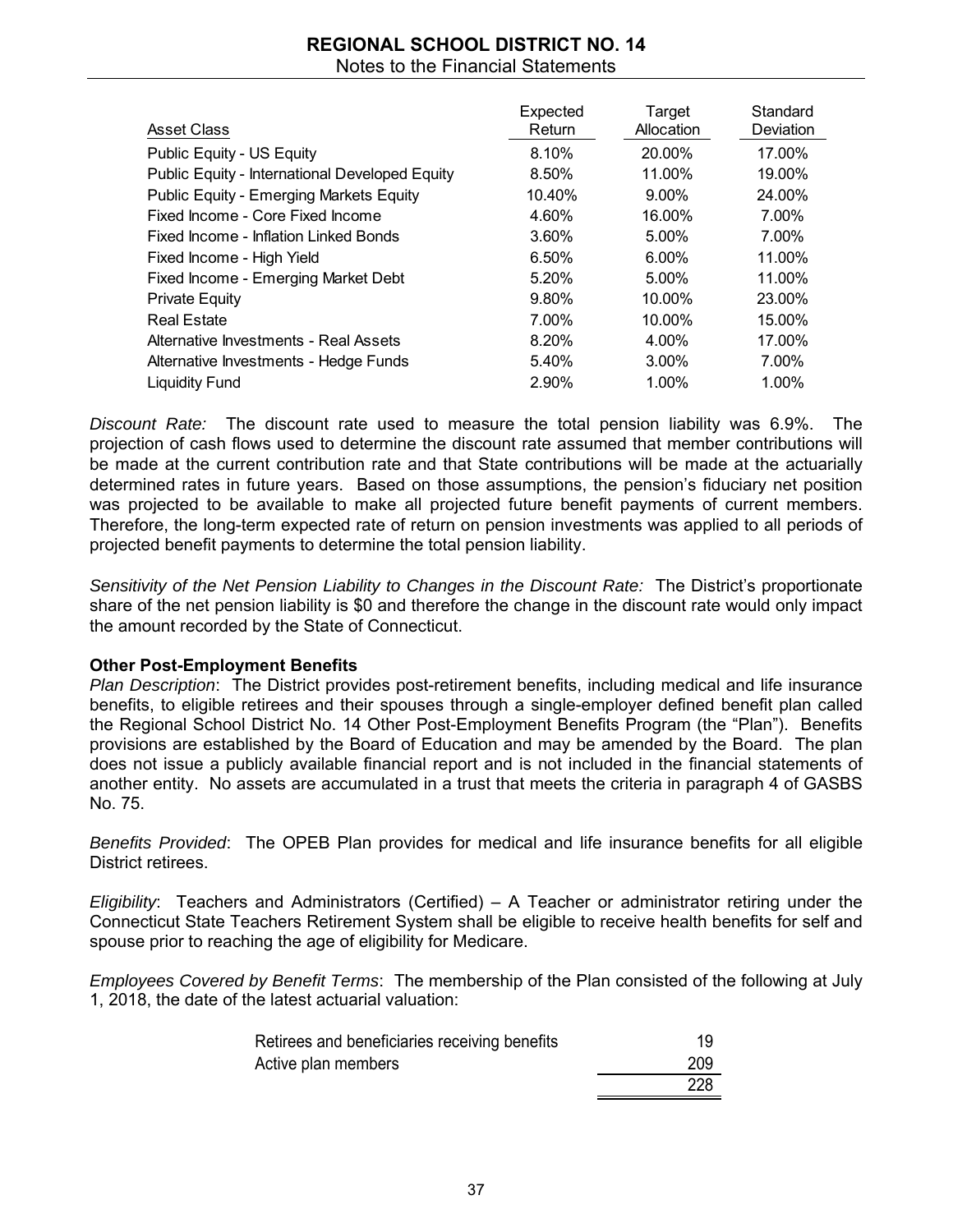| Asset Class | Expected Return | Target Allocation | Standard Deviation |
|---|---|---|---|
| Public Equity - US Equity | 8.10% | 20.00% | 17.00% |
| Public Equity - International Developed Equity | 8.50% | 11.00% | 19.00% |
| Public Equity - Emerging Markets Equity | 10.40% | 9.00% | 24.00% |
| Fixed Income - Core Fixed Income | 4.60% | 16.00% | 7.00% |
| Fixed Income - Inflation Linked Bonds | 3.60% | 5.00% | 7.00% |
| Fixed Income - High Yield | 6.50% | 6.00% | 11.00% |
| Fixed Income - Emerging Market Debt | 5.20% | 5.00% | 11.00% |
| Private Equity | 9.80% | 10.00% | 23.00% |
| Real Estate | 7.00% | 10.00% | 15.00% |
| Alternative Investments - Real Assets | 8.20% | 4.00% | 17.00% |
| Alternative Investments - Hedge Funds | 5.40% | 3.00% | 7.00% |
| Liquidity Fund | 2.90% | 1.00% | 1.00% |

*Discount Rate:* The discount rate used to measure the total pension liability was 6.9%. The projection of cash flows used to determine the discount rate assumed that member contributions will be made at the current contribution rate and that State contributions will be made at the actuarially determined rates in future years. Based on those assumptions, the pension's fiduciary net position was projected to be available to make all projected future benefit payments of current members. Therefore, the long-term expected rate of return on pension investments was applied to all periods of projected benefit payments to determine the total pension liability.

*Sensitivity of the Net Pension Liability to Changes in the Discount Rate:* The District's proportionate share of the net pension liability is $0 and therefore the change in the discount rate would only impact the amount recorded by the State of Connecticut.

**Other Post-Employment Benefits**

*Plan Description*: The District provides post-retirement benefits, including medical and life insurance benefits, to eligible retirees and their spouses through a single-employer defined benefit plan called the Regional School District No. 14 Other Post-Employment Benefits Program (the "Plan"). Benefits provisions are established by the Board of Education and may be amended by the Board. The plan does not issue a publicly available financial report and is not included in the financial statements of another entity. No assets are accumulated in a trust that meets the criteria in paragraph 4 of GASBS No. 75.

*Benefits Provided*: The OPEB Plan provides for medical and life insurance benefits for all eligible District retirees.

*Eligibility*: Teachers and Administrators (Certified) – A Teacher or administrator retiring under the Connecticut State Teachers Retirement System shall be eligible to receive health benefits for self and spouse prior to reaching the age of eligibility for Medicare.

*Employees Covered by Benefit Terms*: The membership of the Plan consisted of the following at July 1, 2018, the date of the latest actuarial valuation:

| | |
|---|---|
| Retirees and beneficiaries receiving benefits | 19 |
| Active plan members | 209 |
| | 228 |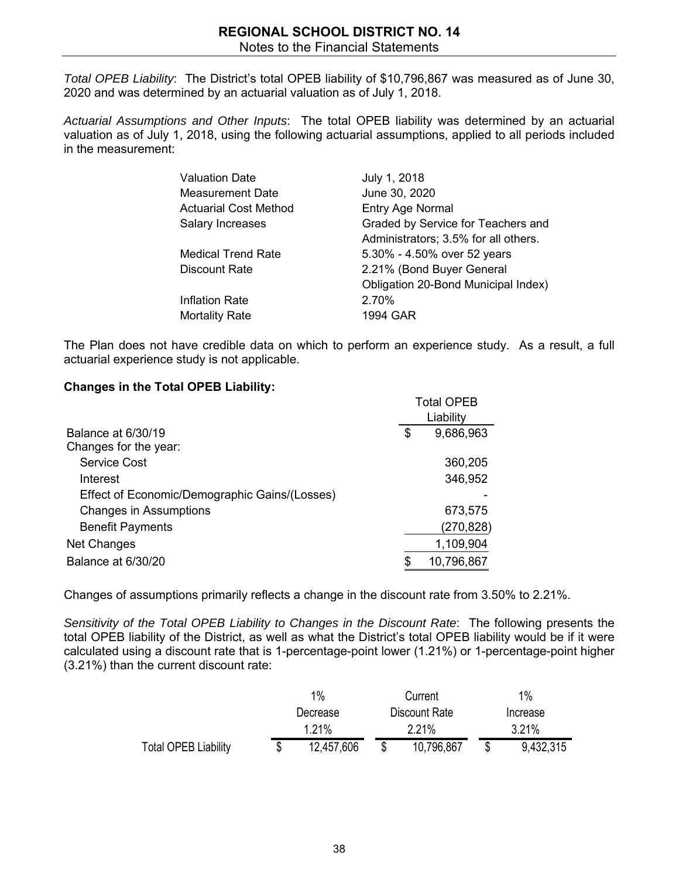*Total OPEB Liability*: The District's total OPEB liability of $10,796,867 was measured as of June 30, 2020 and was determined by an actuarial valuation as of July 1, 2018.

*Actuarial Assumptions and Other Inputs*: The total OPEB liability was determined by an actuarial valuation as of July 1, 2018, using the following actuarial assumptions, applied to all periods included in the measurement:

| | |
|---|---|
| Valuation Date | July 1, 2018 |
| Measurement Date | June 30, 2020 |
| Actuarial Cost Method | Entry Age Normal |
| Salary Increases | Graded by Service for Teachers and Administrators; 3.5% for all others. |
| Medical Trend Rate | 5.30% - 4.50% over 52 years |
| Discount Rate | 2.21% (Bond Buyer General Obligation 20-Bond Municipal Index) |
| Inflation Rate | 2.70% |
| Mortality Rate | 1994 GAR |

The Plan does not have credible data on which to perform an experience study. As a result, a full actuarial experience study is not applicable.

**Changes in the Total OPEB Liability:**

| | Total OPEB Liability |
|---|---|
| Balance at 6/30/19 | $ 9,686,963 |
| Changes for the year: | |
| Service Cost | 360,205 |
| Interest | 346,952 |
| Effect of Economic/Demographic Gains/(Losses) | - |
| Changes in Assumptions | 673,575 |
| Benefit Payments | (270,828) |
| Net Changes | 1,109,904 |
| Balance at 6/30/20 | $ 10,796,867 |

Changes of assumptions primarily reflects a change in the discount rate from 3.50% to 2.21%.

*Sensitivity of the Total OPEB Liability to Changes in the Discount Rate*: The following presents the total OPEB liability of the District, as well as what the District's total OPEB liability would be if it were calculated using a discount rate that is 1-percentage-point lower (1.21%) or 1-percentage-point higher (3.21%) than the current discount rate:

| | 1% Decrease 1.21% | Current Discount Rate 2.21% | 1% Increase 3.21% |
|---|---|---|---|
| Total OPEB Liability | $ 12,457,606 | $ 10,796,867 | $ 9,432,315 |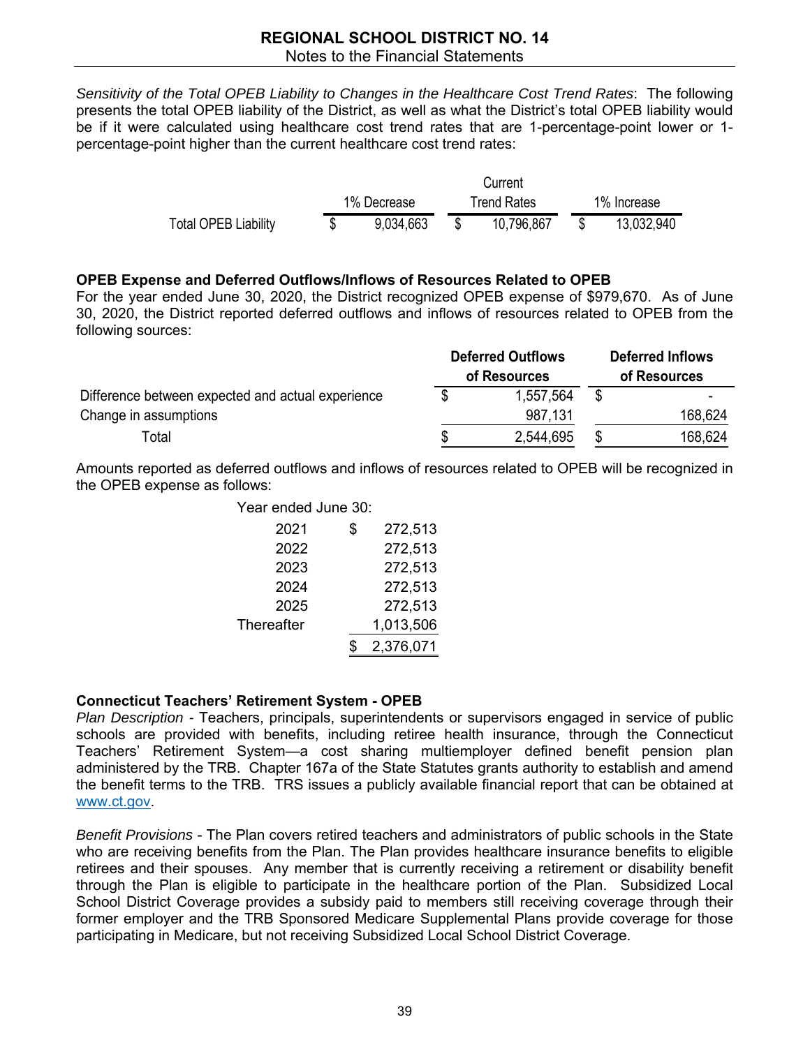*Sensitivity of the Total OPEB Liability to Changes in the Healthcare Cost Trend Rates*: The following presents the total OPEB liability of the District, as well as what the District's total OPEB liability would be if it were calculated using healthcare cost trend rates that are 1-percentage-point lower or 1-percentage-point higher than the current healthcare cost trend rates:

| | 1% Decrease | Current Trend Rates | 1% Increase |
|---|---|---|---|
| Total OPEB Liability | $ 9,034,663 | $ 10,796,867 | $ 13,032,940 |

**OPEB Expense and Deferred Outflows/Inflows of Resources Related to OPEB**

For the year ended June 30, 2020, the District recognized OPEB expense of $979,670. As of June 30, 2020, the District reported deferred outflows and inflows of resources related to OPEB from the following sources:

| | Deferred Outflows of Resources | Deferred Inflows of Resources |
|---|---|---|
| Difference between expected and actual experience | $ 1,557,564 | $ - |
| Change in assumptions | 987,131 | 168,624 |
| Total | $ 2,544,695 | $ 168,624 |

Amounts reported as deferred outflows and inflows of resources related to OPEB will be recognized in the OPEB expense as follows:

| Year ended June 30: | |
|---|---|
| 2021 | $ 272,513 |
| 2022 | 272,513 |
| 2023 | 272,513 |
| 2024 | 272,513 |
| 2025 | 272,513 |
| Thereafter | 1,013,506 |
| | $ 2,376,071 |

**Connecticut Teachers' Retirement System - OPEB**

*Plan Description* - Teachers, principals, superintendents or supervisors engaged in service of public schools are provided with benefits, including retiree health insurance, through the Connecticut Teachers' Retirement System—a cost sharing multiemployer defined benefit pension plan administered by the TRB. Chapter 167a of the State Statutes grants authority to establish and amend the benefit terms to the TRB. TRS issues a publicly available financial report that can be obtained at www.ct.gov.

*Benefit Provisions* - The Plan covers retired teachers and administrators of public schools in the State who are receiving benefits from the Plan. The Plan provides healthcare insurance benefits to eligible retirees and their spouses. Any member that is currently receiving a retirement or disability benefit through the Plan is eligible to participate in the healthcare portion of the Plan. Subsidized Local School District Coverage provides a subsidy paid to members still receiving coverage through their former employer and the TRB Sponsored Medicare Supplemental Plans provide coverage for those participating in Medicare, but not receiving Subsidized Local School District Coverage.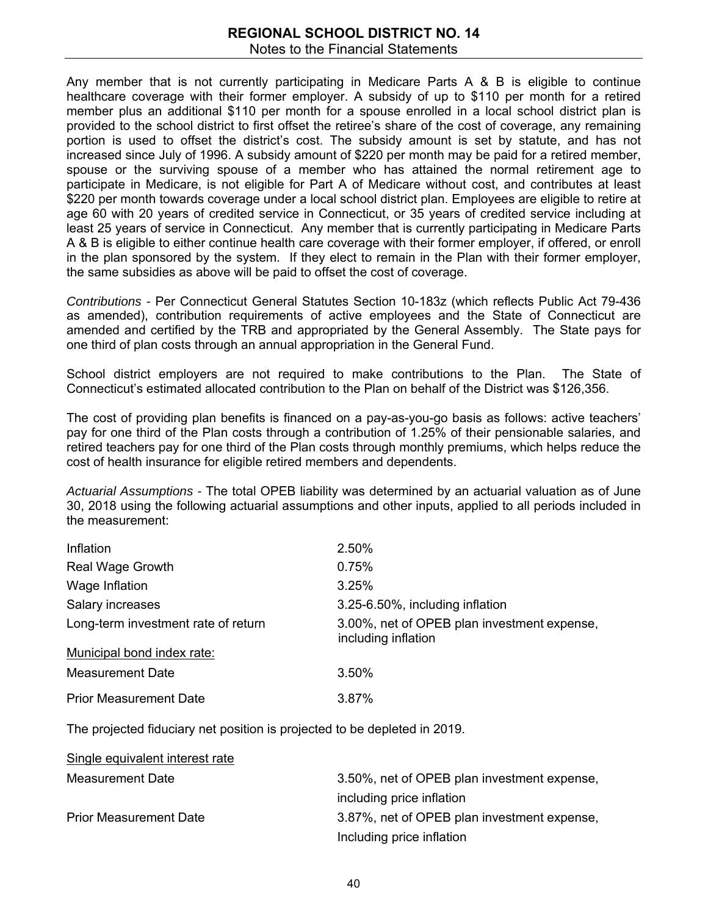Any member that is not currently participating in Medicare Parts A & B is eligible to continue healthcare coverage with their former employer. A subsidy of up to $110 per month for a retired member plus an additional $110 per month for a spouse enrolled in a local school district plan is provided to the school district to first offset the retiree's share of the cost of coverage, any remaining portion is used to offset the district's cost. The subsidy amount is set by statute, and has not increased since July of 1996. A subsidy amount of $220 per month may be paid for a retired member, spouse or the surviving spouse of a member who has attained the normal retirement age to participate in Medicare, is not eligible for Part A of Medicare without cost, and contributes at least $220 per month towards coverage under a local school district plan. Employees are eligible to retire at age 60 with 20 years of credited service in Connecticut, or 35 years of credited service including at least 25 years of service in Connecticut. Any member that is currently participating in Medicare Parts A & B is eligible to either continue health care coverage with their former employer, if offered, or enroll in the plan sponsored by the system. If they elect to remain in the Plan with their former employer, the same subsidies as above will be paid to offset the cost of coverage.

*Contributions* - Per Connecticut General Statutes Section 10-183z (which reflects Public Act 79-436 as amended), contribution requirements of active employees and the State of Connecticut are amended and certified by the TRB and appropriated by the General Assembly. The State pays for one third of plan costs through an annual appropriation in the General Fund.

School district employers are not required to make contributions to the Plan. The State of Connecticut's estimated allocated contribution to the Plan on behalf of the District was $126,356.

The cost of providing plan benefits is financed on a pay-as-you-go basis as follows: active teachers' pay for one third of the Plan costs through a contribution of 1.25% of their pensionable salaries, and retired teachers pay for one third of the Plan costs through monthly premiums, which helps reduce the cost of health insurance for eligible retired members and dependents.

*Actuarial Assumptions* - The total OPEB liability was determined by an actuarial valuation as of June 30, 2018 using the following actuarial assumptions and other inputs, applied to all periods included in the measurement:

| | |
|---|---|
| Inflation | 2.50% |
| Real Wage Growth | 0.75% |
| Wage Inflation | 3.25% |
| Salary increases | 3.25-6.50%, including inflation |
| Long-term investment rate of return | 3.00%, net of OPEB plan investment expense, including inflation |
| <u>Municipal bond index rate:</u> | |
| Measurement Date | 3.50% |
| Prior Measurement Date | 3.87% |

The projected fiduciary net position is projected to be depleted in 2019.

| | |
|---|---|
| <u>Single equivalent interest rate</u> | |
| Measurement Date | 3.50%, net of OPEB plan investment expense, including price inflation |
| Prior Measurement Date | 3.87%, net of OPEB plan investment expense, Including price inflation |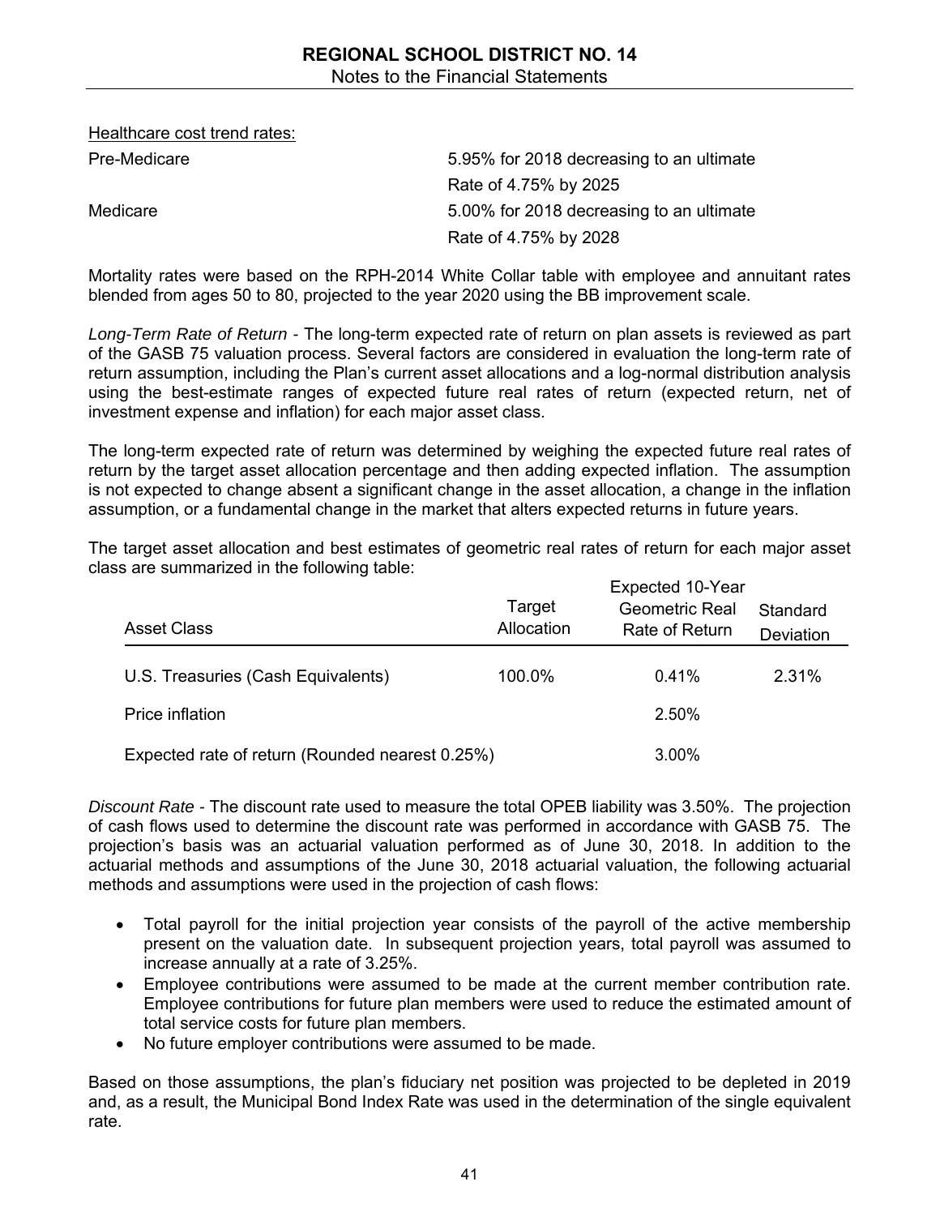Healthcare cost trend rates:

| | |
|---|---|
| Pre-Medicare | 5.95% for 2018 decreasing to an ultimate Rate of 4.75% by 2025 |
| Medicare | 5.00% for 2018 decreasing to an ultimate Rate of 4.75% by 2028 |

Mortality rates were based on the RPH-2014 White Collar table with employee and annuitant rates blended from ages 50 to 80, projected to the year 2020 using the BB improvement scale.

*Long-Term Rate of Return -* The long-term expected rate of return on plan assets is reviewed as part of the GASB 75 valuation process. Several factors are considered in evaluation the long-term rate of return assumption, including the Plan's current asset allocations and a log-normal distribution analysis using the best-estimate ranges of expected future real rates of return (expected return, net of investment expense and inflation) for each major asset class.

The long-term expected rate of return was determined by weighing the expected future real rates of return by the target asset allocation percentage and then adding expected inflation. The assumption is not expected to change absent a significant change in the asset allocation, a change in the inflation assumption, or a fundamental change in the market that alters expected returns in future years.

The target asset allocation and best estimates of geometric real rates of return for each major asset class are summarized in the following table:

| Asset Class | Target Allocation | Expected 10-Year Geometric Real Rate of Return | Standard Deviation |
|---|---|---|---|
| U.S. Treasuries (Cash Equivalents) | 100.0% | 0.41% | 2.31% |
| Price inflation | | 2.50% | |
| Expected rate of return (Rounded nearest 0.25%) | | 3.00% | |

*Discount Rate -* The discount rate used to measure the total OPEB liability was 3.50%. The projection of cash flows used to determine the discount rate was performed in accordance with GASB 75. The projection's basis was an actuarial valuation performed as of June 30, 2018. In addition to the actuarial methods and assumptions of the June 30, 2018 actuarial valuation, the following actuarial methods and assumptions were used in the projection of cash flows:

- Total payroll for the initial projection year consists of the payroll of the active membership present on the valuation date. In subsequent projection years, total payroll was assumed to increase annually at a rate of 3.25%.
- Employee contributions were assumed to be made at the current member contribution rate. Employee contributions for future plan members were used to reduce the estimated amount of total service costs for future plan members.
- No future employer contributions were assumed to be made.

Based on those assumptions, the plan's fiduciary net position was projected to be depleted in 2019 and, as a result, the Municipal Bond Index Rate was used in the determination of the single equivalent rate.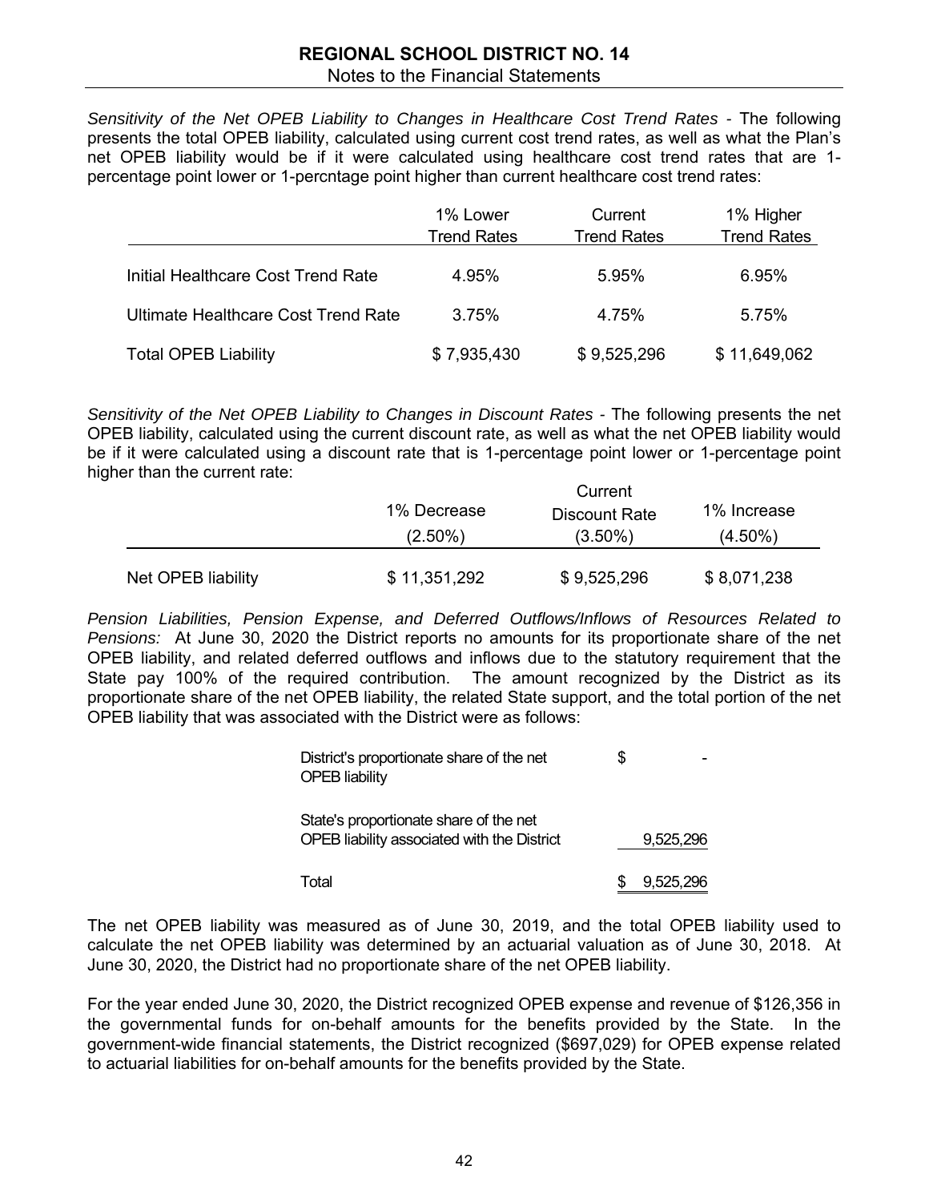*Sensitivity of the Net OPEB Liability to Changes in Healthcare Cost Trend Rates* - The following presents the total OPEB liability, calculated using current cost trend rates, as well as what the Plan's net OPEB liability would be if it were calculated using healthcare cost trend rates that are 1-percentage point lower or 1-percntage point higher than current healthcare cost trend rates:

| | 1% Lower Trend Rates | Current Trend Rates | 1% Higher Trend Rates |
|---|---|---|---|
| Initial Healthcare Cost Trend Rate | 4.95% | 5.95% | 6.95% |
| Ultimate Healthcare Cost Trend Rate | 3.75% | 4.75% | 5.75% |
| Total OPEB Liability | $ 7,935,430 | $ 9,525,296 | $ 11,649,062 |

*Sensitivity of the Net OPEB Liability to Changes in Discount Rates* - The following presents the net OPEB liability, calculated using the current discount rate, as well as what the net OPEB liability would be if it were calculated using a discount rate that is 1-percentage point lower or 1-percentage point higher than the current rate:

| | 1% Decrease (2.50%) | Current Discount Rate (3.50%) | 1% Increase (4.50%) |
|---|---|---|---|
| Net OPEB liability | $ 11,351,292 | $ 9,525,296 | $ 8,071,238 |

*Pension Liabilities, Pension Expense, and Deferred Outflows/Inflows of Resources Related to Pensions:* At June 30, 2020 the District reports no amounts for its proportionate share of the net OPEB liability, and related deferred outflows and inflows due to the statutory requirement that the State pay 100% of the required contribution. The amount recognized by the District as its proportionate share of the net OPEB liability, the related State support, and the total portion of the net OPEB liability that was associated with the District were as follows:

| | |
|---|---|
| District's proportionate share of the net OPEB liability | $ - |
| State's proportionate share of the net OPEB liability associated with the District | 9,525,296 |
| Total | $ 9,525,296 |

The net OPEB liability was measured as of June 30, 2019, and the total OPEB liability used to calculate the net OPEB liability was determined by an actuarial valuation as of June 30, 2018. At June 30, 2020, the District had no proportionate share of the net OPEB liability.

For the year ended June 30, 2020, the District recognized OPEB expense and revenue of $126,356 in the governmental funds for on-behalf amounts for the benefits provided by the State. In the government-wide financial statements, the District recognized ($697,029) for OPEB expense related to actuarial liabilities for on-behalf amounts for the benefits provided by the State.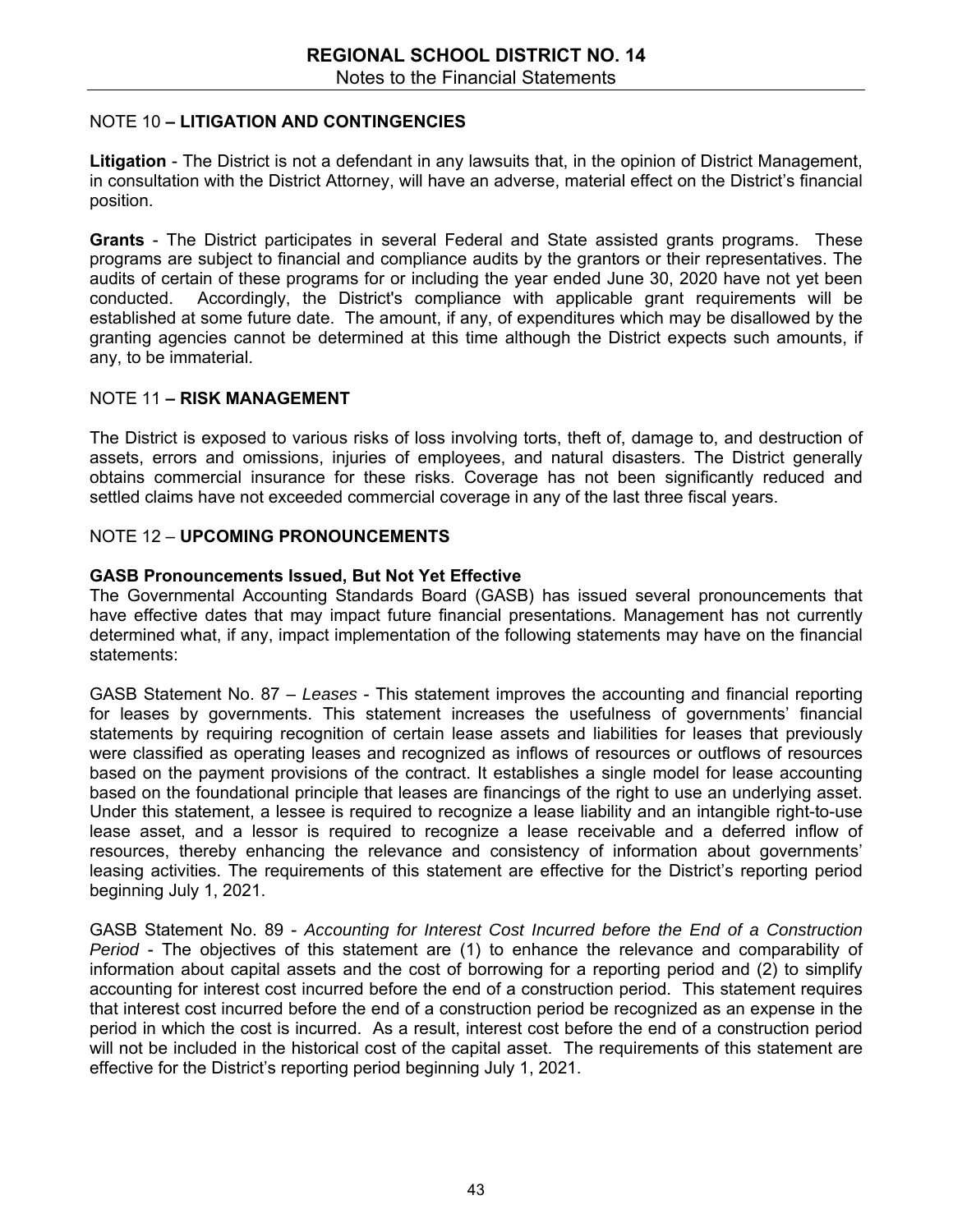## NOTE 10 – LITIGATION AND CONTINGENCIES

**Litigation** - The District is not a defendant in any lawsuits that, in the opinion of District Management, in consultation with the District Attorney, will have an adverse, material effect on the District's financial position.

**Grants** - The District participates in several Federal and State assisted grants programs. These programs are subject to financial and compliance audits by the grantors or their representatives. The audits of certain of these programs for or including the year ended June 30, 2020 have not yet been conducted. Accordingly, the District's compliance with applicable grant requirements will be established at some future date. The amount, if any, of expenditures which may be disallowed by the granting agencies cannot be determined at this time although the District expects such amounts, if any, to be immaterial.

## NOTE 11 – RISK MANAGEMENT

The District is exposed to various risks of loss involving torts, theft of, damage to, and destruction of assets, errors and omissions, injuries of employees, and natural disasters. The District generally obtains commercial insurance for these risks. Coverage has not been significantly reduced and settled claims have not exceeded commercial coverage in any of the last three fiscal years.

## NOTE 12 – UPCOMING PRONOUNCEMENTS

### GASB Pronouncements Issued, But Not Yet Effective

The Governmental Accounting Standards Board (GASB) has issued several pronouncements that have effective dates that may impact future financial presentations. Management has not currently determined what, if any, impact implementation of the following statements may have on the financial statements:

GASB Statement No. 87 – *Leases* - This statement improves the accounting and financial reporting for leases by governments. This statement increases the usefulness of governments' financial statements by requiring recognition of certain lease assets and liabilities for leases that previously were classified as operating leases and recognized as inflows of resources or outflows of resources based on the payment provisions of the contract. It establishes a single model for lease accounting based on the foundational principle that leases are financings of the right to use an underlying asset. Under this statement, a lessee is required to recognize a lease liability and an intangible right-to-use lease asset, and a lessor is required to recognize a lease receivable and a deferred inflow of resources, thereby enhancing the relevance and consistency of information about governments' leasing activities. The requirements of this statement are effective for the District's reporting period beginning July 1, 2021.

GASB Statement No. 89 - *Accounting for Interest Cost Incurred before the End of a Construction Period* - The objectives of this statement are (1) to enhance the relevance and comparability of information about capital assets and the cost of borrowing for a reporting period and (2) to simplify accounting for interest cost incurred before the end of a construction period. This statement requires that interest cost incurred before the end of a construction period be recognized as an expense in the period in which the cost is incurred. As a result, interest cost before the end of a construction period will not be included in the historical cost of the capital asset. The requirements of this statement are effective for the District's reporting period beginning July 1, 2021.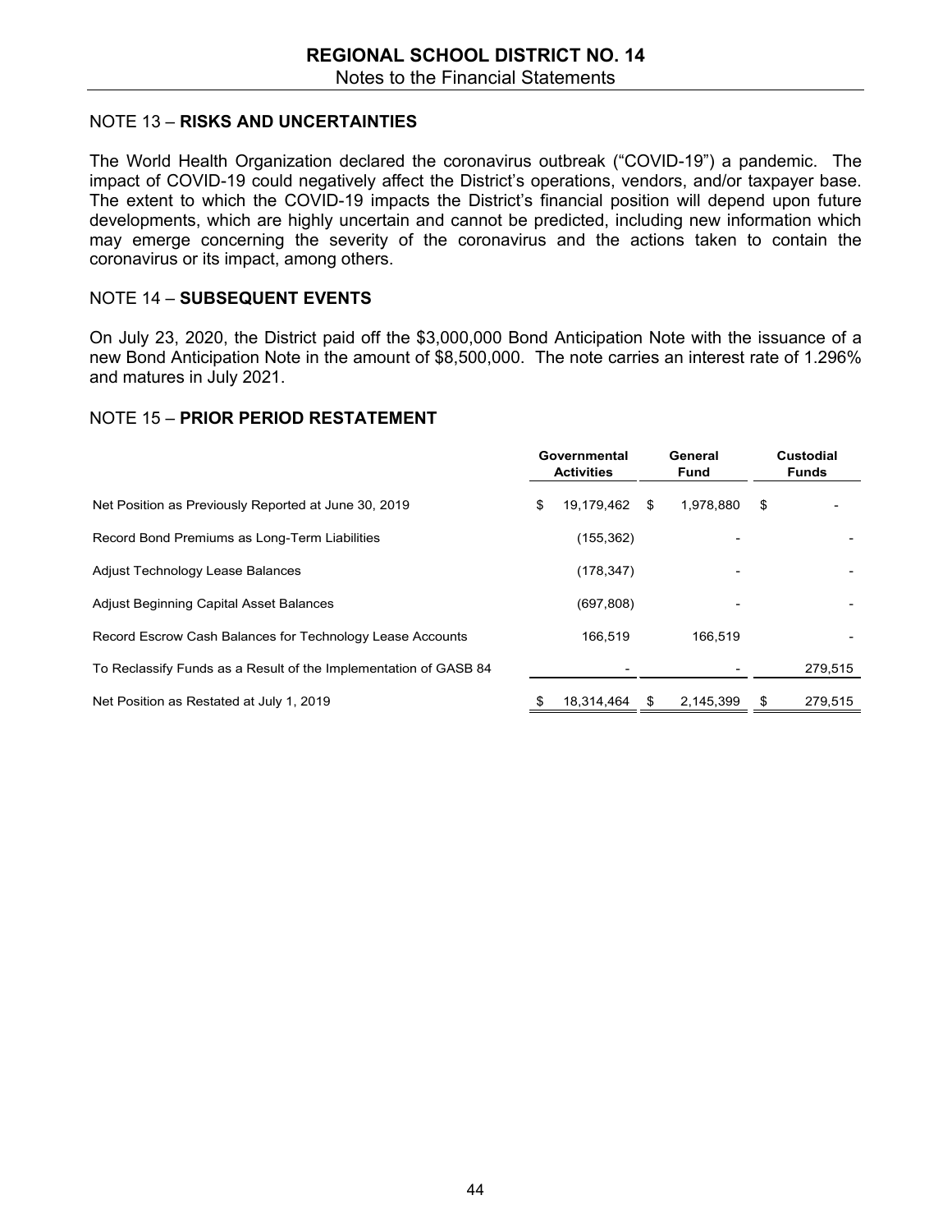## NOTE 13 – **RISKS AND UNCERTAINTIES**

The World Health Organization declared the coronavirus outbreak ("COVID-19") a pandemic. The impact of COVID-19 could negatively affect the District's operations, vendors, and/or taxpayer base. The extent to which the COVID-19 impacts the District's financial position will depend upon future developments, which are highly uncertain and cannot be predicted, including new information which may emerge concerning the severity of the coronavirus and the actions taken to contain the coronavirus or its impact, among others.

## NOTE 14 – **SUBSEQUENT EVENTS**

On July 23, 2020, the District paid off the $3,000,000 Bond Anticipation Note with the issuance of a new Bond Anticipation Note in the amount of $8,500,000. The note carries an interest rate of 1.296% and matures in July 2021.

## NOTE 15 – **PRIOR PERIOD RESTATEMENT**

| | Governmental Activities | General Fund | Custodial Funds |
|---|---|---|---|
| Net Position as Previously Reported at June 30, 2019 | $ 19,179,462 | $ 1,978,880 | $ - |
| Record Bond Premiums as Long-Term Liabilities | (155,362) | - | - |
| Adjust Technology Lease Balances | (178,347) | - | - |
| Adjust Beginning Capital Asset Balances | (697,808) | - | - |
| Record Escrow Cash Balances for Technology Lease Accounts | 166,519 | 166,519 | - |
| To Reclassify Funds as a Result of the Implementation of GASB 84 | - | - | 279,515 |
| Net Position as Restated at July 1, 2019 | $ 18,314,464 | $ 2,145,399 | $ 279,515 |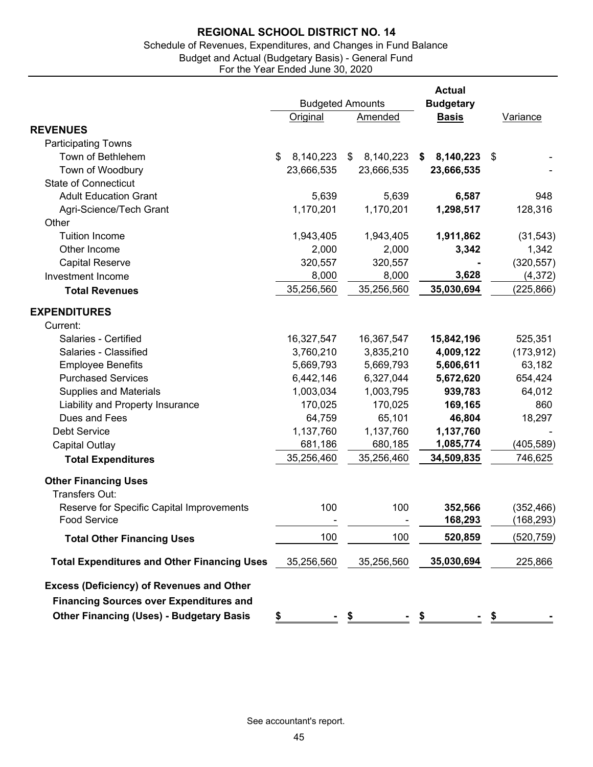# REGIONAL SCHOOL DISTRICT NO. 14

Schedule of Revenues, Expenditures, and Changes in Fund Balance
Budget and Actual (Budgetary Basis) - General Fund
For the Year Ended June 30, 2020

| | Budgeted Amounts | | Actual Budgetary | |
|---|---|---|---|---|
| | Original | Amended | **Basis** | Variance |
| **REVENUES** | | | | |
| Participating Towns | | | | |
| Town of Bethlehem | $ 8,140,223 | $ 8,140,223 | **$ 8,140,223** | $ - |
| Town of Woodbury | 23,666,535 | 23,666,535 | **23,666,535** | - |
| State of Connecticut | | | | |
| Adult Education Grant | 5,639 | 5,639 | **6,587** | 948 |
| Agri-Science/Tech Grant | 1,170,201 | 1,170,201 | **1,298,517** | 128,316 |
| Other | | | | |
| Tuition Income | 1,943,405 | 1,943,405 | **1,911,862** | (31,543) |
| Other Income | 2,000 | 2,000 | **3,342** | 1,342 |
| Capital Reserve | 320,557 | 320,557 | **-** | (320,557) |
| Investment Income | 8,000 | 8,000 | **3,628** | (4,372) |
| **Total Revenues** | 35,256,560 | 35,256,560 | **35,030,694** | (225,866) |
| **EXPENDITURES** | | | | |
| Current: | | | | |
| Salaries - Certified | 16,327,547 | 16,367,547 | **15,842,196** | 525,351 |
| Salaries - Classified | 3,760,210 | 3,835,210 | **4,009,122** | (173,912) |
| Employee Benefits | 5,669,793 | 5,669,793 | **5,606,611** | 63,182 |
| Purchased Services | 6,442,146 | 6,327,044 | **5,672,620** | 654,424 |
| Supplies and Materials | 1,003,034 | 1,003,795 | **939,783** | 64,012 |
| Liability and Property Insurance | 170,025 | 170,025 | **169,165** | 860 |
| Dues and Fees | 64,759 | 65,101 | **46,804** | 18,297 |
| Debt Service | 1,137,760 | 1,137,760 | **1,137,760** | - |
| Capital Outlay | 681,186 | 680,185 | **1,085,774** | (405,589) |
| **Total Expenditures** | 35,256,460 | 35,256,460 | **34,509,835** | 746,625 |
| **Other Financing Uses** | | | | |
| Transfers Out: | | | | |
| Reserve for Specific Capital Improvements | 100 | 100 | **352,566** | (352,466) |
| Food Service | - | - | **168,293** | (168,293) |
| **Total Other Financing Uses** | 100 | 100 | **520,859** | (520,759) |
| **Total Expenditures and Other Financing Uses** | 35,256,560 | 35,256,560 | **35,030,694** | 225,866 |
| **Excess (Deficiency) of Revenues and Other Financing Sources over Expenditures and Other Financing (Uses) - Budgetary Basis** | **$ -** | **$ -** | **$ -** | **$ -** |

See accountant's report.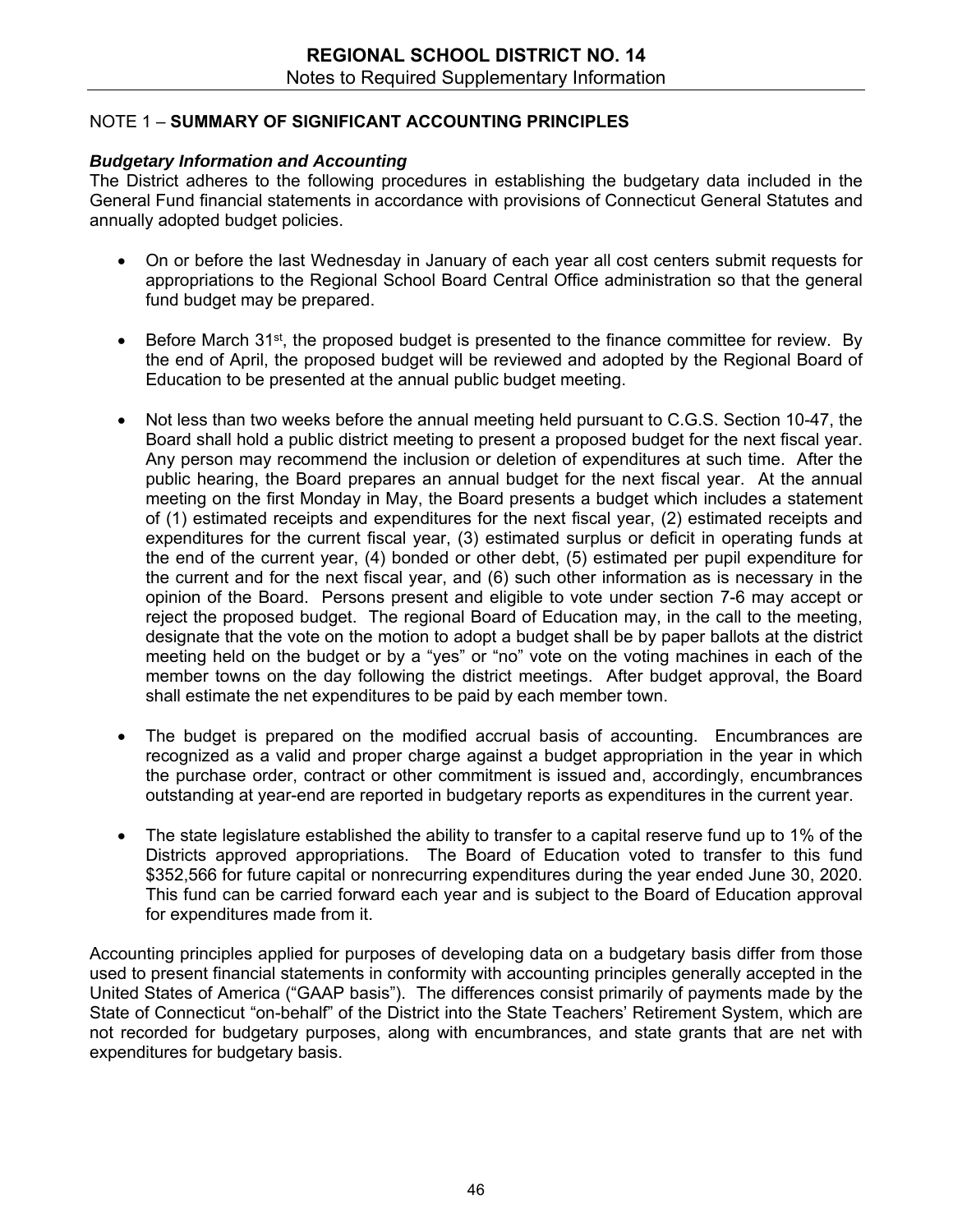## NOTE 1 – **SUMMARY OF SIGNIFICANT ACCOUNTING PRINCIPLES**

### ***Budgetary Information and Accounting***

The District adheres to the following procedures in establishing the budgetary data included in the General Fund financial statements in accordance with provisions of Connecticut General Statutes and annually adopted budget policies.

- On or before the last Wednesday in January of each year all cost centers submit requests for appropriations to the Regional School Board Central Office administration so that the general fund budget may be prepared.

- Before March 31st, the proposed budget is presented to the finance committee for review. By the end of April, the proposed budget will be reviewed and adopted by the Regional Board of Education to be presented at the annual public budget meeting.

- Not less than two weeks before the annual meeting held pursuant to C.G.S. Section 10-47, the Board shall hold a public district meeting to present a proposed budget for the next fiscal year. Any person may recommend the inclusion or deletion of expenditures at such time. After the public hearing, the Board prepares an annual budget for the next fiscal year. At the annual meeting on the first Monday in May, the Board presents a budget which includes a statement of (1) estimated receipts and expenditures for the next fiscal year, (2) estimated receipts and expenditures for the current fiscal year, (3) estimated surplus or deficit in operating funds at the end of the current year, (4) bonded or other debt, (5) estimated per pupil expenditure for the current and for the next fiscal year, and (6) such other information as is necessary in the opinion of the Board. Persons present and eligible to vote under section 7-6 may accept or reject the proposed budget. The regional Board of Education may, in the call to the meeting, designate that the vote on the motion to adopt a budget shall be by paper ballots at the district meeting held on the budget or by a "yes" or "no" vote on the voting machines in each of the member towns on the day following the district meetings. After budget approval, the Board shall estimate the net expenditures to be paid by each member town.

- The budget is prepared on the modified accrual basis of accounting. Encumbrances are recognized as a valid and proper charge against a budget appropriation in the year in which the purchase order, contract or other commitment is issued and, accordingly, encumbrances outstanding at year-end are reported in budgetary reports as expenditures in the current year.

- The state legislature established the ability to transfer to a capital reserve fund up to 1% of the Districts approved appropriations. The Board of Education voted to transfer to this fund $352,566 for future capital or nonrecurring expenditures during the year ended June 30, 2020. This fund can be carried forward each year and is subject to the Board of Education approval for expenditures made from it.

Accounting principles applied for purposes of developing data on a budgetary basis differ from those used to present financial statements in conformity with accounting principles generally accepted in the United States of America ("GAAP basis"). The differences consist primarily of payments made by the State of Connecticut "on-behalf" of the District into the State Teachers' Retirement System, which are not recorded for budgetary purposes, along with encumbrances, and state grants that are net with expenditures for budgetary basis.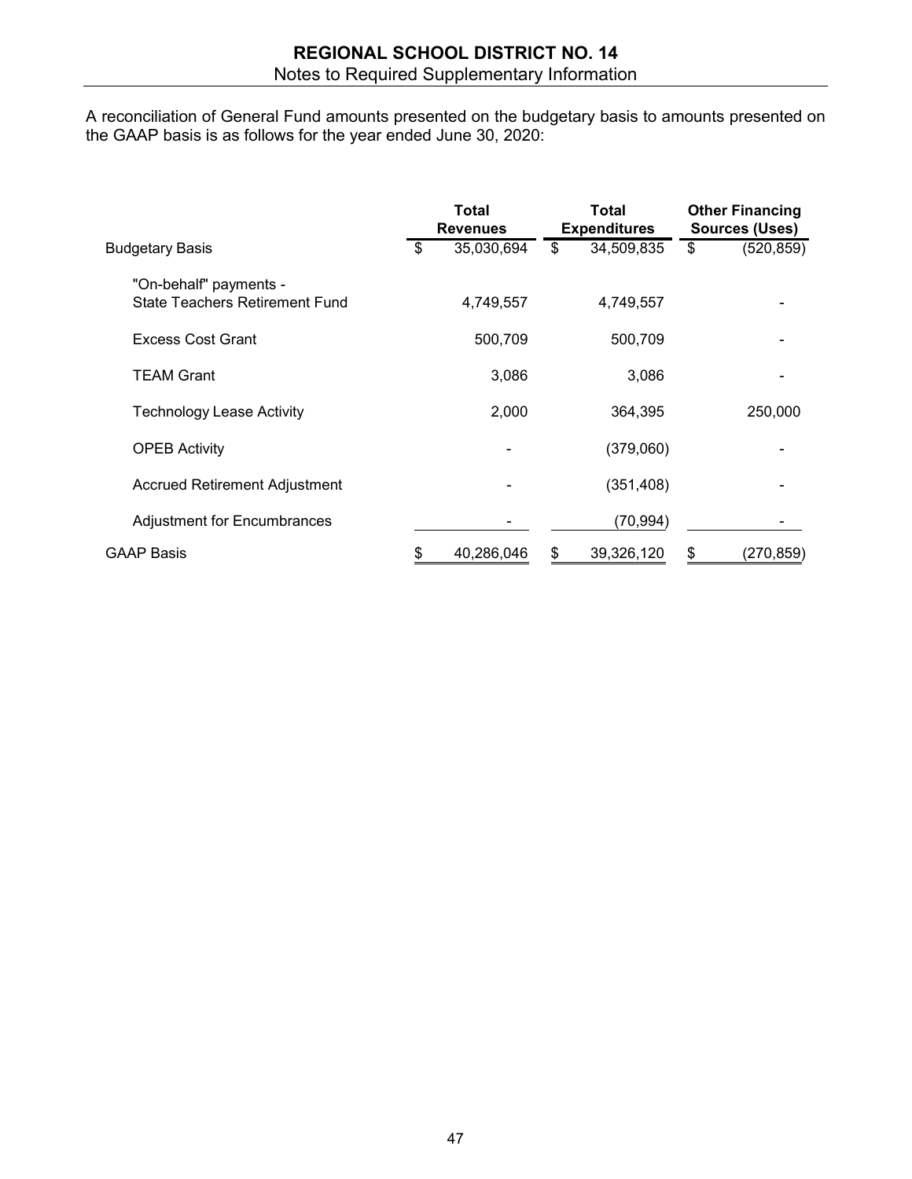A reconciliation of General Fund amounts presented on the budgetary basis to amounts presented on the GAAP basis is as follows for the year ended June 30, 2020:

| | Total Revenues | Total Expenditures | Other Financing Sources (Uses) |
|---|---|---|---|
| Budgetary Basis | $ 35,030,694 | $ 34,509,835 | $ (520,859) |
| "On-behalf" payments - State Teachers Retirement Fund | 4,749,557 | 4,749,557 | - |
| Excess Cost Grant | 500,709 | 500,709 | - |
| TEAM Grant | 3,086 | 3,086 | - |
| Technology Lease Activity | 2,000 | 364,395 | 250,000 |
| OPEB Activity | - | (379,060) | - |
| Accrued Retirement Adjustment | - | (351,408) | - |
| Adjustment for Encumbrances | - | (70,994) | - |
| GAAP Basis | $ 40,286,046 | $ 39,326,120 | $ (270,859) |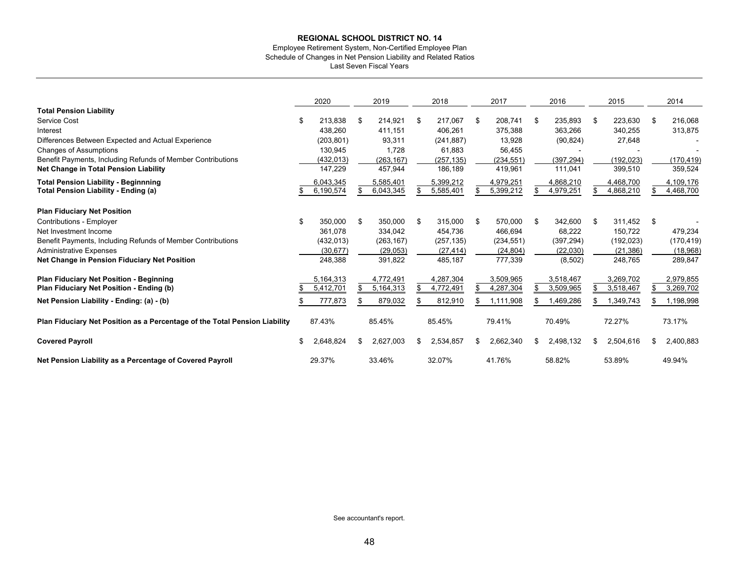# REGIONAL SCHOOL DISTRICT NO. 14

Employee Retirement System, Non-Certified Employee Plan
Schedule of Changes in Net Pension Liability and Related Ratios
Last Seven Fiscal Years

| | 2020 | 2019 | 2018 | 2017 | 2016 | 2015 | 2014 |
|---|---|---|---|---|---|---|---|
| **Total Pension Liability** | | | | | | | |
| Service Cost | $ 213,838 | $ 214,921 | $ 217,067 | $ 208,741 | $ 235,893 | $ 223,630 | $ 216,068 |
| Interest | 438,260 | 411,151 | 406,261 | 375,388 | 363,266 | 340,255 | 313,875 |
| Differences Between Expected and Actual Experience | (203,801) | 93,311 | (241,887) | 13,928 | (90,824) | 27,648 | - |
| Changes of Assumptions | 130,945 | 1,728 | 61,883 | 56,455 | - | - | - |
| Benefit Payments, Including Refunds of Member Contributions | (432,013) | (263,167) | (257,135) | (234,551) | (397,294) | (192,023) | (170,419) |
| **Net Change in Total Pension Liability** | 147,229 | 457,944 | 186,189 | 419,961 | 111,041 | 399,510 | 359,524 |
| **Total Pension Liability - Beginnning** | 6,043,345 | 5,585,401 | 5,399,212 | 4,979,251 | 4,868,210 | 4,468,700 | 4,109,176 |
| **Total Pension Liability - Ending (a)** | $ 6,190,574 | $ 6,043,345 | $ 5,585,401 | $ 5,399,212 | $ 4,979,251 | $ 4,868,210 | $ 4,468,700 |
| **Plan Fiduciary Net Position** | | | | | | | |
| Contributions - Employer | $ 350,000 | $ 350,000 | $ 315,000 | $ 570,000 | $ 342,600 | $ 311,452 | $ - |
| Net Investment Income | 361,078 | 334,042 | 454,736 | 466,694 | 68,222 | 150,722 | 479,234 |
| Benefit Payments, Including Refunds of Member Contributions | (432,013) | (263,167) | (257,135) | (234,551) | (397,294) | (192,023) | (170,419) |
| Administrative Expenses | (30,677) | (29,053) | (27,414) | (24,804) | (22,030) | (21,386) | (18,968) |
| **Net Change in Pension Fiduciary Net Position** | 248,388 | 391,822 | 485,187 | 777,339 | (8,502) | 248,765 | 289,847 |
| **Plan Fiduciary Net Position - Beginning** | 5,164,313 | 4,772,491 | 4,287,304 | 3,509,965 | 3,518,467 | 3,269,702 | 2,979,855 |
| **Plan Fiduciary Net Position - Ending (b)** | $ 5,412,701 | $ 5,164,313 | $ 4,772,491 | $ 4,287,304 | $ 3,509,965 | $ 3,518,467 | $ 3,269,702 |
| **Net Pension Liability - Ending: (a) - (b)** | $ 777,873 | $ 879,032 | $ 812,910 | $ 1,111,908 | $ 1,469,286 | $ 1,349,743 | $ 1,198,998 |
| **Plan Fiduciary Net Position as a Percentage of the Total Pension Liability** | 87.43% | 85.45% | 85.45% | 79.41% | 70.49% | 72.27% | 73.17% |
| **Covered Payroll** | $ 2,648,824 | $ 2,627,003 | $ 2,534,857 | $ 2,662,340 | $ 2,498,132 | $ 2,504,616 | $ 2,400,883 |
| **Net Pension Liability as a Percentage of Covered Payroll** | 29.37% | 33.46% | 32.07% | 41.76% | 58.82% | 53.89% | 49.94% |

See accountant's report.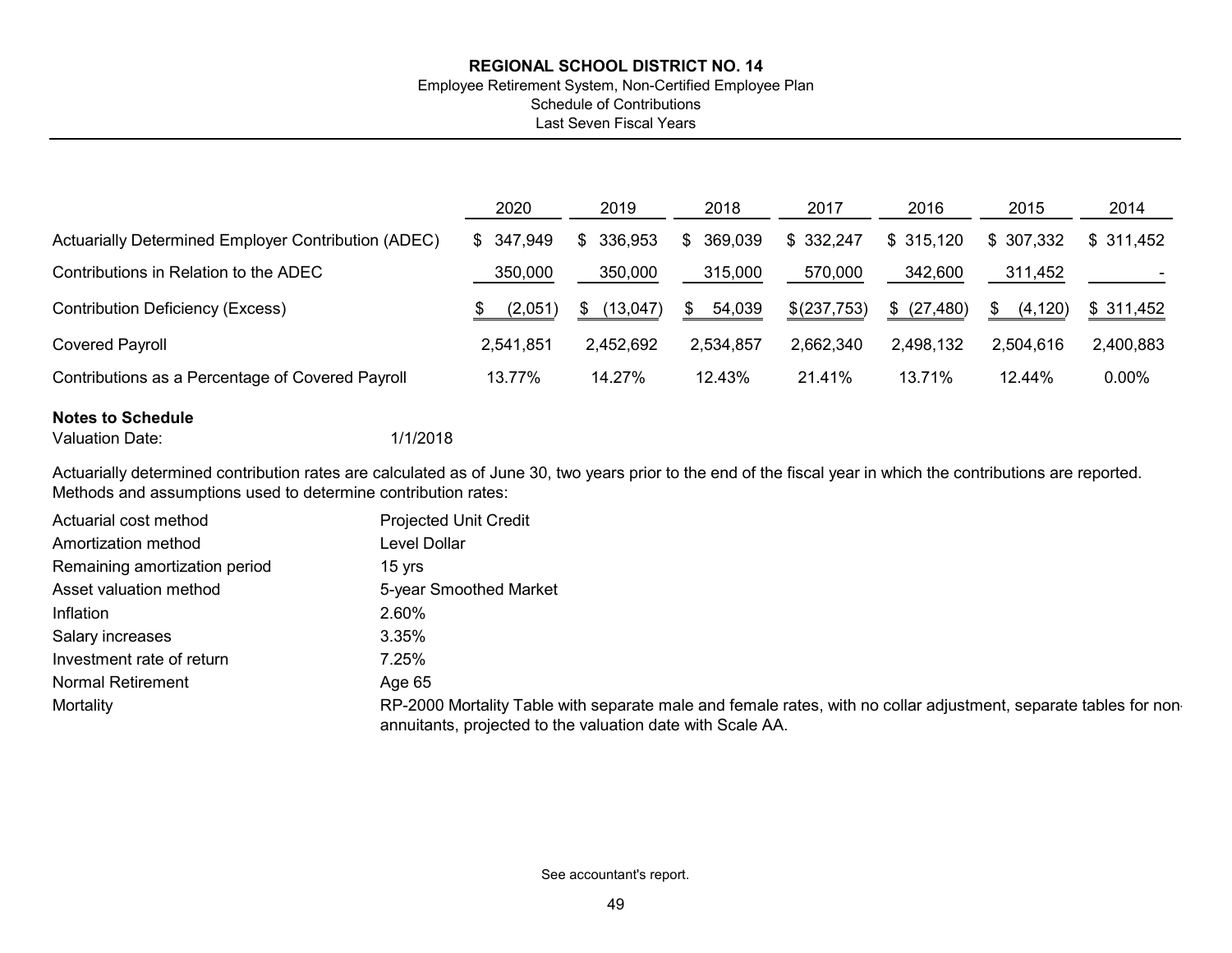**REGIONAL SCHOOL DISTRICT NO. 14**

Employee Retirement System, Non-Certified Employee Plan

Schedule of Contributions

Last Seven Fiscal Years

| | 2020 | 2019 | 2018 | 2017 | 2016 | 2015 | 2014 |
|---|---|---|---|---|---|---|---|
| Actuarially Determined Employer Contribution (ADEC) | $ 347,949 | $ 336,953 | $ 369,039 | $ 332,247 | $ 315,120 | $ 307,332 | $ 311,452 |
| Contributions in Relation to the ADEC | 350,000 | 350,000 | 315,000 | 570,000 | 342,600 | 311,452 | - |
| Contribution Deficiency (Excess) | $ (2,051) | $ (13,047) | $ 54,039 | $(237,753) | $ (27,480) | $ (4,120) | $ 311,452 |
| Covered Payroll | 2,541,851 | 2,452,692 | 2,534,857 | 2,662,340 | 2,498,132 | 2,504,616 | 2,400,883 |
| Contributions as a Percentage of Covered Payroll | 13.77% | 14.27% | 12.43% | 21.41% | 13.71% | 12.44% | 0.00% |

**Notes to Schedule**

Valuation Date: 1/1/2018

Actuarially determined contribution rates are calculated as of June 30, two years prior to the end of the fiscal year in which the contributions are reported.
Methods and assumptions used to determine contribution rates:

| | |
|---|---|
| Actuarial cost method | Projected Unit Credit |
| Amortization method | Level Dollar |
| Remaining amortization period | 15 yrs |
| Asset valuation method | 5-year Smoothed Market |
| Inflation | 2.60% |
| Salary increases | 3.35% |
| Investment rate of return | 7.25% |
| Normal Retirement | Age 65 |
| Mortality | RP-2000 Mortality Table with separate male and female rates, with no collar adjustment, separate tables for non-annuitants, projected to the valuation date with Scale AA. |

See accountant's report.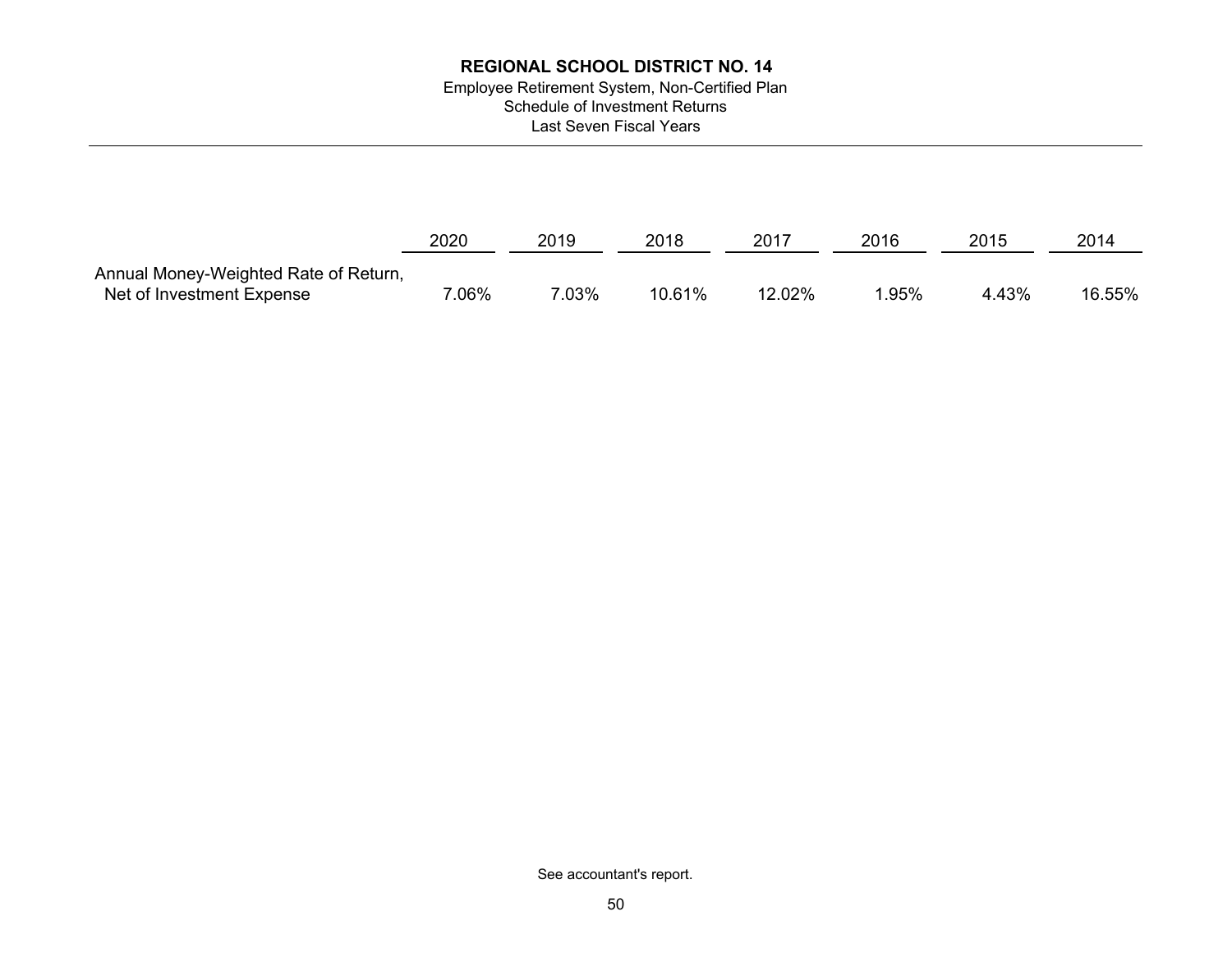# REGIONAL SCHOOL DISTRICT NO. 14

Employee Retirement System, Non-Certified Plan
Schedule of Investment Returns
Last Seven Fiscal Years

| | 2020 | 2019 | 2018 | 2017 | 2016 | 2015 | 2014 |
|---|---|---|---|---|---|---|---|
| Annual Money-Weighted Rate of Return, Net of Investment Expense | 7.06% | 7.03% | 10.61% | 12.02% | 1.95% | 4.43% | 16.55% |

See accountant's report.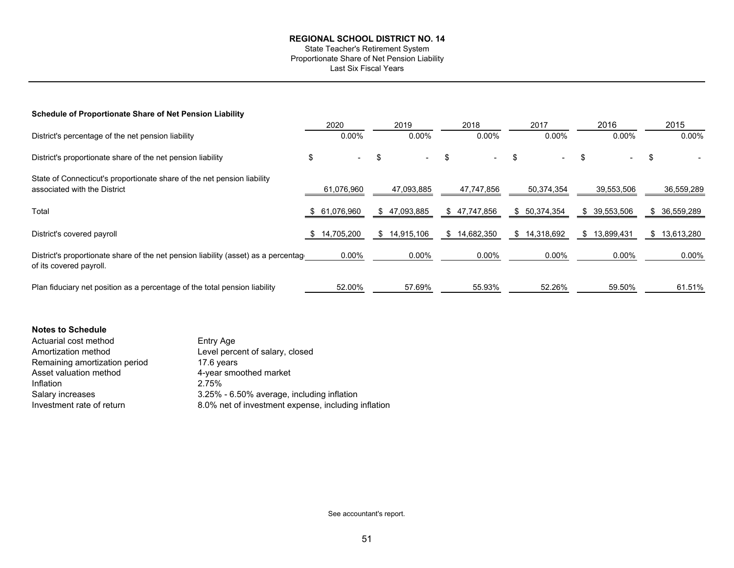**REGIONAL SCHOOL DISTRICT NO. 14**

State Teacher's Retirement System
Proportionate Share of Net Pension Liability
Last Six Fiscal Years

**Schedule of Proportionate Share of Net Pension Liability**

| | 2020 | 2019 | 2018 | 2017 | 2016 | 2015 |
|---|---|---|---|---|---|---|
| District's percentage of the net pension liability | 0.00% | 0.00% | 0.00% | 0.00% | 0.00% | 0.00% |
| District's proportionate share of the net pension liability | $ - | $ - | $ - | $ - | $ - | $ - |
| State of Connecticut's proportionate share of the net pension liability associated with the District | 61,076,960 | 47,093,885 | 47,747,856 | 50,374,354 | 39,553,506 | 36,559,289 |
| Total | $ 61,076,960 | $ 47,093,885 | $ 47,747,856 | $ 50,374,354 | $ 39,553,506 | $ 36,559,289 |
| District's covered payroll | $ 14,705,200 | $ 14,915,106 | $ 14,682,350 | $ 14,318,692 | $ 13,899,431 | $ 13,613,280 |
| District's proportionate share of the net pension liability (asset) as a percentage of its covered payroll. | 0.00% | 0.00% | 0.00% | 0.00% | 0.00% | 0.00% |
| Plan fiduciary net position as a percentage of the total pension liability | 52.00% | 57.69% | 55.93% | 52.26% | 59.50% | 61.51% |

**Notes to Schedule**

| | |
|---|---|
| Actuarial cost method | Entry Age |
| Amortization method | Level percent of salary, closed |
| Remaining amortization period | 17.6 years |
| Asset valuation method | 4-year smoothed market |
| Inflation | 2.75% |
| Salary increases | 3.25% - 6.50% average, including inflation |
| Investment rate of return | 8.0% net of investment expense, including inflation |

See accountant's report.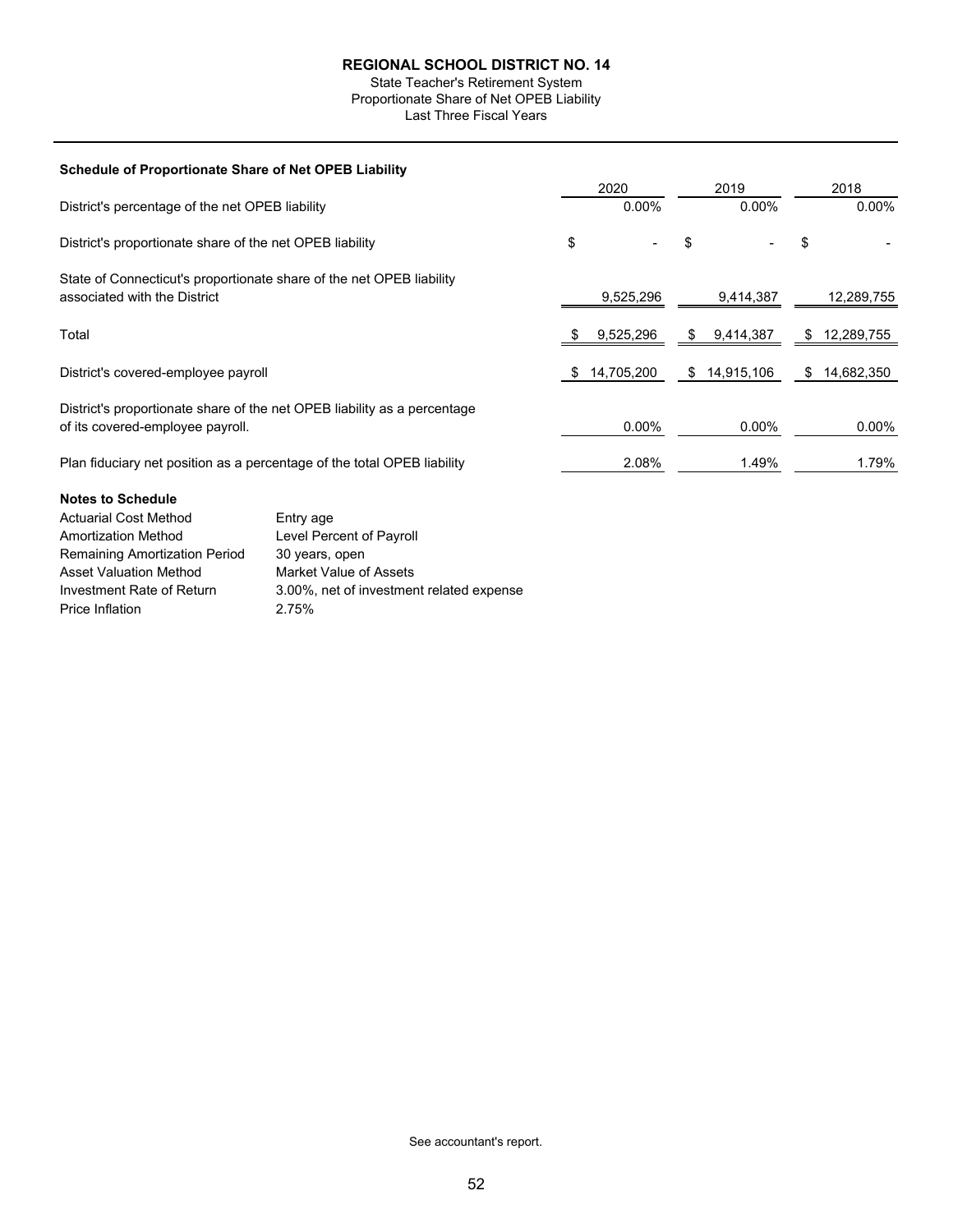# REGIONAL SCHOOL DISTRICT NO. 14

State Teacher's Retirement System
Proportionate Share of Net OPEB Liability
Last Three Fiscal Years

**Schedule of Proportionate Share of Net OPEB Liability**

| | 2020 | 2019 | 2018 |
|---|---|---|---|
| District's percentage of the net OPEB liability | 0.00% | 0.00% | 0.00% |
| District's proportionate share of the net OPEB liability | $ - | $ - | $ - |
| State of Connecticut's proportionate share of the net OPEB liability associated with the District | 9,525,296 | 9,414,387 | 12,289,755 |
| Total | $ 9,525,296 | $ 9,414,387 | $ 12,289,755 |
| District's covered-employee payroll | $ 14,705,200 | $ 14,915,106 | $ 14,682,350 |
| District's proportionate share of the net OPEB liability as a percentage of its covered-employee payroll. | 0.00% | 0.00% | 0.00% |
| Plan fiduciary net position as a percentage of the total OPEB liability | 2.08% | 1.49% | 1.79% |

**Notes to Schedule**

| | |
|---|---|
| Actuarial Cost Method | Entry age |
| Amortization Method | Level Percent of Payroll |
| Remaining Amortization Period | 30 years, open |
| Asset Valuation Method | Market Value of Assets |
| Investment Rate of Return | 3.00%, net of investment related expense |
| Price Inflation | 2.75% |

See accountant's report.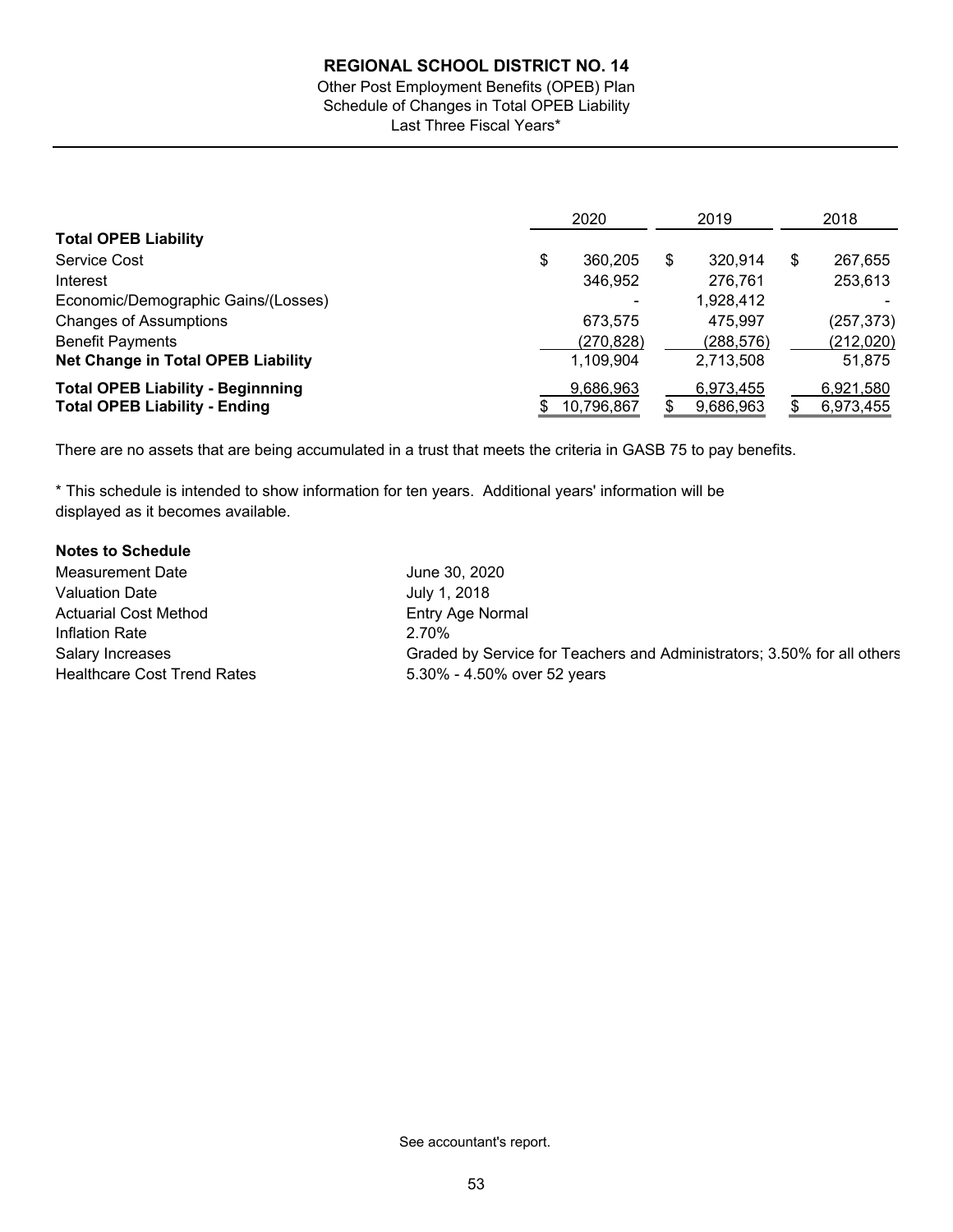# REGIONAL SCHOOL DISTRICT NO. 14

Other Post Employment Benefits (OPEB) Plan
Schedule of Changes in Total OPEB Liability
Last Three Fiscal Years*

| | 2020 | 2019 | 2018 |
|---|---|---|---|
| **Total OPEB Liability** | | | |
| Service Cost | $ 360,205 | $ 320,914 | $ 267,655 |
| Interest | 346,952 | 276,761 | 253,613 |
| Economic/Demographic Gains/(Losses) | - | 1,928,412 | - |
| Changes of Assumptions | 673,575 | 475,997 | (257,373) |
| Benefit Payments | (270,828) | (288,576) | (212,020) |
| **Net Change in Total OPEB Liability** | 1,109,904 | 2,713,508 | 51,875 |
| **Total OPEB Liability - Beginnning** | 9,686,963 | 6,973,455 | 6,921,580 |
| **Total OPEB Liability - Ending** | $ 10,796,867 | $ 9,686,963 | $ 6,973,455 |

There are no assets that are being accumulated in a trust that meets the criteria in GASB 75 to pay benefits.

* This schedule is intended to show information for ten years. Additional years' information will be displayed as it becomes available.

**Notes to Schedule**

| | |
|---|---|
| Measurement Date | June 30, 2020 |
| Valuation Date | July 1, 2018 |
| Actuarial Cost Method | Entry Age Normal |
| Inflation Rate | 2.70% |
| Salary Increases | Graded by Service for Teachers and Administrators; 3.50% for all others |
| Healthcare Cost Trend Rates | 5.30% - 4.50% over 52 years |

See accountant's report.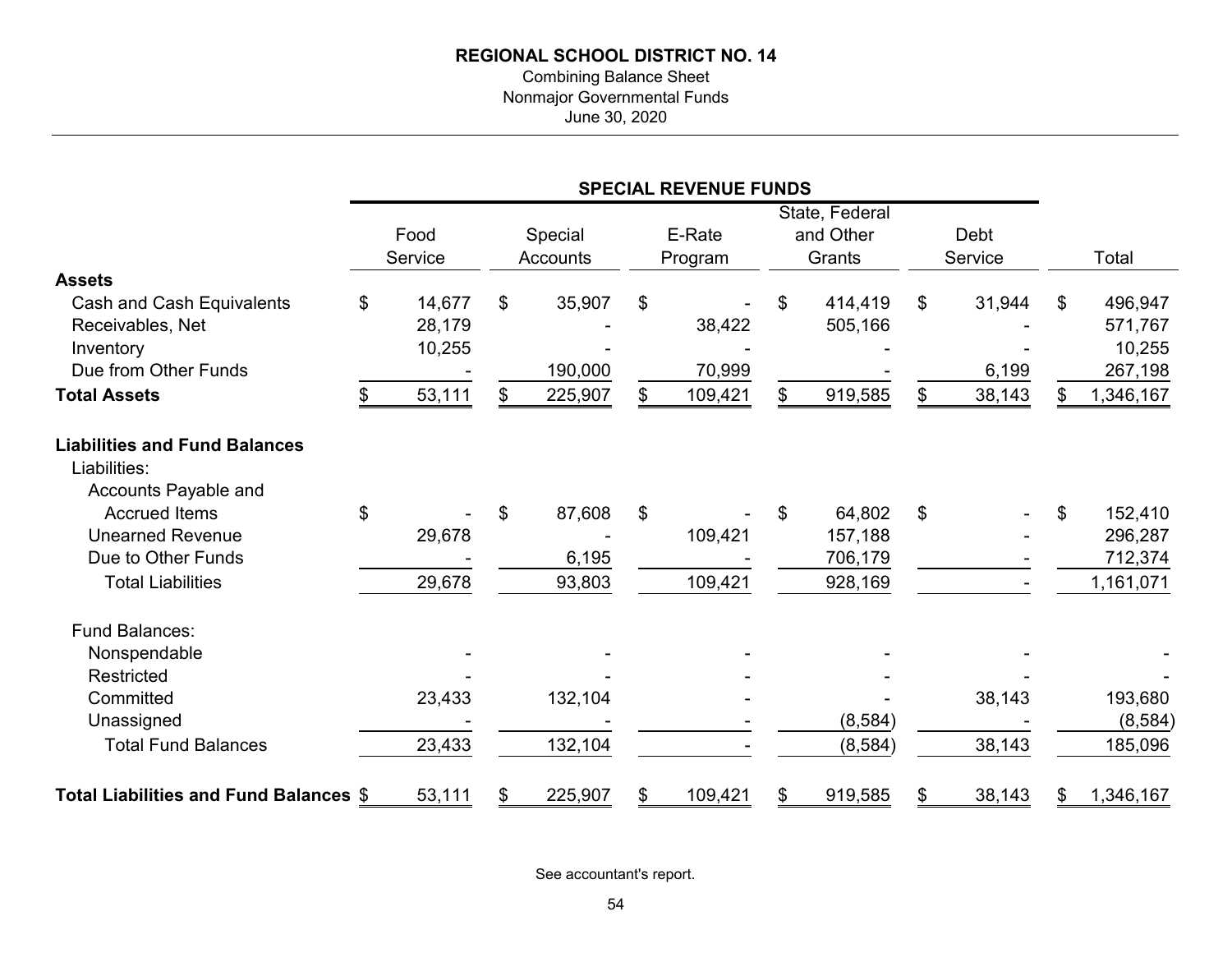**REGIONAL SCHOOL DISTRICT NO. 14**

Combining Balance Sheet
Nonmajor Governmental Funds
June 30, 2020

| | SPECIAL REVENUE FUNDS | | | | | |
|---|---|---|---|---|---|---|
| | Food Service | Special Accounts | E-Rate Program | State, Federal and Other Grants | Debt Service | Total |
| **Assets** | | | | | | |
| Cash and Cash Equivalents | $ 14,677 | $ 35,907 | $ - | $ 414,419 | $ 31,944 | $ 496,947 |
| Receivables, Net | 28,179 | - | 38,422 | 505,166 | - | 571,767 |
| Inventory | 10,255 | - | - | - | - | 10,255 |
| Due from Other Funds | - | 190,000 | 70,999 | - | 6,199 | 267,198 |
| **Total Assets** | $ 53,111 | $ 225,907 | $ 109,421 | $ 919,585 | $ 38,143 | $ 1,346,167 |
| **Liabilities and Fund Balances** | | | | | | |
| Liabilities: | | | | | | |
| Accounts Payable and Accrued Items | $ - | $ 87,608 | $ - | $ 64,802 | $ - | $ 152,410 |
| Unearned Revenue | 29,678 | - | 109,421 | 157,188 | - | 296,287 |
| Due to Other Funds | - | 6,195 | - | 706,179 | - | 712,374 |
| Total Liabilities | 29,678 | 93,803 | 109,421 | 928,169 | - | 1,161,071 |
| Fund Balances: | | | | | | |
| Nonspendable | - | - | - | - | - | - |
| Restricted | - | - | - | - | - | - |
| Committed | 23,433 | 132,104 | - | - | 38,143 | 193,680 |
| Unassigned | - | - | - | (8,584) | - | (8,584) |
| Total Fund Balances | 23,433 | 132,104 | - | (8,584) | 38,143 | 185,096 |
| **Total Liabilities and Fund Balances** | $ 53,111 | $ 225,907 | $ 109,421 | $ 919,585 | $ 38,143 | $ 1,346,167 |

See accountant's report.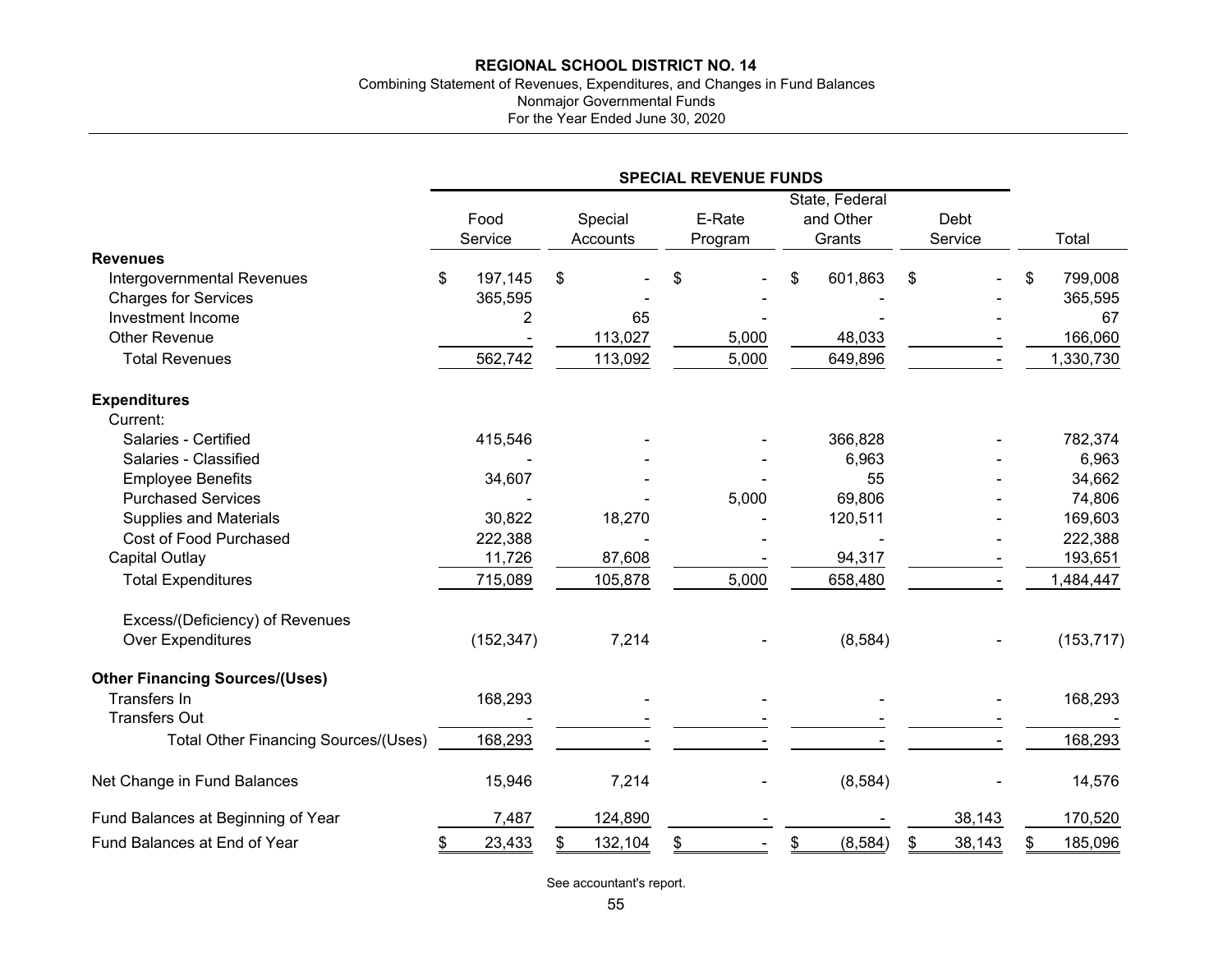**REGIONAL SCHOOL DISTRICT NO. 14**

Combining Statement of Revenues, Expenditures, and Changes in Fund Balances
Nonmajor Governmental Funds
For the Year Ended June 30, 2020

| | SPECIAL REVENUE FUNDS | | | | | |
|---|---|---|---|---|---|---|
| | Food Service | Special Accounts | E-Rate Program | State, Federal and Other Grants | Debt Service | Total |
| **Revenues** | | | | | | |
| Intergovernmental Revenues | $ 197,145 | $ - | $ - | $ 601,863 | $ - | $ 799,008 |
| Charges for Services | 365,595 | - | - | - | - | 365,595 |
| Investment Income | 2 | 65 | - | - | - | 67 |
| Other Revenue | - | 113,027 | 5,000 | 48,033 | - | 166,060 |
| Total Revenues | 562,742 | 113,092 | 5,000 | 649,896 | - | 1,330,730 |
| **Expenditures** | | | | | | |
| Current: | | | | | | |
| Salaries - Certified | 415,546 | - | - | 366,828 | - | 782,374 |
| Salaries - Classified | - | - | - | 6,963 | - | 6,963 |
| Employee Benefits | 34,607 | - | - | 55 | - | 34,662 |
| Purchased Services | - | - | 5,000 | 69,806 | - | 74,806 |
| Supplies and Materials | 30,822 | 18,270 | - | 120,511 | - | 169,603 |
| Cost of Food Purchased | 222,388 | - | - | - | - | 222,388 |
| Capital Outlay | 11,726 | 87,608 | - | 94,317 | - | 193,651 |
| Total Expenditures | 715,089 | 105,878 | 5,000 | 658,480 | - | 1,484,447 |
| Excess/(Deficiency) of Revenues Over Expenditures | (152,347) | 7,214 | - | (8,584) | - | (153,717) |
| **Other Financing Sources/(Uses)** | | | | | | |
| Transfers In | 168,293 | - | - | - | - | 168,293 |
| Transfers Out | - | - | - | - | - | - |
| Total Other Financing Sources/(Uses) | 168,293 | - | - | - | - | 168,293 |
| Net Change in Fund Balances | 15,946 | 7,214 | - | (8,584) | - | 14,576 |
| Fund Balances at Beginning of Year | 7,487 | 124,890 | - | - | 38,143 | 170,520 |
| Fund Balances at End of Year | $ 23,433 | $ 132,104 | $ - | $ (8,584) | $ 38,143 | $ 185,096 |

See accountant's report.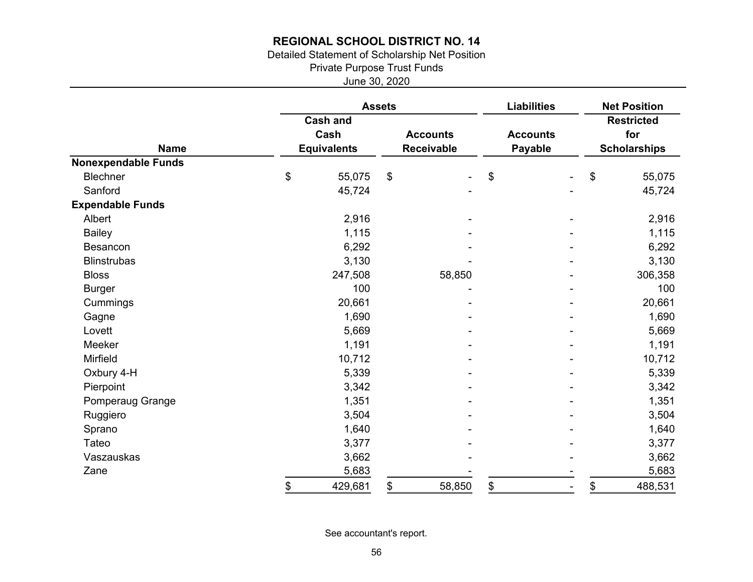# REGIONAL SCHOOL DISTRICT NO. 14

Detailed Statement of Scholarship Net Position
Private Purpose Trust Funds
June 30, 2020

| | Assets | | Liabilities | Net Position |
|---|---|---|---|---|
| **Name** | **Cash and Cash Equivalents** | **Accounts Receivable** | **Accounts Payable** | **Restricted for Scholarships** |
| **Nonexpendable Funds** | | | | |
| Blechner | $ 55,075 | $ - | $ - | $ 55,075 |
| Sanford | 45,724 | - | - | 45,724 |
| **Expendable Funds** | | | | |
| Albert | 2,916 | - | - | 2,916 |
| Bailey | 1,115 | - | - | 1,115 |
| Besancon | 6,292 | - | - | 6,292 |
| Blinstrubas | 3,130 | - | - | 3,130 |
| Bloss | 247,508 | 58,850 | - | 306,358 |
| Burger | 100 | - | - | 100 |
| Cummings | 20,661 | - | - | 20,661 |
| Gagne | 1,690 | - | - | 1,690 |
| Lovett | 5,669 | - | - | 5,669 |
| Meeker | 1,191 | - | - | 1,191 |
| Mirfield | 10,712 | - | - | 10,712 |
| Oxbury 4-H | 5,339 | - | - | 5,339 |
| Pierpoint | 3,342 | - | - | 3,342 |
| Pomperaug Grange | 1,351 | - | - | 1,351 |
| Ruggiero | 3,504 | - | - | 3,504 |
| Sprano | 1,640 | - | - | 1,640 |
| Tateo | 3,377 | - | - | 3,377 |
| Vaszauskas | 3,662 | - | - | 3,662 |
| Zane | 5,683 | - | - | 5,683 |
| | $ 429,681 | $ 58,850 | $ - | $ 488,531 |

See accountant's report.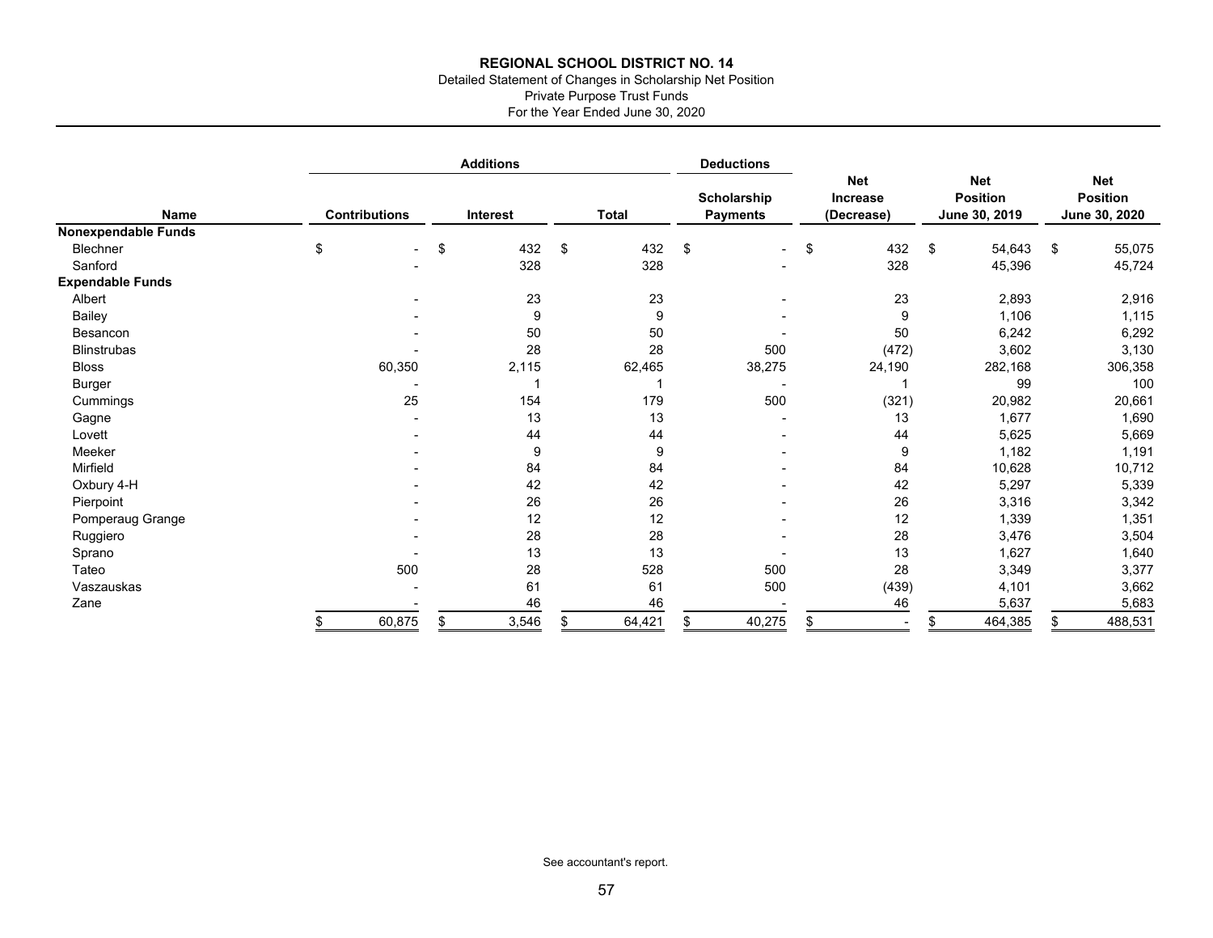**REGIONAL SCHOOL DISTRICT NO. 14**

Detailed Statement of Changes in Scholarship Net Position

Private Purpose Trust Funds

For the Year Ended June 30, 2020

| | Additions | | | Deductions | | | |
|---|---|---|---|---|---|---|---|
| Name | Contributions | Interest | Total | Scholarship Payments | Net Increase (Decrease) | Net Position June 30, 2019 | Net Position June 30, 2020 |
| **Nonexpendable Funds** | | | | | | | |
| Blechner | $ - | $ 432 | $ 432 | $ - | $ 432 | $ 54,643 | $ 55,075 |
| Sanford | - | 328 | 328 | - | 328 | 45,396 | 45,724 |
| **Expendable Funds** | | | | | | | |
| Albert | - | 23 | 23 | - | 23 | 2,893 | 2,916 |
| Bailey | - | 9 | 9 | - | 9 | 1,106 | 1,115 |
| Besancon | - | 50 | 50 | - | 50 | 6,242 | 6,292 |
| Blinstrubas | - | 28 | 28 | 500 | (472) | 3,602 | 3,130 |
| Bloss | 60,350 | 2,115 | 62,465 | 38,275 | 24,190 | 282,168 | 306,358 |
| Burger | - | 1 | 1 | - | 1 | 99 | 100 |
| Cummings | 25 | 154 | 179 | 500 | (321) | 20,982 | 20,661 |
| Gagne | - | 13 | 13 | - | 13 | 1,677 | 1,690 |
| Lovett | - | 44 | 44 | - | 44 | 5,625 | 5,669 |
| Meeker | - | 9 | 9 | - | 9 | 1,182 | 1,191 |
| Mirfield | - | 84 | 84 | - | 84 | 10,628 | 10,712 |
| Oxbury 4-H | - | 42 | 42 | - | 42 | 5,297 | 5,339 |
| Pierpoint | - | 26 | 26 | - | 26 | 3,316 | 3,342 |
| Pomperaug Grange | - | 12 | 12 | - | 12 | 1,339 | 1,351 |
| Ruggiero | - | 28 | 28 | - | 28 | 3,476 | 3,504 |
| Sprano | - | 13 | 13 | - | 13 | 1,627 | 1,640 |
| Tateo | 500 | 28 | 528 | 500 | 28 | 3,349 | 3,377 |
| Vaszauskas | - | 61 | 61 | 500 | (439) | 4,101 | 3,662 |
| Zane | - | 46 | 46 | - | 46 | 5,637 | 5,683 |
| | $ 60,875 | $ 3,546 | $ 64,421 | $ 40,275 | $ - | $ 464,385 | $ 488,531 |

See accountant's report.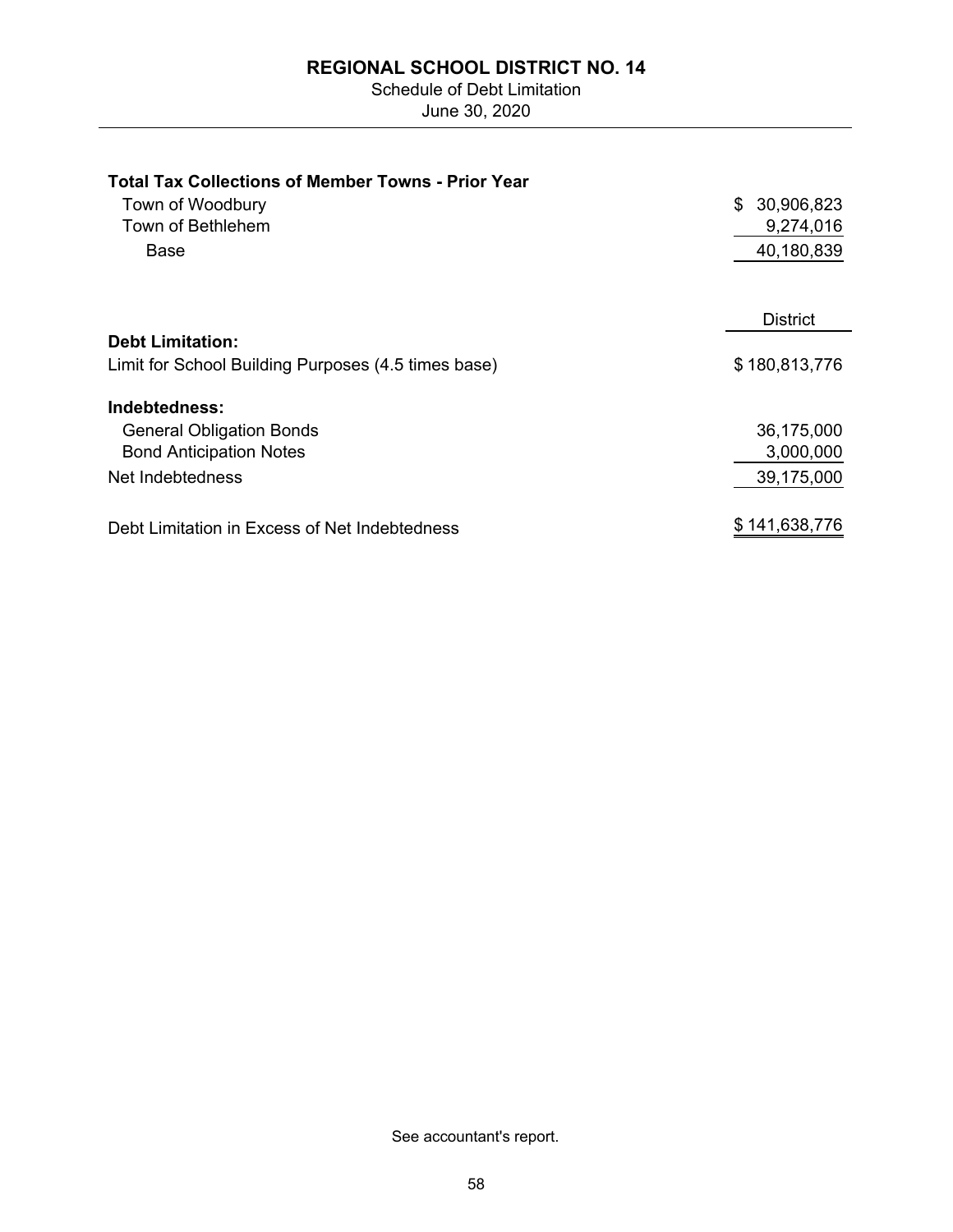# REGIONAL SCHOOL DISTRICT NO. 14

Schedule of Debt Limitation

June 30, 2020

| | |
|---|---|
| **Total Tax Collections of Member Towns - Prior Year** | |
| Town of Woodbury | $ 30,906,823 |
| Town of Bethlehem | 9,274,016 |
| Base | 40,180,839 |

| | District |
|---|---|
| **Debt Limitation:** | |
| Limit for School Building Purposes (4.5 times base) | $ 180,813,776 |
| **Indebtedness:** | |
| General Obligation Bonds | 36,175,000 |
| Bond Anticipation Notes | 3,000,000 |
| Net Indebtedness | 39,175,000 |
| Debt Limitation in Excess of Net Indebtedness | $ 141,638,776 |

See accountant's report.